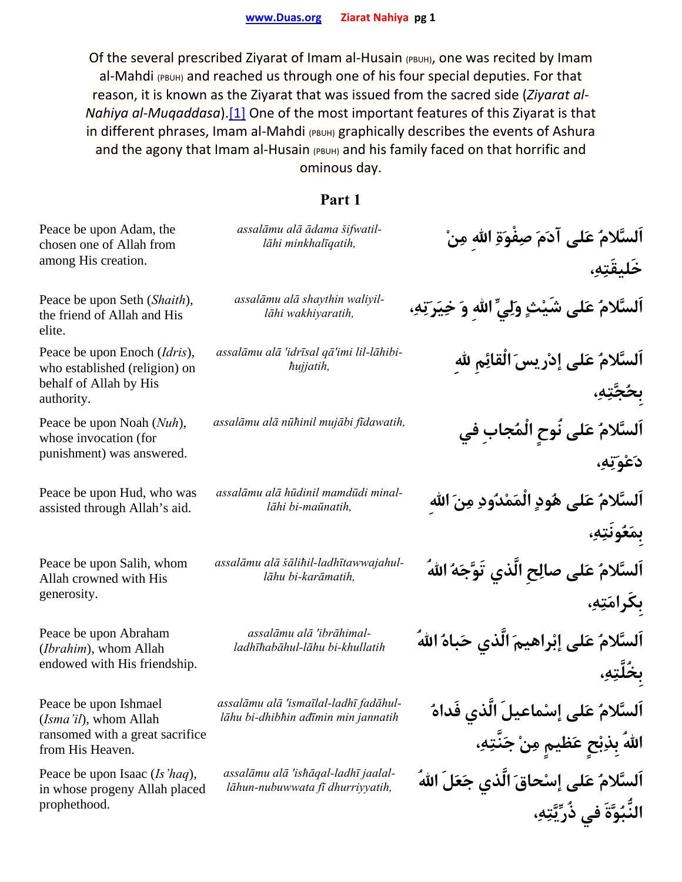Of the several prescribed Ziyarat of Imam al-Husain (PBUH), one was recited by Imam al-Mahdi (PBUH) and reached us through one of his four special deputies. For that reason, it is known as the Ziyarat that was issued from the sacred side (*Ziyarat al-Nahiya al-Muqaddasa*).[1] One of the most important features of this Ziyarat is that in different phrases, Imam al-Mahdi (PBUH) graphically describes the events of Ashura and the agony that Imam al-Husain (PBUH) and his family faced on that horrific and ominous day.

## Part 1

| | | |
|---|---|---|
| Peace be upon Adam, the chosen one of Allah from among His creation. | *assalāmu alā ādama šifwatil-lāhi minkhalīqatih,* | اَلسَّلامُ عَلى آدَمَ صِفْوَةِ اللهِ مِنْ خَليقَتِهِ، |
| Peace be upon Seth (*Shaith*), the friend of Allah and His elite. | *assalāmu alā shaythin waliyil-lāhi wakhiyaratih,* | اَلسَّلامُ عَلى شَيْثٍ وَلِيِّ اللهِ وَ خِيَرَتِهِ، |
| Peace be upon Enoch (*Idris*), who established (religion) on behalf of Allah by His authority. | *assalāmu alā 'idrīsal qā'imi lil-lāhibi-ħujjatih,* | اَلسَّلامُ عَلى إدْريسَ الْقائِمِ للهِ بِحُجَّتِهِ، |
| Peace be upon Noah (*Nuh*), whose invocation (for punishment) was answered. | *assalāmu alā nūħinil mujābi fīdawatih,* | اَلسَّلامُ عَلى نُوحٍ الْمُجابِ في دَعْوَتِهِ، |
| Peace be upon Hud, who was assisted through Allah's aid. | *assalāmu alā hūdinil mamdūdi minal-lāhi bi-maūnatih,* | اَلسَّلامُ عَلى هُودٍ الْمَمْدُودِ مِنَ اللهِ بِمَعُونَتِهِ، |
| Peace be upon Salih, whom Allah crowned with His generosity. | *assalāmu alā šāliħil-ladhītawwajahul-lāhu bi-karāmatih,* | اَلسَّلامُ عَلى صالِحِ الَّذي تَوَّجَهُ اللهُ بِكَرامَتِهِ، |
| Peace be upon Abraham (*Ibrahim*), whom Allah endowed with His friendship. | *assalāmu alā 'ibrāhimal-ladhīħabāhul-lāhu bi-khullatih* | اَلسَّلامُ عَلى إبْراهيمَ الَّذي حَباهُ اللهُ بِخُلَّتِهِ، |
| Peace be upon Ishmael (*Isma'il*), whom Allah ransomed with a great sacrifice from His Heaven. | *assalāmu alā 'ismaīlal-ladhī fadāhul-lāhu bi-dhibħin ađīmin min jannatih* | اَلسَّلامُ عَلى إسْماعيلَ الَّذي فَداهُ اللهُ بِذِبْحٍ عَظيمٍ مِنْ جَنَّتِهِ، |
| Peace be upon Isaac (*Is'haq*), in whose progeny Allah placed prophethood. | *assalāmu alā 'isħāqal-ladhī jaalal-lāhun-nubuwwata fī dhurriyyatih,* | اَلسَّلامُ عَلى إسْحاقَ الَّذي جَعَلَ اللهُ النُّبُوَّةَ في ذُرِّيَّتِهِ، |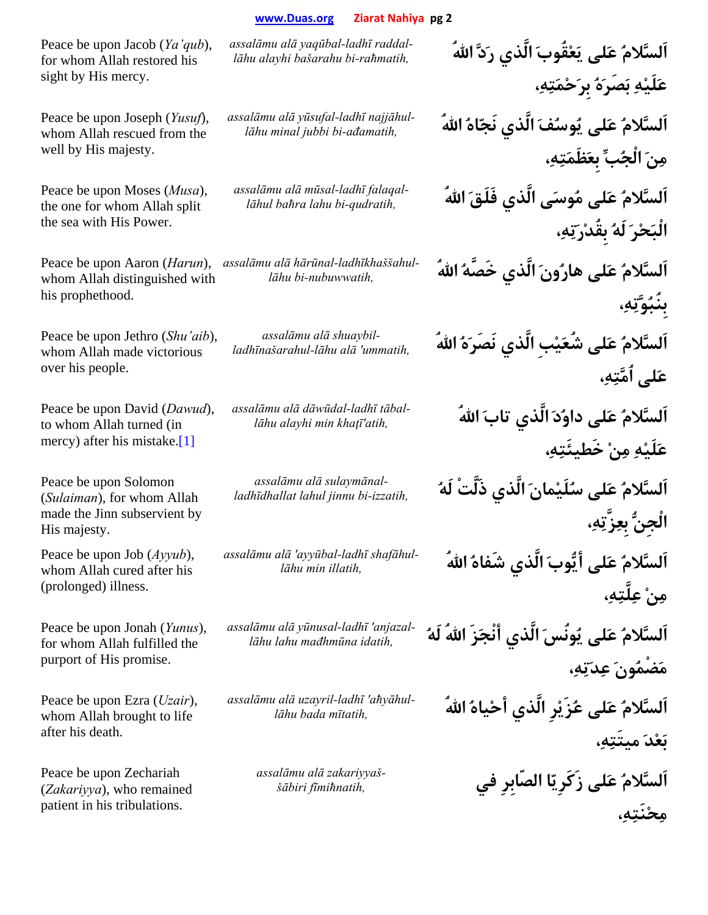| English | Transliteration | Arabic |
| --- | --- | --- |
| Peace be upon Jacob (*Ya'qub*), for whom Allah restored his sight by His mercy. | *assalāmu alā yaqūbal-ladhī raddal-lāhu alayhi başarahu bi-raħmatih,* | اَلسَّلامُ عَلى يَعْقُوبَ الَّذي رَدَّ اللهُ عَلَيْهِ بَصَرَهُ بِرَحْمَتِهِ، |
| Peace be upon Joseph (*Yusuf*), whom Allah rescued from the well by His majesty. | *assalāmu alā yūsufal-ladhī najjāhul-lāhu minal jubbi bi-ađamatih,* | اَلسَّلامُ عَلى يُوسُفَ الَّذي نَجّاهُ اللهُ مِنَ الْجُبِّ بِعَظَمَتِهِ، |
| Peace be upon Moses (*Musa*), the one for whom Allah split the sea with His Power. | *assalāmu alā mūsal-ladhī falaqal-lāhul baħra lahu bi-qudratih,* | اَلسَّلامُ عَلى مُوسَى الَّذي فَلَقَ اللهُ الْبَحْرَ لَهُ بِقُدْرَتِهِ، |
| Peace be upon Aaron (*Harun*), whom Allah distinguished with his prophethood. | *assalāmu alā hārūnal-ladhīkhaššahul-lāhu bi-nubuwwatih,* | اَلسَّلامُ عَلى هارُونَ الَّذي خَصَّهُ اللهُ بِنُبُوَّتِهِ، |
| Peace be upon Jethro (*Shu'aib*), whom Allah made victorious over his people. | *assalāmu alā shuaybil-ladhīnašarahul-lāhu alā 'ummatih,* | اَلسَّلامُ عَلى شُعَيْبٍ الَّذي نَصَرَهُ اللهُ عَلى اُمَّتِهِ، |
| Peace be upon David (*Dawud*), to whom Allah turned (in mercy) after his mistake.[1] | *assalāmu alā dāwūdal-ladhī tābal-lāhu alayhi min khaţī'atih,* | اَلسَّلامُ عَلى داوُدَ الَّذي تابَ اللهُ عَلَيْهِ مِنْ خَطيئَتِهِ، |
| Peace be upon Solomon (*Sulaiman*), for whom Allah made the Jinn subservient by His majesty. | *assalāmu alā sulaymānal-ladhīdhallat lahul jinnu bi-izzatih,* | اَلسَّلامُ عَلى سُلَيْمانَ الَّذي ذَلَّتْ لَهُ الْجِنُّ بِعِزَّتِهِ، |
| Peace be upon Job (*Ayyub*), whom Allah cured after his (prolonged) illness. | *assalāmu alā 'ayyūbal-ladhī shafāhul-lāhu min illatih,* | اَلسَّلامُ عَلى أَيُّوبَ الَّذي شَفاهُ اللهُ مِنْ عِلَّتِهِ، |
| Peace be upon Jonah (*Yunus*), for whom Allah fulfilled the purport of His promise. | *assalāmu alā yūnusal-ladhī 'anjazal-lāhu lahu mađhmūna idatih,* | اَلسَّلامُ عَلى يُونُسَ الَّذي أَنْجَزَ اللهُ لَهُ مَضْمُونَ عِدَتِهِ، |
| Peace be upon Ezra (*Uzair*), whom Allah brought to life after his death. | *assalāmu alā uzayril-ladhī 'aħyāhul-lāhu bada mītatih,* | اَلسَّلامُ عَلى عُزَيْرٍ الَّذي أَحْياهُ اللهُ بَعْدَ ميتَتِهِ، |
| Peace be upon Zechariah (*Zakariyya*), who remained patient in his tribulations. | *assalāmu alā zakariyyaš-šābiri fimiħnatih,* | اَلسَّلامُ عَلى زَكَرِيّا الصّابِرِ في مِحْنَتِهِ، |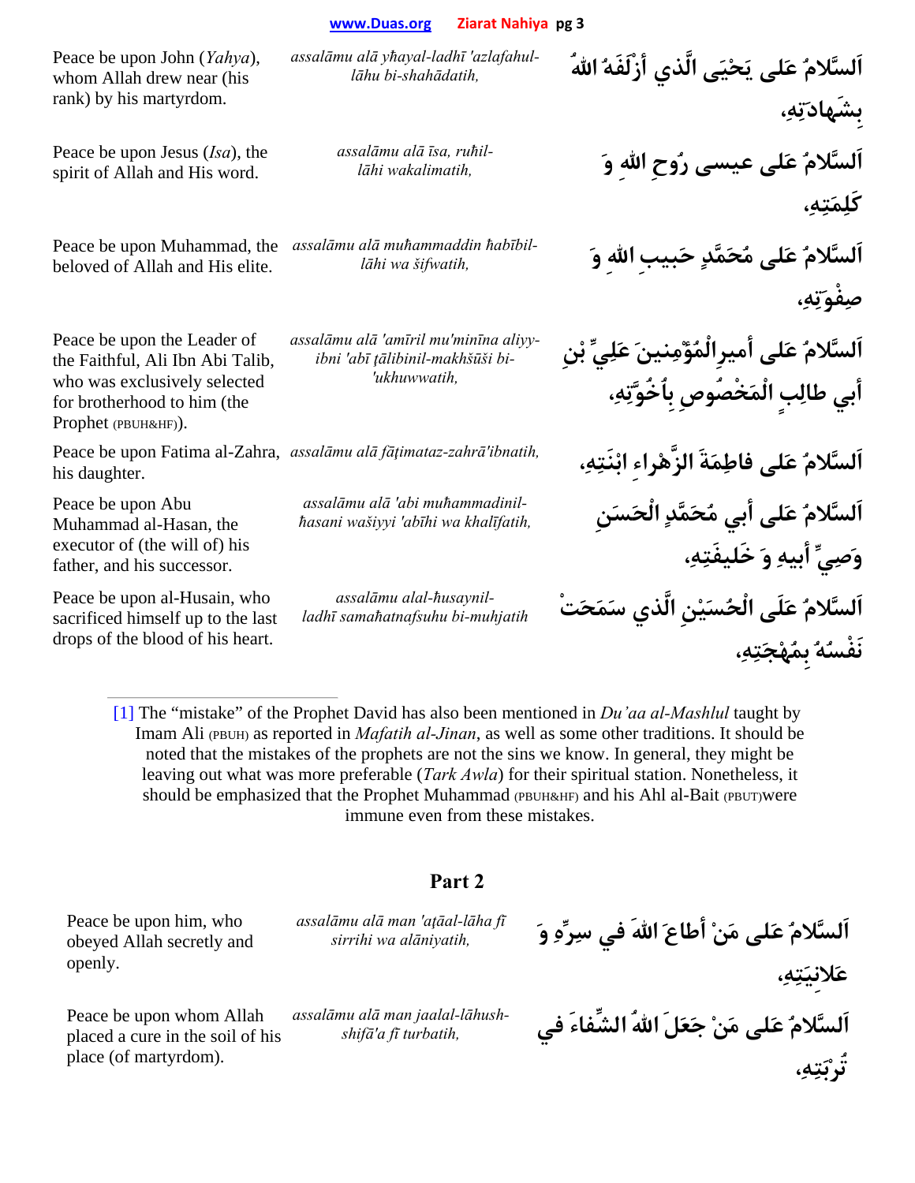| | | |
|---|---|---|
| Peace be upon John (*Yahya*), whom Allah drew near (his rank) by his martyrdom. | *assalāmu alā yħayal-ladhī 'azlafahul-lāhu bi-shahādatih,* | اَلسَّلامُ عَلى يَحْيَى الَّذي أزْلَفَهُ اللهُ بشَهادَتِهِ، |
| Peace be upon Jesus (*Isa*), the spirit of Allah and His word. | *assalāmu alā īsa, ruħil-lāhi wakalimatih,* | اَلسَّلامُ عَلى عيسى رُوحِ اللهِ وَ كَلِمَتِهِ، |
| Peace be upon Muhammad, the beloved of Allah and His elite. | *assalāmu alā muħammaddin ħabībil-lāhi wa šifwatih,* | اَلسَّلامُ عَلى مُحَمَّدٍ حَبيبِ اللهِ وَ صِفْوَتِهِ، |
| Peace be upon the Leader of the Faithful, Ali Ibn Abi Talib, who was exclusively selected for brotherhood to him (the Prophet (PBUH&HF)). | *assalāmu alā 'amīril mu'minīna aliyy-ibni 'abī ţālibinil-makhšūši bi-'ukhuwwatih,* | اَلسَّلامُ عَلى أميرِالْمُؤْمِنينَ عَلِيِّ بْنِ أبي طالِبٍ الْمَخْصُوصِ بِأُخُوَّتِهِ، |
| Peace be upon Fatima al-Zahra, his daughter. | *assalāmu alā fāţimataz-zahrā'ibnatih,* | اَلسَّلامُ عَلى فاطِمَةَ الزَّهْراءِ ابْنَتِهِ، |
| Peace be upon Abu Muhammad al-Hasan, the executor of (the will of) his father, and his successor. | *assalāmu alā 'abi muħammadinil-ħasani wašiyyi 'abīhi wa khalīfatih,* | اَلسَّلامُ عَلى أبي مُحَمَّدٍ الْحَسَنِ وَصِيِّ أبيهِ وَ خَليفَتِهِ، |
| Peace be upon al-Husain, who sacrificed himself up to the last drops of the blood of his heart. | *assalāmu alal-ħusaynil-ladhī samaħatnafsuhu bi-muhjatih* | اَلسَّلامُ عَلَى الْحُسَيْنِ الَّذي سَمَحَتْ نَفْسُهُ بِمُهْجَتِهِ، |

[1] The "mistake" of the Prophet David has also been mentioned in *Du'aa al-Mashlul* taught by Imam Ali (PBUH) as reported in *Mafatih al-Jinan*, as well as some other traditions. It should be noted that the mistakes of the prophets are not the sins we know. In general, they might be leaving out what was more preferable (*Tark Awla*) for their spiritual station. Nonetheless, it should be emphasized that the Prophet Muhammad (PBUH&HF) and his Ahl al-Bait (PBUT)were immune even from these mistakes.

## Part 2

| | | |
|---|---|---|
| Peace be upon him, who obeyed Allah secretly and openly. | *assalāmu alā man 'aţāal-lāha fī sirrihi wa alāniyatih,* | اَلسَّلامُ عَلى مَنْ أطاعَ اللهَ في سِرِّهِ وَ عَلانِيَتِهِ، |
| Peace be upon whom Allah placed a cure in the soil of his place (of martyrdom). | *assalāmu alā man jaalal-lāhush-shifā'a fī turbatih,* | اَلسَّلامُ عَلى مَنْ جَعَلَ اللهُ الشِّفاءَ في تُرْبَتِهِ، |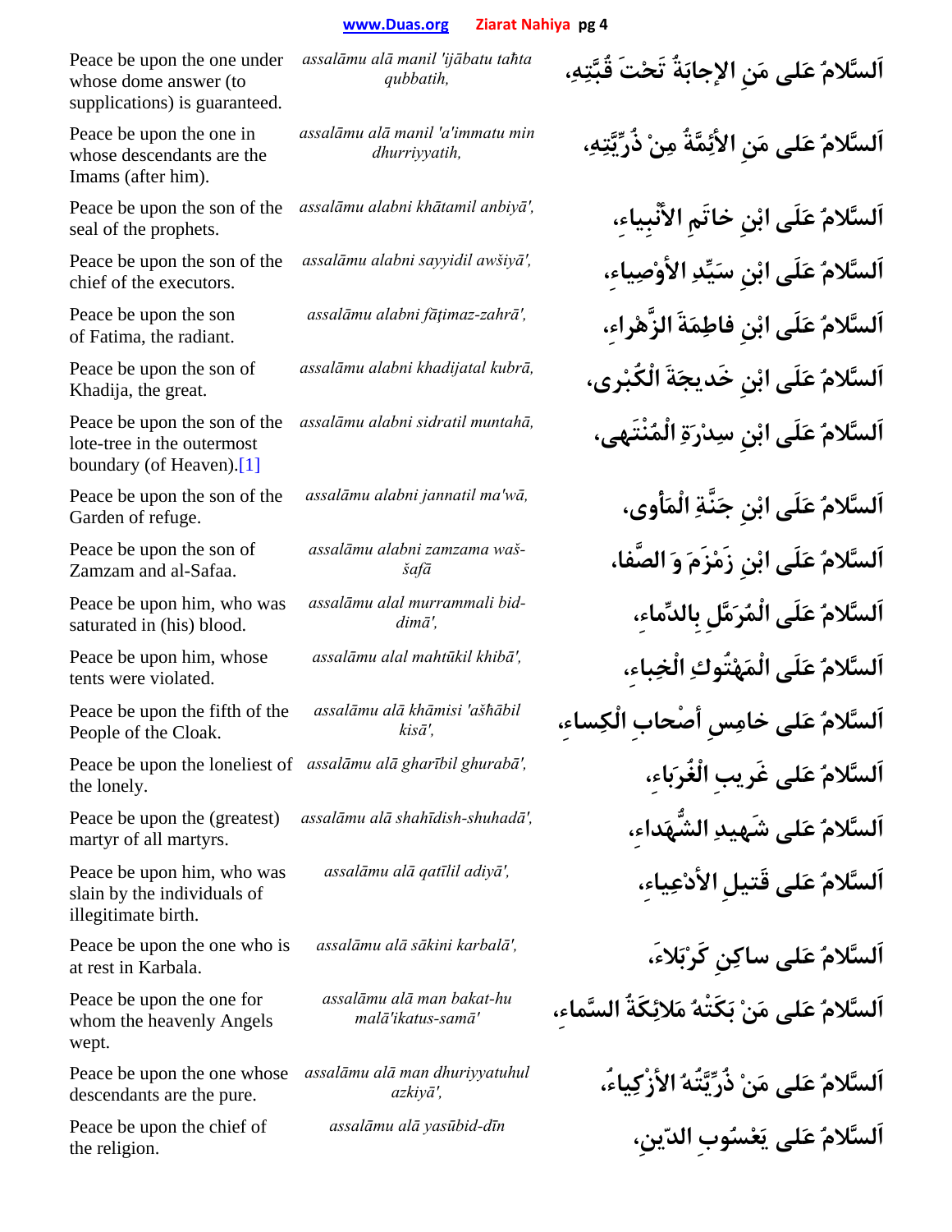| | | |
|---|---|---|
| Peace be upon the one under whose dome answer (to supplications) is guaranteed. | *assalāmu alā manil 'ijābatu taḥta qubbatih,* | اَلسَّلامُ عَلى مَنِ الإجابَةُ تَحْتَ قُبَّتِهِ، |
| Peace be upon the one in whose descendants are the Imams (after him). | *assalāmu alā manil 'a'immatu min dhurriyyatih,* | اَلسَّلامُ عَلى مَنِ الأَئِمَّةُ مِنْ ذُرِّيَّتِهِ، |
| Peace be upon the son of the seal of the prophets. | *assalāmu alabni khātamil anbiyā',* | اَلسَّلامُ عَلَى ابْنِ خاتَمِ الأَنْبِياءِ، |
| Peace be upon the son of the chief of the executors. | *assalāmu alabni sayyidil awšiyā',* | اَلسَّلامُ عَلَى ابْنِ سَيِّدِ الأَوْصِياءِ، |
| Peace be upon the son of Fatima, the radiant. | *assalāmu alabni fāṭimaz-zahrā',* | اَلسَّلامُ عَلَى ابْنِ فاطِمَةَ الزَّهْراءِ، |
| Peace be upon the son of Khadija, the great. | *assalāmu alabni khadijatal kubrā,* | اَلسَّلامُ عَلَى ابْنِ خَديجَةَ الْكُبْرى، |
| Peace be upon the son of the lote-tree in the outermost boundary (of Heaven).[1] | *assalāmu alabni sidratil muntahā,* | اَلسَّلامُ عَلَى ابْنِ سِدْرَةِ الْمُنْتَهى، |
| Peace be upon the son of the Garden of refuge. | *assalāmu alabni jannatil ma'wā,* | اَلسَّلامُ عَلَى ابْنِ جَنَّةِ الْمَأْوى، |
| Peace be upon the son of Zamzam and al-Safaa. | *assalāmu alabni zamzama waš-šafā* | اَلسَّلامُ عَلَى ابْنِ زَمْزَمَ وَ الصَّفا، |
| Peace be upon him, who was saturated in (his) blood. | *assalāmu alal murrammali bid-dimā',* | اَلسَّلامُ عَلَى الْمُرَمَّلِ بِالدِّماءِ، |
| Peace be upon him, whose tents were violated. | *assalāmu alal mahtūkil khibā',* | اَلسَّلامُ عَلَى الْمَهْتُوكِ الْخِباءِ، |
| Peace be upon the fifth of the People of the Cloak. | *assalāmu alā khāmisi 'ašhābil kisā',* | اَلسَّلامُ عَلى خامِسِ أَصْحابِ الْكِساءِ، |
| Peace be upon the loneliest of the lonely. | *assalāmu alā gharībil ghurabā',* | اَلسَّلامُ عَلى غَريبِ الْغُرَباءِ، |
| Peace be upon the (greatest) martyr of all martyrs. | *assalāmu alā shahīdish-shuhadā',* | اَلسَّلامُ عَلى شَهيدِ الشُّهَداءِ، |
| Peace be upon him, who was slain by the individuals of illegitimate birth. | *assalāmu alā qatīlil adiyā',* | اَلسَّلامُ عَلى قَتيلِ الأَدْعِياءِ، |
| Peace be upon the one who is at rest in Karbala. | *assalāmu alā sākini karbalā',* | اَلسَّلامُ عَلى ساكِنِ كَرْبَلاءَ، |
| Peace be upon the one for whom the heavenly Angels wept. | *assalāmu alā man bakat-hu malā'ikatus-samā'* | اَلسَّلامُ عَلى مَنْ بَكَتْهُ مَلائِكَةُ السَّماءِ، |
| Peace be upon the one whose descendants are the pure. | *assalāmu alā man dhuriyyatuhul azkiyā',* | اَلسَّلامُ عَلى مَنْ ذُرِّيَّتُهُ الأَزْكِياءُ، |
| Peace be upon the chief of the religion. | *assalāmu alā yasūbid-dīn* | اَلسَّلامُ عَلى يَعْسُوبِ الدّينِ، |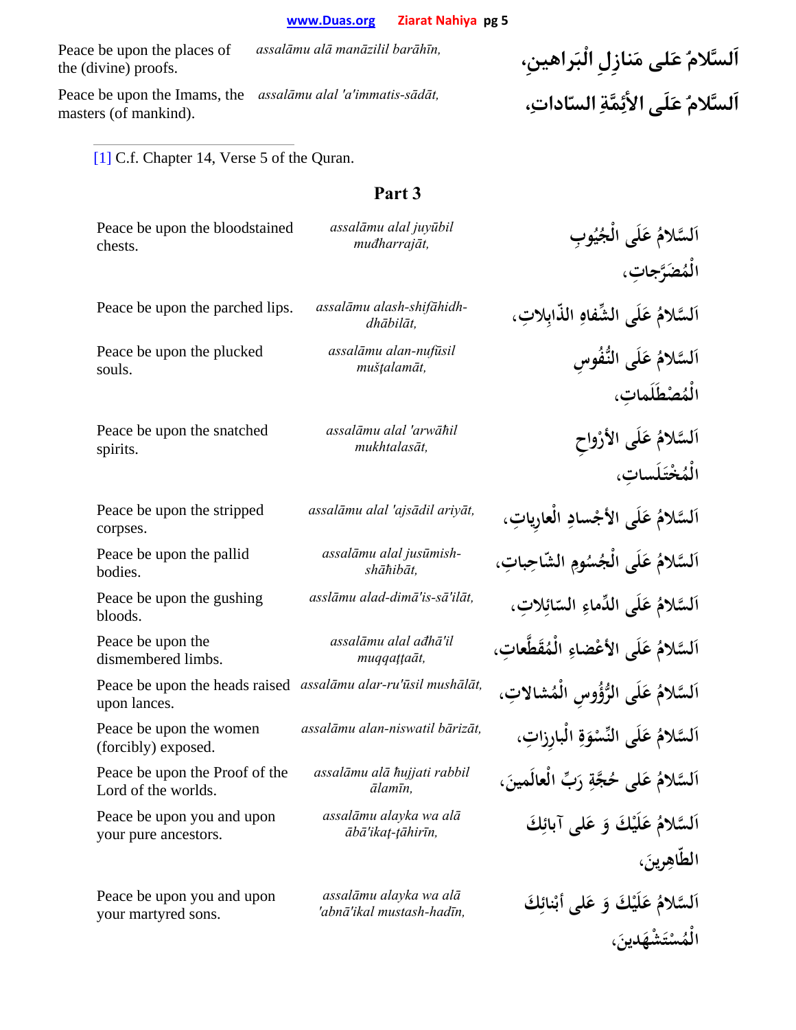| | | |
|---|---|---|
| Peace be upon the places of the (divine) proofs. | *assalāmu alā manāzilil barāhīn,* | اَلسَّلامُ عَلى مَنازِلِ الْبَراهينِ، |
| Peace be upon the Imams, the masters (of mankind). | *assalāmu alal 'a'immatis-sādāt,* | اَلسَّلامُ عَلَى الأئِمَّةِ السّاداتِ، |

[1] C.f. Chapter 14, Verse 5 of the Quran.

## Part 3

| | | |
|---|---|---|
| Peace be upon the bloodstained chests. | *assalāmu alal juyūbil muđharrajāt,* | اَلسَّلامُ عَلَى الْجُيُوبِ الْمُضَرَّجاتِ، |
| Peace be upon the parched lips. | *assalāmu alash-shifāhidh-dhābilāt,* | اَلسَّلامُ عَلَى الشِّفاهِ الذّابِلاتِ، |
| Peace be upon the plucked souls. | *assalāmu alan-nufūsil muṣṭalamāt,* | اَلسَّلامُ عَلَى النُّفُوسِ الْمُصْطَلَماتِ، |
| Peace be upon the snatched spirits. | *assalāmu alal 'arwāħil mukhtalasāt,* | اَلسَّلامُ عَلَى الأرْواحِ الْمُخْتَلَساتِ، |
| Peace be upon the stripped corpses. | *assalāmu alal 'ajsādil ariyāt,* | اَلسَّلامُ عَلَى الأجْسادِ الْعارِياتِ، |
| Peace be upon the pallid bodies. | *assalāmu alal jusūmish-shāħibāt,* | اَلسَّلامُ عَلَى الْجُسُومِ الشّاحِباتِ، |
| Peace be upon the gushing bloods. | *asslāmu alad-dimā'is-sā'ilāt,* | اَلسَّلامُ عَلَى الدِّماءِ السّائِلاتِ، |
| Peace be upon the dismembered limbs. | *assalāmu alal ađhā'il muqqaṭṭaāt,* | اَلسَّلامُ عَلَى الأعْضاءِ الْمُقَطَّعاتِ، |
| Peace be upon the heads raised upon lances. | *assalāmu alar-ru'ūsil mushālāt,* | اَلسَّلامُ عَلَى الرُّؤُوسِ الْمُشالاتِ، |
| Peace be upon the women (forcibly) exposed. | *assalāmu alan-niswatil bārizāt,* | اَلسَّلامُ عَلَى النِّسْوَةِ الْبارِزاتِ، |
| Peace be upon the Proof of the Lord of the worlds. | *assalāmu alā ħujjati rabbil ālamīn,* | اَلسَّلامُ عَلى حُجَّةِ رَبِّ الْعالَمينَ، |
| Peace be upon you and upon your pure ancestors. | *assalāmu alayka wa alā ābā'ikaṭ-ṭāhirīn,* | اَلسَّلامُ عَلَيْكَ وَ عَلى آبائِكَ الطّاهِرينَ، |
| Peace be upon you and upon your martyred sons. | *assalāmu alayka wa alā 'abnā'ikal mustash-hadīn,* | اَلسَّلامُ عَلَيْكَ وَ عَلى أبْنائِكَ الْمُسْتَشْهَدينَ، |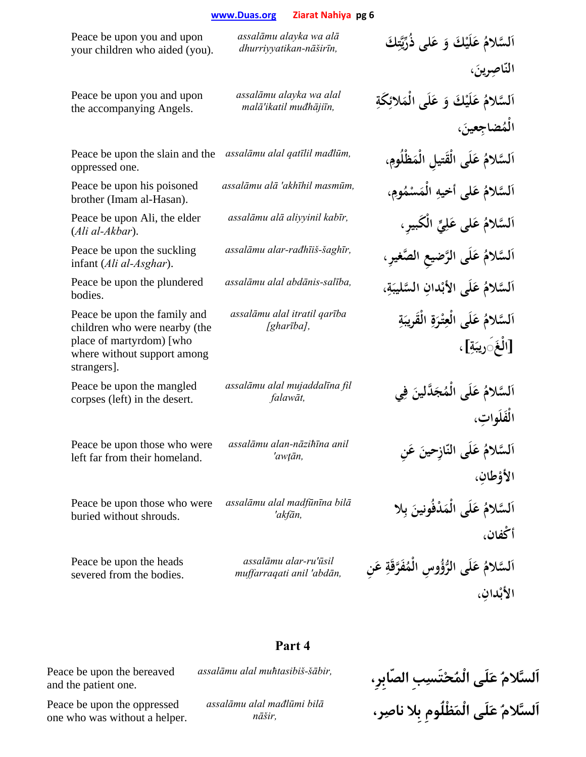| | | |
|---|---|---|
| Peace be upon you and upon your children who aided (you). | *assalāmu alayka wa alā dhurriyyatikan-nāširīn,* | اَلسَّلامُ عَلَيْكَ وَ عَلى ذُرِّيَّتِكَ النّاصِرينَ، |
| Peace be upon you and upon the accompanying Angels. | *assalāmu alayka wa alal malā'ikatil muđhājiīn,* | اَلسَّلامُ عَلَيْكَ وَ عَلَى الْمَلائِكَةِ الْمُضاجِعينَ، |
| Peace be upon the slain and the oppressed one. | *assalāmu alal qatīlil mađlūm,* | اَلسَّلامُ عَلَى الْقَتيلِ الْمَظْلُومِ، |
| Peace be upon his poisoned brother (Imam al-Hasan). | *assalāmu alā 'akhīhil masmūm,* | اَلسَّلامُ عَلى أخيهِ الْمَسْمُومِ، |
| Peace be upon Ali, the elder (*Ali al-Akbar*). | *assalāmu alā aliyyinil kabīr,* | اَلسَّلامُ عَلى عَلِيٍّ الْكَبيرِ، |
| Peace be upon the suckling infant (*Ali al-Asghar*). | *assalāmu alar-rađhīiš-šaghīr,* | اَلسَّلامُ عَلَى الرَّضيعِ الصَّغيرِ، |
| Peace be upon the plundered bodies. | *assalāmu alal abdānis-salība,* | اَلسَّلامُ عَلَى الأبْدانِ السَّليبَةِ، |
| Peace be upon the family and children who were nearby (the place of martyrdom) [who where without support among strangers]. | *assalāmu alal itratil qarība [gharība],* | اَلسَّلامُ عَلَى الْعِتْرَةِ الْقَريبَةِ [الْغَريبَةِ]، |
| Peace be upon the mangled corpses (left) in the desert. | *assalāmu alal mujaddalīna fil falawāt,* | اَلسَّلامُ عَلَى الْمُجَدَّلينَ فِي الْفَلَواتِ، |
| Peace be upon those who were left far from their homeland. | *assalāmu alan-nāziħīna anil 'awţān,* | اَلسَّلامُ عَلَى النّازِحينَ عَنِ الأوْطانِ، |
| Peace be upon those who were buried without shrouds. | *assalāmu alal madfūnīna bilā 'akfān,* | اَلسَّلامُ عَلَى الْمَدْفُونينَ بِلا أكْفانٍ، |
| Peace be upon the heads severed from the bodies. | *assalāmu alar-ru'ūsil muffarraqati anil 'abdān,* | اَلسَّلامُ عَلَى الرُّؤُوسِ الْمُفَرَّقَةِ عَنِ الأبْدانِ، |

## Part 4

| | | |
|---|---|---|
| Peace be upon the bereaved and the patient one. | *assalāmu alal muħtasibiš-šābir,* | اَلسَّلامُ عَلَى الْمُحْتَسِبِ الصّابِرِ، |
| Peace be upon the oppressed one who was without a helper. | *assalāmu alal mađlūmi bilā nāšir,* | اَلسَّلامُ عَلَى الْمَظْلُومِ بِلا ناصِرٍ، |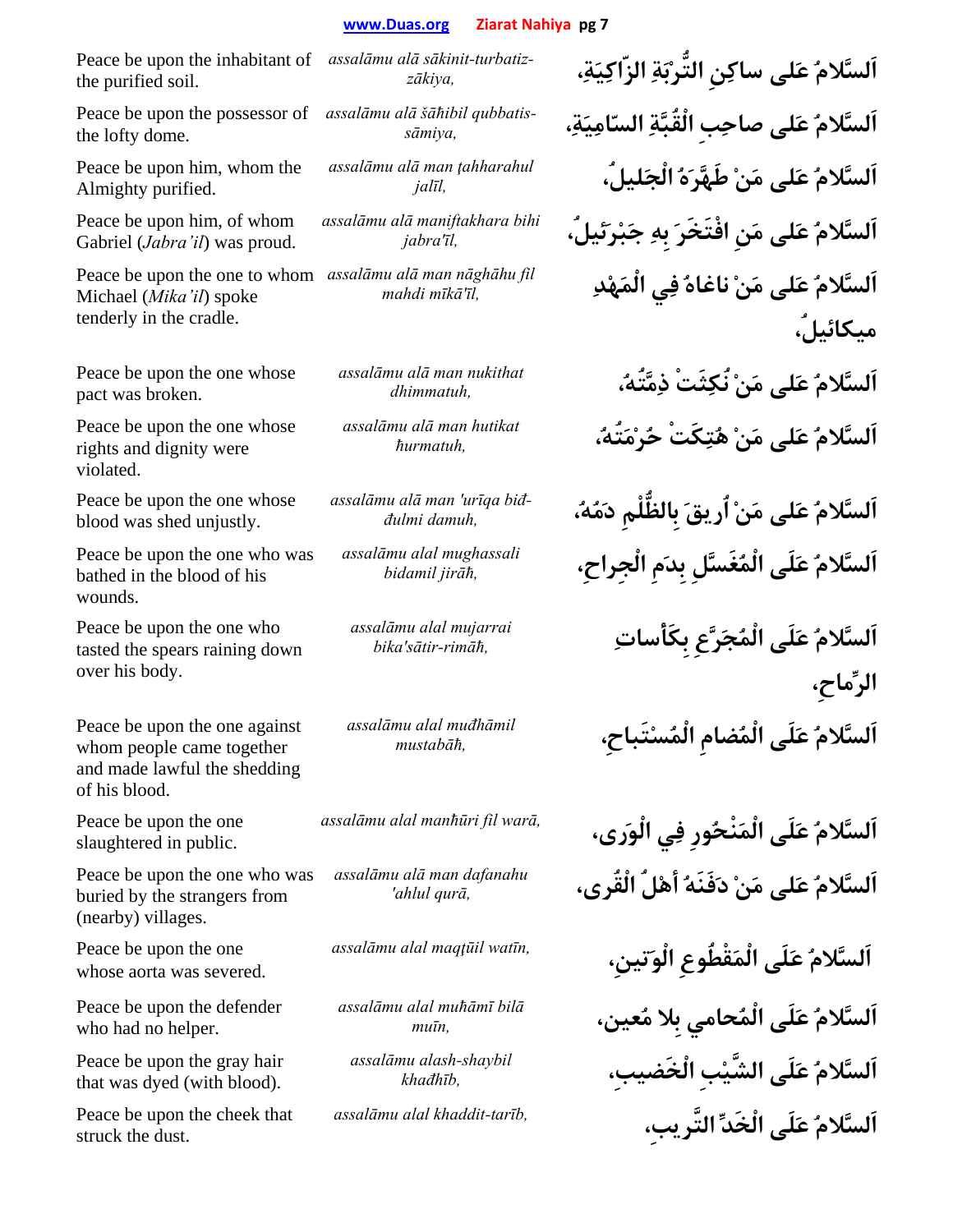| English | Transliteration | Arabic |
|---|---|---|
| Peace be upon the inhabitant of the purified soil. | *assalāmu alā sākinit-turbatiz-zākiya,* | اَلسَّلامُ عَلى ساكِنِ التُّرْبَةِ الزّاكِيَةِ، |
| Peace be upon the possessor of the lofty dome. | *assalāmu alā šāħibil qubbatis-sāmiya,* | اَلسَّلامُ عَلى صاحِبِ الْقُبَّةِ السّامِيَةِ، |
| Peace be upon him, whom the Almighty purified. | *assalāmu alā man ţahharahul jalīl,* | اَلسَّلامُ عَلى مَنْ طَهَّرَهُ الْجَليلُ، |
| Peace be upon him, of whom Gabriel (*Jabra'il*) was proud. | *assalāmu alā maniftakhara bihi jabra'īl,* | اَلسَّلامُ عَلى مَنِ افْتَخَرَ بِهِ جَبْرَئيلُ، |
| Peace be upon the one to whom Michael (*Mika'il*) spoke tenderly in the cradle. | *assalāmu alā man nāghāhu fil mahdi mīkā'īl,* | اَلسَّلامُ عَلى مَنْ ناغاهُ فِي الْمَهْدِ ميكائيلُ، |
| Peace be upon the one whose pact was broken. | *assalāmu alā man nukithat dhimmatuh,* | اَلسَّلامُ عَلى مَنْ نُكِثَتْ ذِمَّتُهُ، |
| Peace be upon the one whose rights and dignity were violated. | *assalāmu alā man hutikat ħurmatuh,* | اَلسَّلامُ عَلى مَنْ هُتِكَتْ حُرْمَتُهُ، |
| Peace be upon the one whose blood was shed unjustly. | *assalāmu alā man 'urīqa biđ-đulmi damuh,* | اَلسَّلامُ عَلى مَنْ اُريقَ بِالظُّلْمِ دَمُهُ، |
| Peace be upon the one who was bathed in the blood of his wounds. | *assalāmu alal mughassali bidamil jirāħ,* | اَلسَّلامُ عَلَى الْمُغَسَّلِ بِدَمِ الْجِراحِ، |
| Peace be upon the one who tasted the spears raining down over his body. | *assalāmu alal mujarrai bika'sātir-rimāħ,* | اَلسَّلامُ عَلَى الْمُجَرَّعِ بِكَأساتِ الرِّماحِ، |
| Peace be upon the one against whom people came together and made lawful the shedding of his blood. | *assalāmu alal muđhāmil mustabāħ,* | اَلسَّلامُ عَلَى الْمُضامِ الْمُسْتَباحِ، |
| Peace be upon the one slaughtered in public. | *assalāmu alal manħūri fil warā,* | اَلسَّلامُ عَلَى الْمَنْحُورِ فِي الْوَرى، |
| Peace be upon the one who was buried by the strangers from (nearby) villages. | *assalāmu alā man dafanahu 'ahlul qurā,* | اَلسَّلامُ عَلى مَنْ دَفَنَهُ أهْلُ الْقُرى، |
| Peace be upon the one whose aorta was severed. | *assalāmu alal maqţūil watīn,* | اَلسَّلامُ عَلَى الْمَقْطُوعِ الْوَتينِ، |
| Peace be upon the defender who had no helper. | *assalāmu alal muħāmī bilā muīn,* | اَلسَّلامُ عَلَى الْمُحامي بِلا مُعينٍ، |
| Peace be upon the gray hair that was dyed (with blood). | *assalāmu alash-shaybil khađhīb,* | اَلسَّلامُ عَلَى الشَّيْبِ الْخَضيبِ، |
| Peace be upon the cheek that struck the dust. | *assalāmu alal khaddit-tarīb,* | اَلسَّلامُ عَلَى الْخَدِّ التَّريبِ، |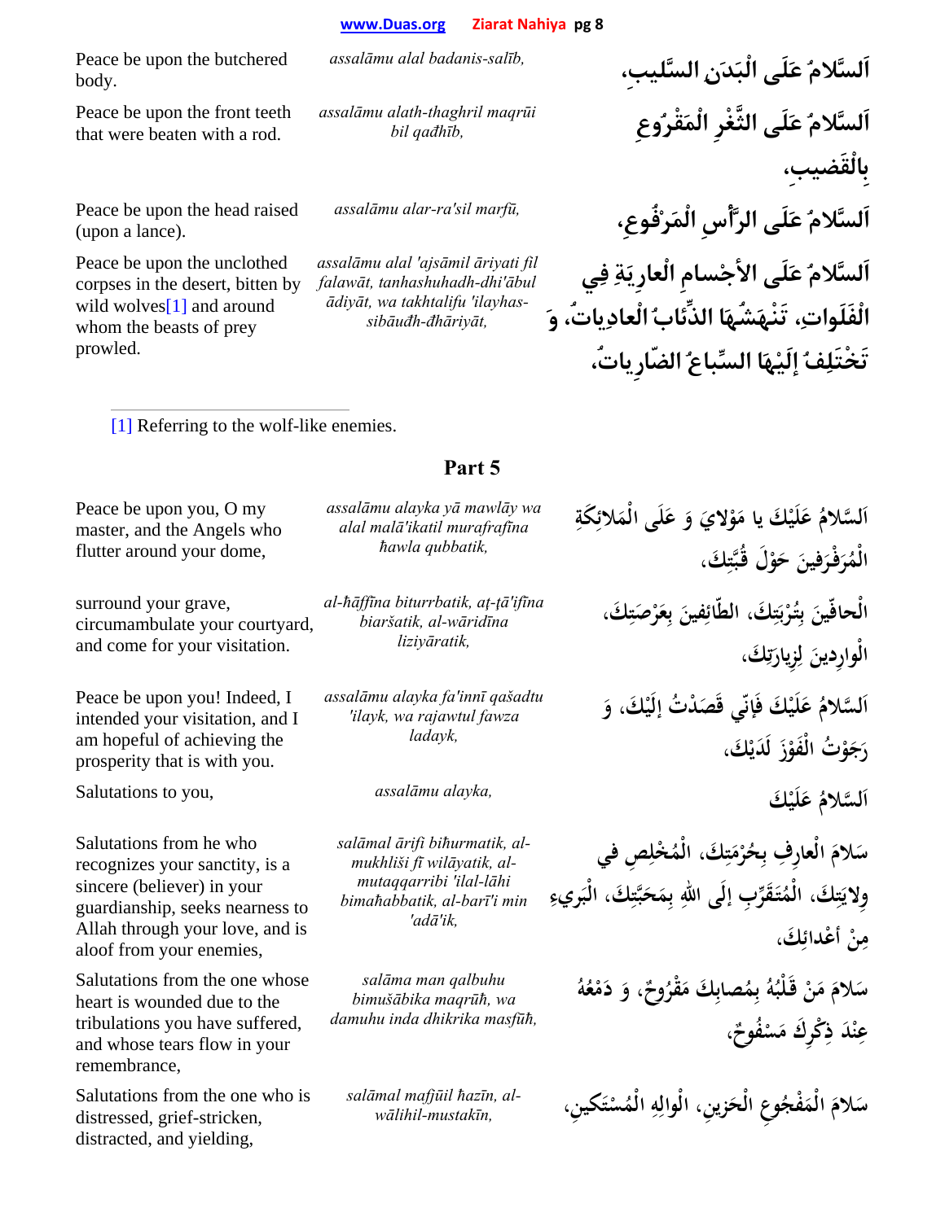| | | |
|---|---|---|
| Peace be upon the butchered body. | *assalāmu alal badanis-salīb,* | اَلسَّلامُ عَلَى الْبَدَنِ السَّلِيبِ، |
| Peace be upon the front teeth that were beaten with a rod. | *assalāmu alath-thaghril maqrūi bil qađhīb,* | اَلسَّلامُ عَلَى الثَّغْرِ الْمَقْرُوعِ بِالْقَضيبِ، |
| Peace be upon the head raised (upon a lance). | *assalāmu alar-ra'sil marfū,* | اَلسَّلامُ عَلَى الرَّأْسِ الْمَرْفُوعِ، |
| Peace be upon the unclothed corpses in the desert, bitten by wild wolves[1] and around whom the beasts of prey prowled. | *assalāmu alal 'ajsāmil āriyati fil falawāt, tanhashuhadh-dhi'ābul ādiyāt, wa takhtalifu 'ilayhas-sibāuđh-đhāriyāt,* | اَلسَّلامُ عَلَى الأَجْسامِ الْعارِيَةِ فِي الْفَلَواتِ، تَنْهَشُهَا الذِّئابُ الْعادِياتُ، وَ تَخْتَلِفُ إِلَيْهَا السِّباعُ الضّارِياتُ، |

[1] Referring to the wolf-like enemies.

## Part 5

| | | |
|---|---|---|
| Peace be upon you, O my master, and the Angels who flutter around your dome, | *assalāmu alayka yā mawlāy wa alal malā'ikatil murafrafīna ħawla qubbatik,* | اَلسَّلامُ عَلَيْكَ يا مَوْلايَ وَ عَلَى الْمَلائِكَةِ الْمُرَفْرِفينَ حَوْلَ قُبَّتِكَ، |
| surround your grave, circumambulate your courtyard, and come for your visitation. | *al-ħāffīna biturrbatik, aţ-ţā'ifīna biaršatik, al-wāridīna liziyāratik,* | الْحافّينَ بِتُرْبَتِكَ، الطّائِفينَ بِعَرْصَتِكَ، الْوارِدينَ لِزِيارَتِكَ، |
| Peace be upon you! Indeed, I intended your visitation, and I am hopeful of achieving the prosperity that is with you. | *assalāmu alayka fa'innī qašadtu 'ilayk, wa rajawtul fawza ladayk,* | اَلسَّلامُ عَلَيْكَ فَإِنّي قَصَدْتُ إِلَيْكَ، وَ رَجَوْتُ الْفَوْزَ لَدَيْكَ، |
| Salutations to you, | *assalāmu alayka,* | اَلسَّلامُ عَلَيْكَ |
| Salutations from he who recognizes your sanctity, is a sincere (believer) in your guardianship, seeks nearness to Allah through your love, and is aloof from your enemies, | *salāmal ārifi biħurmatik, al-mukhliši fī wilāyatik, al-mutaqqarribi 'ilal-lāhi bimaħabbatik, al-barī'i min 'adā'ik,* | سَلامَ الْعارِفِ بِحُرْمَتِكَ، الْمُخْلِصِ في وِلايَتِكَ، الْمُتَقَرِّبِ إِلَى اللهِ بِمَحَبَّتِكَ، الْبَريءِ مِنْ أَعْدائِكَ، |
| Salutations from the one whose heart is wounded due to the tribulations you have suffered, and whose tears flow in your remembrance, | *salāma man qalbuhu bimušābika maqrūħ, wa damuhu inda dhikrika masfūħ,* | سَلامَ مَنْ قَلْبُهُ بِمُصابِكَ مَقْرُوحٌ، وَ دَمْعُهُ عِنْدَ ذِكْرِكَ مَسْفُوحٌ، |
| Salutations from the one who is distressed, grief-stricken, distracted, and yielding, | *salāmal mafjūil ħazīn, al-wālihil-mustakīn,* | سَلامَ الْمَفْجُوعِ الْحَزينِ، الْوالِهِ الْمُسْتَكينِ، |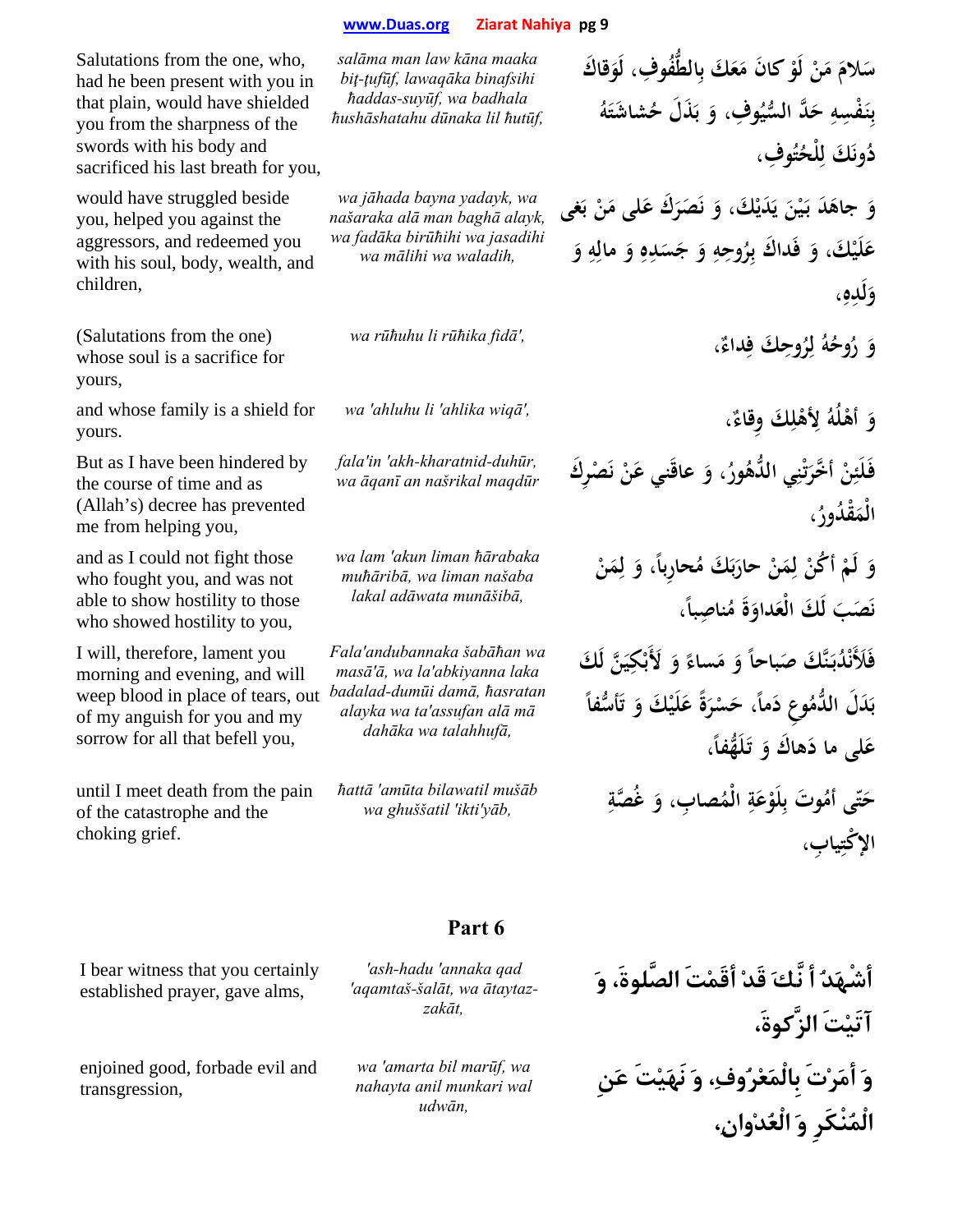| | | |
|---|---|---|
| Salutations from the one, who, had he been present with you in that plain, would have shielded you from the sharpness of the swords with his body and sacrificed his last breath for you, | *salāma man law kāna maaka biţ-ţufūf, lawaqāka binafsihi ħaddas-suyūf, wa badhala ħushāshatahu dūnaka lil ħutūf,* | سَلامَ مَنْ لَوْ كانَ مَعَكَ بِالطُّفُوفِ، لَوَقاكَ بِنَفْسِهِ حَدَّ السُّيُوفِ، وَ بَذَلَ حُشاشَتَهُ دُونَكَ لِلْحُتُوفِ، |
| would have struggled beside you, helped you against the aggressors, and redeemed you with his soul, body, wealth, and children, | *wa jāhada bayna yadayk, wa našaraka alā man baghā alayk, wa fadāka birūħihi wa jasadihi wa mālihi wa waladih,* | وَ جاهَدَ بَيْنَ يَدَيْكَ، وَ نَصَرَكَ عَلى مَنْ بَغى عَلَيْكَ، وَ فَداكَ بِرُوحِهِ وَ جَسَدِهِ وَ مالِهِ وَ وَلَدِهِ، |
| (Salutations from the one) whose soul is a sacrifice for yours, | *wa rūħuhu li rūħika fidā',* | وَ رُوحُهُ لِرُوحِكَ فِداءٌ، |
| and whose family is a shield for yours. | *wa 'ahluhu li 'ahlika wiqā',* | وَ أَهْلُهُ لِأَهْلِكَ وِقاءٌ، |
| But as I have been hindered by the course of time and as (Allah's) decree has prevented me from helping you, | *fala'in 'akh-kharatnid-duhūr, wa āqanī an našrikal maqdūr* | فَلَئِنْ أَخَّرَتْنِي الدُّهُورُ، وَ عاقَنِي عَنْ نَصْرِكَ الْمَقْدُورُ، |
| and as I could not fight those who fought you, and was not able to show hostility to those who showed hostility to you, | *wa lam 'akun liman ħārabaka muħāribā, wa liman našaba lakal adāwata munāšibā,* | وَ لَمْ أَكُنْ لِمَنْ حارَبَكَ مُحارِباً، وَ لِمَنْ نَصَبَ لَكَ الْعَداوَةَ مُناصِباً، |
| I will, therefore, lament you morning and evening, and will weep blood in place of tears, out of my anguish for you and my sorrow for all that befell you, | *Fala'andubannaka šabāħan wa masā'ā, wa la'abkiyanna laka badalad-dumūi damā, ħasratan alayka wa ta'assufan alā mā dahāka wa talahhufā,* | فَلَأَنْدُبَنَّكَ صَباحاً وَ مَساءً وَ لَأَبْكِيَنَّ لَكَ بَدَلَ الدُّمُوعِ دَماً، حَسْرَةً عَلَيْكَ وَ تَأَسُّفاً عَلى ما دَهاكَ وَ تَلَهُّفاً، |
| until I meet death from the pain of the catastrophe and the choking grief. | *ħattā 'amūta bilawatil mušāb wa ghuššatil 'ikti'yāb,* | حَتّى أَمُوتَ بِلَوْعَةِ الْمُصابِ، وَ غُصَّةِ الإِكْتِيابِ، |

## Part 6

| | | |
|---|---|---|
| I bear witness that you certainly established prayer, gave alms, | *'ash-hadu 'annaka qad 'aqamtaš-šalāt, wa ātaytaz-zakāt,* | أَشْهَدُ أَنَّكَ قَدْ أَقَمْتَ الصَّلوةَ، وَ آتَيْتَ الزَّكوةَ، |
| enjoined good, forbade evil and transgression, | *wa 'amarta bil marūf, wa nahayta anil munkari wal udwān,* | وَ أَمَرْتَ بِالْمَعْرُوفِ، وَ نَهَيْتَ عَنِ الْمُنْكَرِ وَ الْعُدْوانِ، |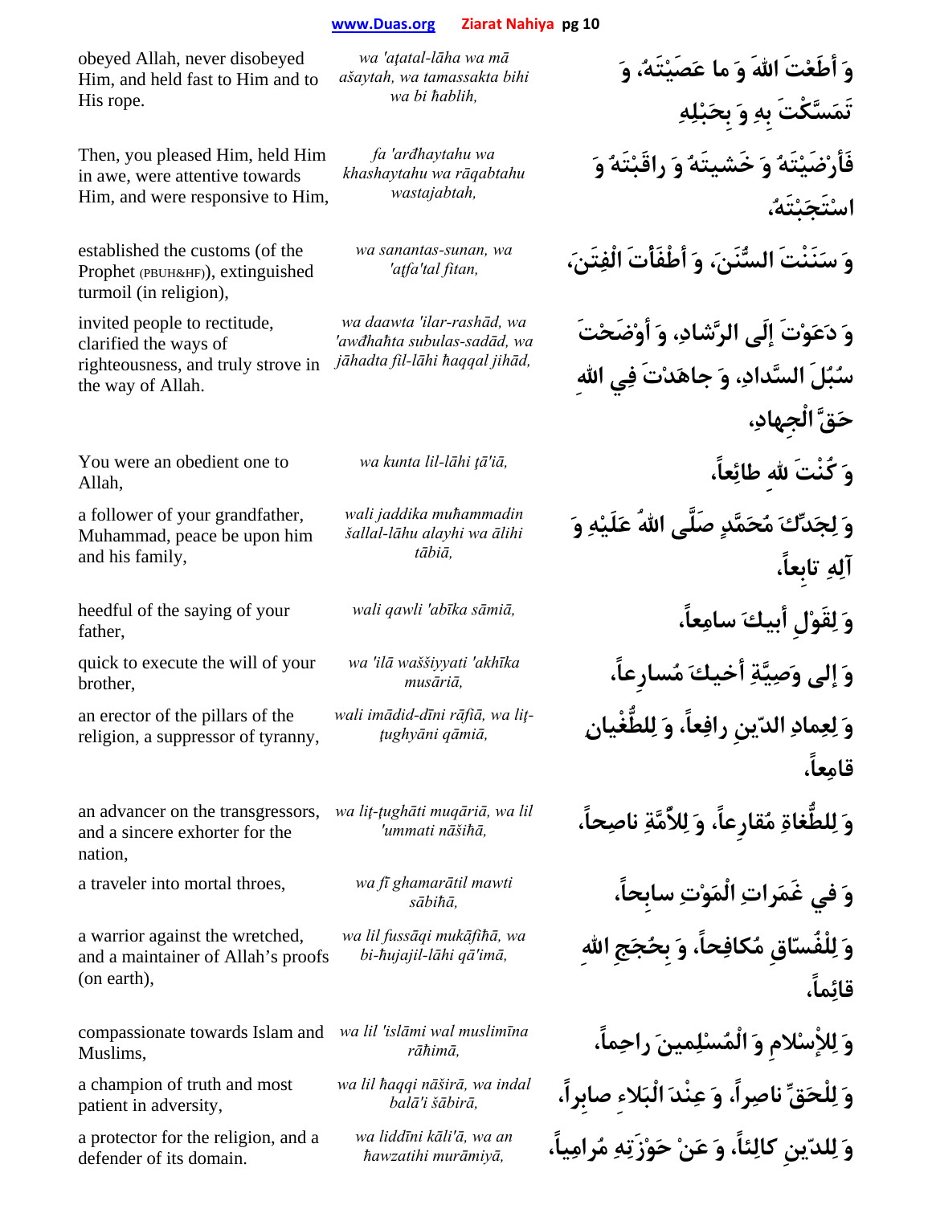| | | |
|---|---|---|
| obeyed Allah, never disobeyed Him, and held fast to Him and to His rope. | *wa 'aṭatal-lāha wa mā ašaytah, wa tamassakta bihi wa bi ħablih,* | وَ أَطَعْتَ اللهَ وَ ما عَصَيْتَهُ، وَ تَمَسَّكْتَ بِهِ وَ بِحَبْلِهِ |
| Then, you pleased Him, held Him in awe, were attentive towards Him, and were responsive to Him, | *fa 'arđhaytahu wa khashaytahu wa rāqabtahu wastajabtah,* | فَأَرْضَيْتَهُ وَ خَشيتَهُ وَ راقَبْتَهُ وَ اسْتَجَبْتَهُ، |
| established the customs (of the Prophet (PBUH&HF)), extinguished turmoil (in religion), | *wa sanantas-sunan, wa 'aṭfa'tal fitan,* | وَ سَنَنْتَ السُّنَنَ، وَ أَطْفَأْتَ الْفِتَنَ، |
| invited people to rectitude, clarified the ways of righteousness, and truly strove in the way of Allah. | *wa daawta 'ilar-rashād, wa 'awđhaħta subulas-sadād, wa jāhadta fil-lāhi ħaqqal jihād,* | وَ دَعَوْتَ إِلَى الرَّشادِ، وَ أَوْضَحْتَ سُبُلَ السَّدادِ، وَ جاهَدْتَ فِي اللهِ حَقَّ الْجِهادِ، |
| You were an obedient one to Allah, | *wa kunta lil-lāhi ṭā'iā,* | وَ كُنْتَ للهِ طائِعاً، |
| a follower of your grandfather, Muhammad, peace be upon him and his family, | *wali jaddika muħammadin šallal-lāhu alayhi wa ālihi tābiā,* | وَ لِجَدِّكَ مُحَمَّدٍ صَلَّى اللهُ عَلَيْهِ وَ آلِهِ تابِعاً، |
| heedful of the saying of your father, | *wali qawli 'abīka sāmiā,* | وَ لِقَوْلِ أَبيكَ سامِعاً، |
| quick to execute the will of your brother, | *wa 'ilā waššiyyati 'akhīka musāriā,* | وَ إِلى وَصِيَّةِ أَخيكَ مُسارِعاً، |
| an erector of the pillars of the religion, a suppressor of tyranny, | *wali imādid-dīni rāfiā, wa liṭ-ṭughyāni qāmiā,* | وَ لِعِمادِ الدّينِ رافِعاً، وَ لِلطُّغْيانِ قامِعاً، |
| an advancer on the transgressors, and a sincere exhorter for the nation, | *wa liṭ-ṭughāti muqāriā, wa lil 'ummati nāšiħā,* | وَ لِلطُّغاةِ مُقارِعاً، وَ لِلأُمَّةِ ناصِحاً، |
| a traveler into mortal throes, | *wa fī ghamarātil mawti sābiħā,* | وَ في غَمَراتِ الْمَوْتِ سابِحاً، |
| a warrior against the wretched, and a maintainer of Allah's proofs (on earth), | *wa lil fussāqi mukāfiħā, wa bi-ħujajil-lāhi qā'imā,* | وَ لِلْفُسّاقِ مُكافِحاً، وَ بِحُجَجِ اللهِ قائِماً، |
| compassionate towards Islam and Muslims, | *wa lil 'islāmi wal muslimīna rāħimā,* | وَ لِلإِسْلامِ وَ الْمُسْلِمينَ راحِماً، |
| a champion of truth and most patient in adversity, | *wa lil ħaqqi nāširā, wa indal balā'i šābirā,* | وَ لِلْحَقِّ ناصِراً، وَ عِنْدَ الْبَلاءِ صابِراً، |
| a protector for the religion, and a defender of its domain. | *wa liddīni kāli'ā, wa an ħawzatihi murāmiyā,* | وَ لِلدّينِ كالِئاً، وَ عَنْ حَوْزَتِهِ مُرامِياً، |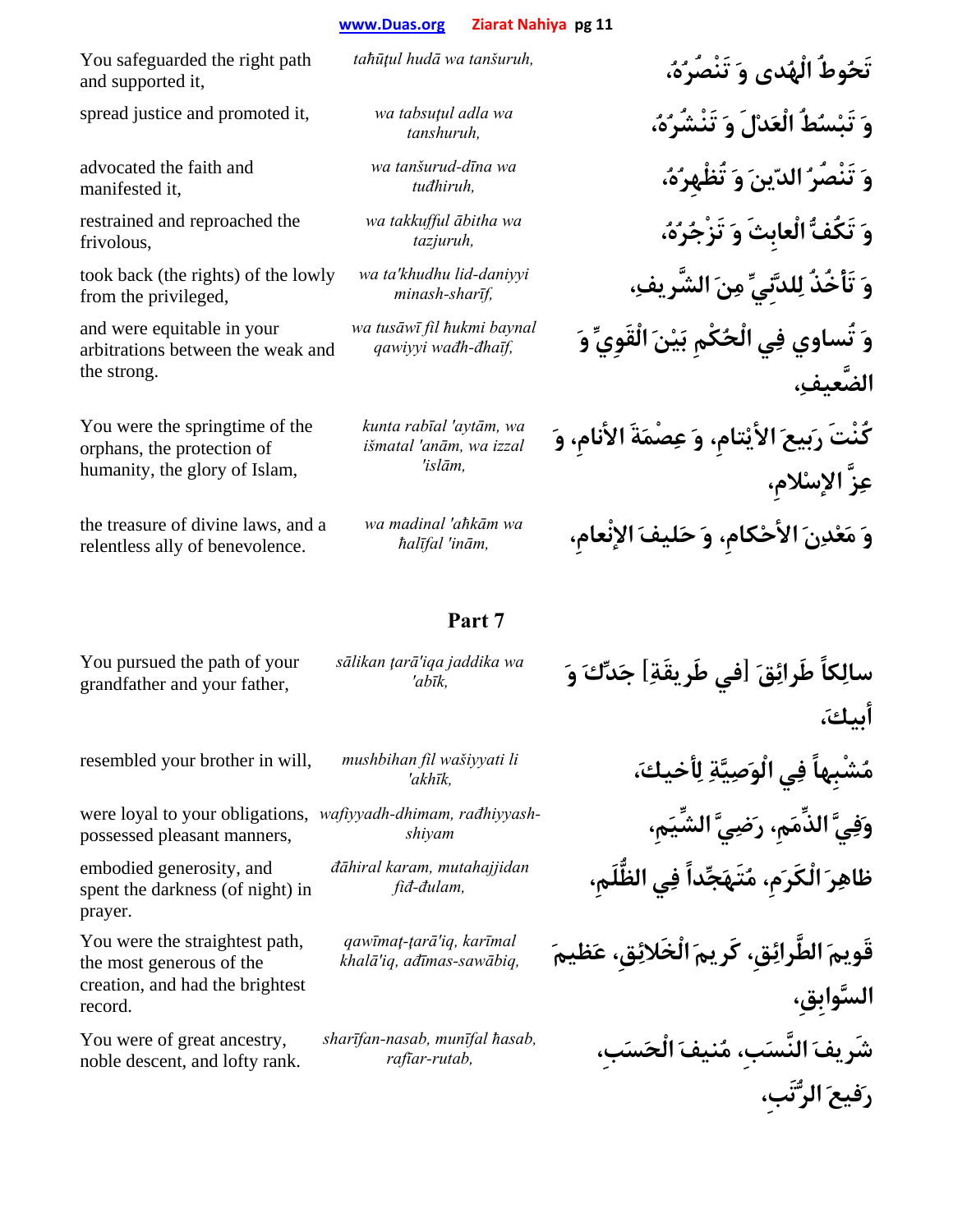| | | |
|---|---|---|
| You safeguarded the right path and supported it, | *taħūţul hudā wa tanšuruh,* | تَحُوطُ الْهُدى وَ تَنْصُرُهُ، |
| spread justice and promoted it, | *wa tabsuţul adla wa tanshuruh,* | وَ تَبْسُطُ الْعَدْلَ وَ تَنْشُرُهُ، |
| advocated the faith and manifested it, | *wa tanšurud-dīna wa tuđhiruh,* | وَ تَنْصُرُ الدّينَ وَ تُظْهِرُهُ، |
| restrained and reproached the frivolous, | *wa takkufful ābitha wa tazjuruh,* | وَ تَكُفُّ الْعابِثَ وَ تَزْجُرُهُ، |
| took back (the rights) of the lowly from the privileged, | *wa ta'khudhu lid-daniyyi minash-sharīf,* | وَ تَأْخُذُ لِلدَّنِيِّ مِنَ الشَّريفِ، |
| and were equitable in your arbitrations between the weak and the strong. | *wa tusāwī fil ħukmi baynal qawiyyi wađh-đhaīf,* | وَ تُساوي فِي الْحُكْمِ بَيْنَ الْقَوِيِّ وَ الضَّعيفِ، |
| You were the springtime of the orphans, the protection of humanity, the glory of Islam, | *kunta rabīal 'aytām, wa išmatal 'anām, wa izzal 'islām,* | كُنْتَ رَبيعَ الأيْتامِ، وَ عِصْمَةَ الأنامِ، وَ عِزَّ الإسْلامِ، |
| the treasure of divine laws, and a relentless ally of benevolence. | *wa madinal 'aħkām wa ħalīfal 'inām,* | وَ مَعْدِنَ الأحْكامِ، وَ حَليفَ الإنْعامِ، |

## Part 7

| | | |
|---|---|---|
| You pursued the path of your grandfather and your father, | *sālikan ţarā'iqa jaddika wa 'abīk,* | سالِكاً طَرائِقَ [في طَريقَةِ] جَدِّكَ وَ أبيكَ، |
| resembled your brother in will, | *mushbihan fil wašiyyati li 'akhīk,* | مُشْبِهاً فِي الْوَصِيَّةِ لِأخيكَ، |
| were loyal to your obligations, possessed pleasant manners, | *wafiyyadh-dhimam, rađhiyyash-shiyam* | وَفِيَّ الذِّمَمِ، رَضِيَّ الشِّيَمِ، |
| embodied generosity, and spent the darkness (of night) in prayer. | *đāhiral karam, mutahajjidan fiđ-đulam,* | ظاهِرَ الْكَرَمِ، مُتَهَجِّداً فِي الظُّلَمِ، |
| You were the straightest path, the most generous of the creation, and had the brightest record. | *qawīmaţ-ţarā'iq, karīmal khalā'iq, ađīmas-sawābiq,* | قَويمَ الطَّرائِقِ، كَريمَ الْخَلائِقِ، عَظيمَ السَّوابِقِ، |
| You were of great ancestry, noble descent, and lofty rank. | *sharīfan-nasab, munīfal ħasab, rafīar-rutab,* | شَريفَ النَّسَبِ، مُنيفَ الْحَسَبِ، رَفيعَ الرُّتَبِ، |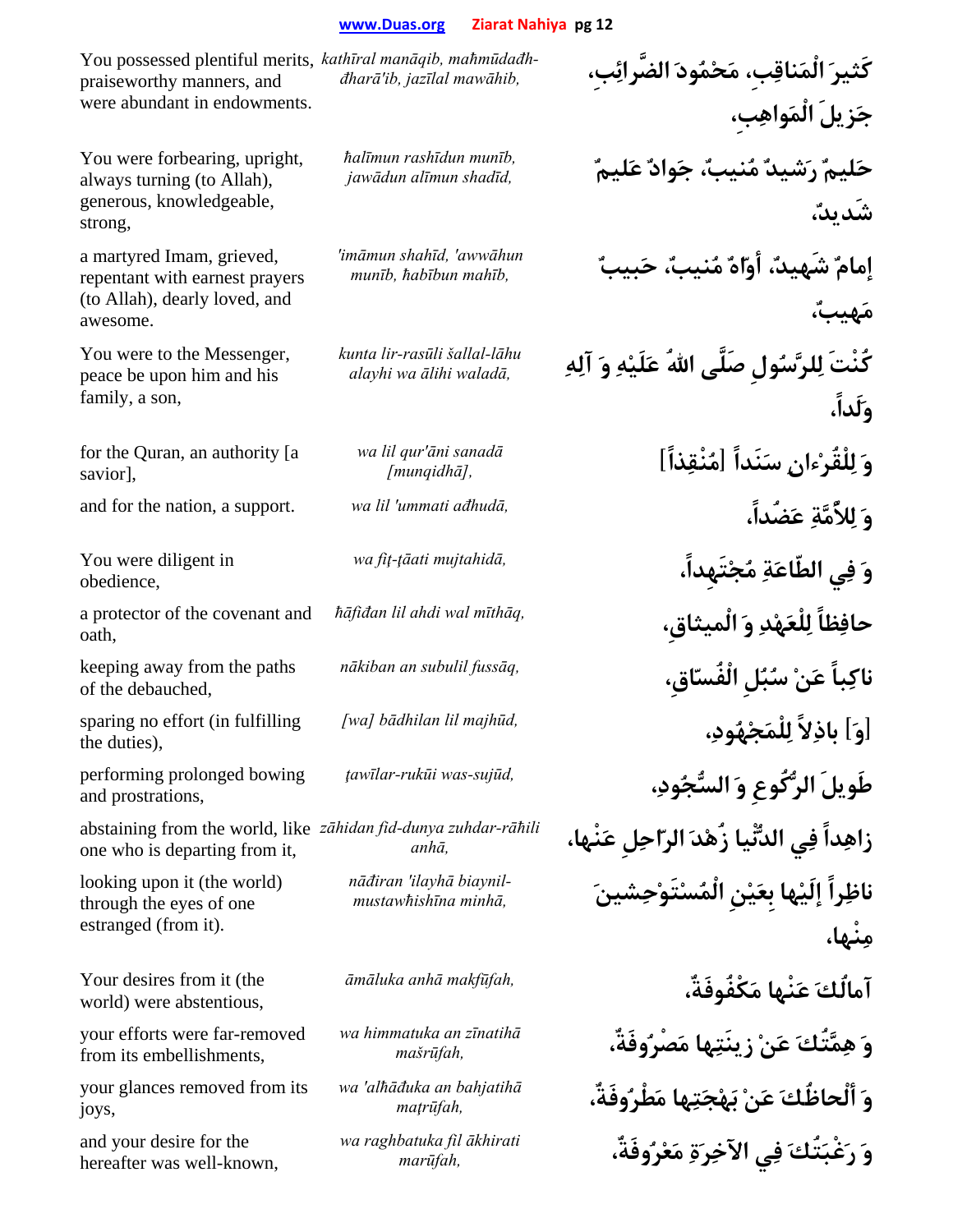| | | |
|---|---|---|
| You possessed plentiful merits, praiseworthy manners, and were abundant in endowments. | *kathīral manāqib, maĥmūdađh-đharā'ib, jazīlal mawāhib,* | كَثيرَ الْمَناقِبِ، مَحْمُودَ الضَّرائِبِ، جَزيلَ الْمَواهِبِ، |
| You were forbearing, upright, always turning (to Allah), generous, knowledgeable, strong, | *ĥalīmun rashīdun munīb, jawādun alīmun shadīd,* | حَليمٌ رَشيدٌ مُنيبٌ، جَوادٌ عَليمٌ شَديدٌ، |
| a martyred Imam, grieved, repentant with earnest prayers (to Allah), dearly loved, and awesome. | *'imāmun shahīd, 'awwāhun munīb, ĥabībun mahīb,* | إمامٌ شَهيدٌ، أوّاهٌ مُنيبٌ، حَبيبٌ مَهيبٌ، |
| You were to the Messenger, peace be upon him and his family, a son, | *kunta lir-rasūli šallal-lāhu alayhi wa ālihi waladā,* | كُنْتَ لِلرَّسُولِ صَلَّى اللهُ عَلَيْهِ وَ آلِهِ وَلَداً، |
| for the Quran, an authority [a savior], | *wa lil qur'āni sanadā [munqidhā],* | وَ لِلْقُرْءانِ سَنَداً [مُنْقِذاً] |
| and for the nation, a support. | *wa lil 'ummati ađhudā,* | وَ لِلأُمَّةِ عَضُداً، |
| You were diligent in obedience, | *wa fiţ-ţāati mujtahidā,* | وَ فِي الطّاعَةِ مُجْتَهِداً، |
| a protector of the covenant and oath, | *ĥāfiđan lil ahdi wal mīthāq,* | حافِظاً لِلْعَهْدِ وَ الْميثاقِ، |
| keeping away from the paths of the debauched, | *nākiban an subulil fussāq,* | ناكِباً عَنْ سُبُلِ الْفُسّاقِ، |
| sparing no effort (in fulfilling the duties), | *[wa] bādhilan lil majhūd,* | [وَ] باذِلاً لِلْمَجْهُودِ، |
| performing prolonged bowing and prostrations, | *ţawīlar-rukūi was-sujūd,* | طَويلَ الرُّكُوعِ وَ السُّجُودِ، |
| abstaining from the world, like one who is departing from it, | *zāhidan fid-dunya zuhdar-rāĥili anhā,* | زاهِداً فِي الدُّنْيا زُهْدَ الرّاحِلِ عَنْها، |
| looking upon it (the world) through the eyes of one estranged (from it). | *nāđiran 'ilayhā biaynil-mustawĥishīna minhā,* | ناظِراً إلَيْها بِعَيْنِ الْمُسْتَوْحِشينَ مِنْها، |
| Your desires from it (the world) were abstentious, | *āmāluka anhā makfūfah,* | آمالُكَ عَنْها مَكْفُوفَةٌ، |
| your efforts were far-removed from its embellishments, | *wa himmatuka an zīnatihā mašrūfah,* | وَ هِمَّتُكَ عَنْ زينَتِها مَصْرُوفَةٌ، |
| your glances removed from its joys, | *wa 'alĥāđuka an bahjatihā maţrūfah,* | وَ ألْحاظُكَ عَنْ بَهْجَتِها مَطْرُوفَةٌ، |
| and your desire for the hereafter was well-known, | *wa raghbatuka fil ākhirati marūfah,* | وَ رَغْبَتُكَ فِي الآخِرَةِ مَعْرُوفَةٌ، |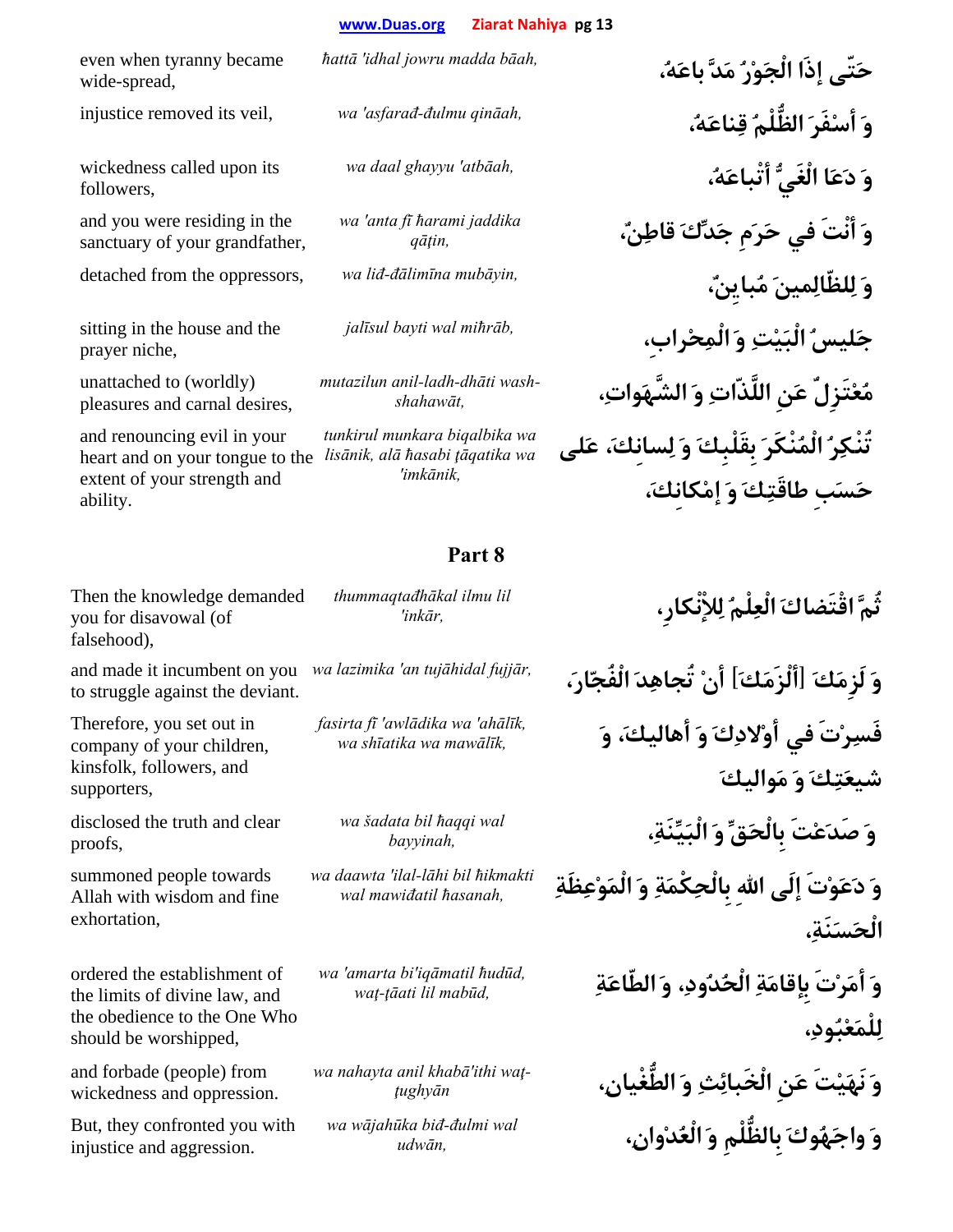| | | |
|---|---|---|
| even when tyranny became wide-spread, | *ħattā 'idhal jowru madda bāah,* | حَتّى إذَا الْجَوْرُ مَدَّ باعَهُ، |
| injustice removed its veil, | *wa 'asfarađ-đulmu qināah,* | وَ أسْفَرَ الظُّلْمُ قِناعَهُ، |
| wickedness called upon its followers, | *wa daal ghayyu 'atbāah,* | وَ دَعَا الْغَيُّ أتْباعَهُ، |
| and you were residing in the sanctuary of your grandfather, | *wa 'anta fī ħarami jaddika qāţin,* | وَ أنْتَ في حَرَمِ جَدِّكَ قاطِنٌ، |
| detached from the oppressors, | *wa liđ-đālimīna mubāyin,* | وَ لِلظّالِمينَ مُبايِنٌ، |
| sitting in the house and the prayer niche, | *jalīsul bayti wal miħrāb,* | جَليسُ الْبَيْتِ وَ الْمِحْراب، |
| unattached to (worldly) pleasures and carnal desires, | *mutazilun anil-ladh-dhāti wash-shahawāt,* | مُعْتَزِلٌ عَنِ اللَّذّاتِ وَ الشَّهَواتِ، |
| and renouncing evil in your heart and on your tongue to the extent of your strength and ability. | *tunkirul munkara biqalbika wa lisānik, alā ħasabi ţāqatika wa 'imkānik,* | تُنْكِرُ الْمُنْكَرَ بِقَلْبِكَ وَ لِسانِكَ، عَلى حَسَبِ طاقَتِكَ وَ إمْكانِكَ، |

## Part 8

| | | |
|---|---|---|
| Then the knowledge demanded you for disavowal (of falsehood), | *thummaqtađhākal ilmu lil 'inkār,* | ثُمَّ اقْتَضاكَ الْعِلْمُ لِلإنْكارِ، |
| and made it incumbent on you to struggle against the deviant. | *wa lazimika 'an tujāhidal fujjār,* | وَ لَزِمَكَ [ألْزَمَكَ] أنْ تُجاهِدَ الْفُجّارَ، |
| Therefore, you set out in company of your children, kinsfolk, followers, and supporters, | *fasirta fī 'awlādika wa 'ahālīk, wa shīatika wa mawālīk,* | فَسِرْتَ في أوْلادِكَ وَ أهاليكَ، وَ شيعَتِكَ وَ مَواليكَ |
| disclosed the truth and clear proofs, | *wa šadata bil ħaqqi wal bayyinah,* | وَ صَدَعْتَ بِالْحَقِّ وَ الْبَيِّنَةِ، |
| summoned people towards Allah with wisdom and fine exhortation, | *wa daawta 'ilal-lāhi bil ħikmakti wal mawiđatil ħasanah,* | وَ دَعَوْتَ إلَى اللهِ بِالْحِكْمَةِ وَ الْمَوْعِظَةِ الْحَسَنَةِ، |
| ordered the establishment of the limits of divine law, and the obedience to the One Who should be worshipped, | *wa 'amarta bi'iqāmatil ħudūd, waţ-ţāati lil mabūd,* | وَ أمَرْتَ بِإقامَةِ الْحُدُودِ، وَ الطّاعَةِ لِلْمَعْبُودِ، |
| and forbade (people) from wickedness and oppression. | *wa nahayta anil khabā'ithi waţ-ţughyān* | وَ نَهَيْتَ عَنِ الْخَبائِثِ وَ الطُّغْيان، |
| But, they confronted you with injustice and aggression. | *wa wājahūka biđ-đulmi wal udwān,* | وَ واجَهُوكَ بِالظُّلْمِ وَ الْعُدْوانِ، |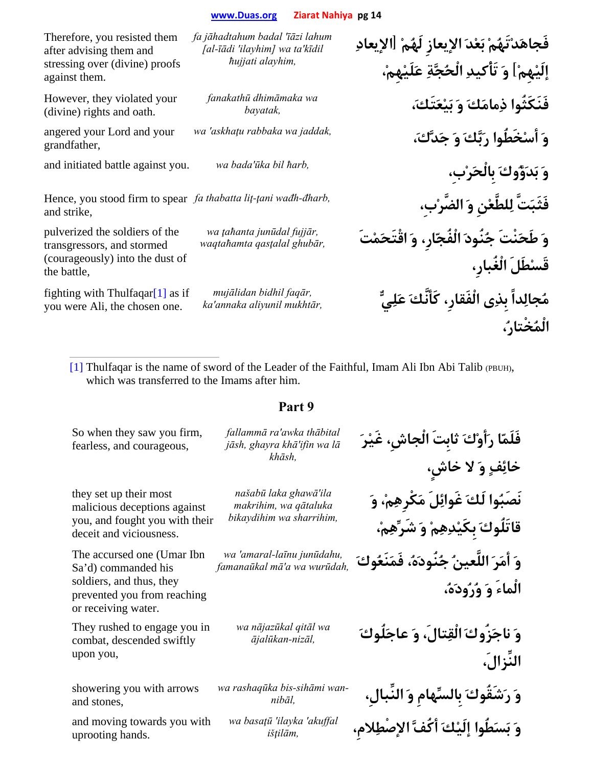| | | |
|---|---|---|
| Therefore, you resisted them after advising them and stressing over (divine) proofs against them. | *fa jāhadtahum badal 'īāzi lahum [al-īādi 'ilayhim] wa ta'kīdil ħujjati alayhim,* | فَجاهَدْتَهُمْ بَعْدَ الإيعازِ لَهُمْ [الإيعادِ إِلَيْهِمْ] وَ تَأْكيدِ الْحُجَّةِ عَلَيْهِمْ، |
| However, they violated your (divine) rights and oath. | *fanakathū dhimāmaka wa bayatak,* | فَنَكَثُوا ذِمامَكَ وَ بَيْعَتَكَ، |
| angered your Lord and your grandfather, | *wa 'askhaṭu rabbaka wa jaddak,* | وَ أَسْخَطُوا رَبَّكَ وَ جَدَّكَ، |
| and initiated battle against you. | *wa bada'ūka bil ħarb,* | وَ بَدَؤُوكَ بِالْحَرْبِ، |
| Hence, you stood firm to spear and strike, | *fa thabatta liṭ-ṭani wađh-đharb,* | فَثَبَتَّ لِلطَّعْنِ وَ الضَّرْبِ، |
| pulverized the soldiers of the transgressors, and stormed (courageously) into the dust of the battle, | *wa ṭaħanta junūdal fujjār, waqtaħamta qasṭalal ghubār,* | وَ طَحَنْتَ جُنُودَ الْفُجّارِ، وَ اقْتَحَمْتَ قَسْطَلَ الْغُبارِ، |
| fighting with Thulfaqar[1] as if you were Ali, the chosen one. | *mujālidan bidhil faqār, ka'annaka aliyunil mukhtār,* | مُجالِداً بِذِى الْفَقارِ، كَأَنَّكَ عَلِيٌّ الْمُخْتارُ، |

[1] Thulfaqar is the name of sword of the Leader of the Faithful, Imam Ali Ibn Abi Talib (PBUH), which was transferred to the Imams after him.

## Part 9

| | | |
|---|---|---|
| So when they saw you firm, fearless, and courageous, | *fallammā ra'awka thābital jāsh, ghayra khā'ifin wa lā khāsh,* | فَلَمّا رَأَوْكَ ثابِتَ الْجاشِ، غَيْرَ خائِفٍ وَ لا خاشٍ، |
| they set up their most malicious deceptions against you, and fought you with their deceit and viciousness. | *našabū laka ghawā'ila makrihim, wa qātaluka bikaydihim wa sharrihim,* | نَصَبُوا لَكَ غَوائِلَ مَكْرِهِمْ، وَ قاتَلُوكَ بِكَيْدِهِمْ وَ شَرِّهِمْ، |
| The accursed one (Umar Ibn Sa'd) commanded his soldiers, and thus, they prevented you from reaching or receiving water. | *wa 'amaral-laīnu junūdahu, famanaūkal mā'a wa wurūdah,* | وَ أَمَرَ اللَّعينُ جُنُودَهُ، فَمَنَعُوكَ الْماءَ وَ وُرُودَهُ، |
| They rushed to engage you in combat, descended swiftly upon you, | *wa nājazūkal qitāl wa ājalūkan-nizāl,* | وَ ناجَزُوكَ الْقِتالَ، وَ عاجَلُوكَ النِّزالَ، |
| showering you with arrows and stones, | *wa rashaqūka bis-sihāmi wan-nibāl,* | وَ رَشَقُوكَ بِالسِّهامِ وَ النِّبالِ، |
| and moving towards you with uprooting hands. | *wa basaṭū 'ilayka 'akuffal išṭilām,* | وَ بَسَطُوا إِلَيْكَ أَكُفَّ الإصْطِلامِ، |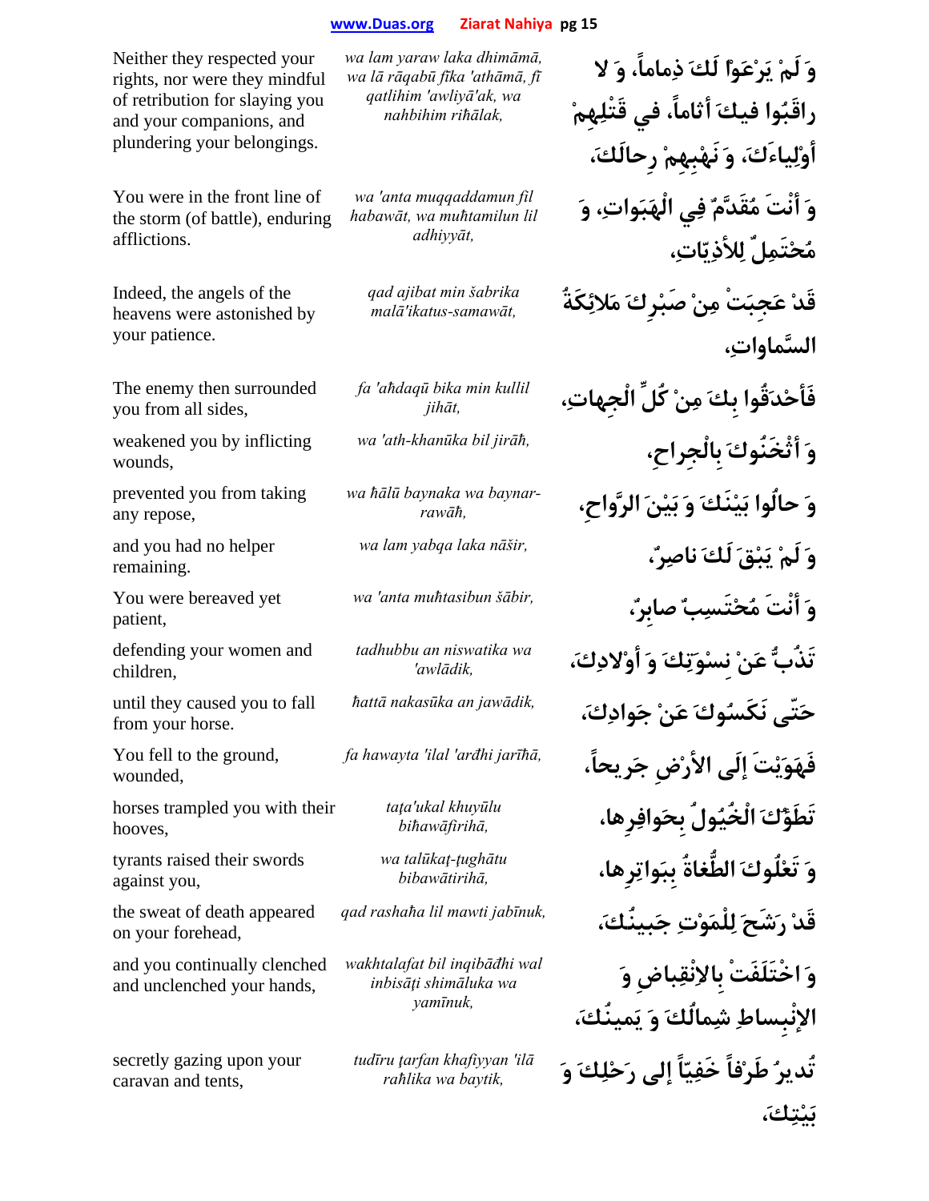| | | |
|---|---|---|
| Neither they respected your rights, nor were they mindful of retribution for slaying you and your companions, and plundering your belongings. | *wa lam yaraw laka dhimāmā, wa lā rāqabū fīka 'athāmā, fī qatlihim 'awliyā'ak, wa nahbihim riħālak,* | وَ لَمْ يَرْعَوْا لَكَ ذِماماً، وَ لا راقَبُوا فيكَ أثاماً، في قَتْلِهِمْ أوْلِياءَكَ، وَ نَهْبِهِمْ رِحالَكَ، |
| You were in the front line of the storm (of battle), enduring afflictions. | *wa 'anta muqqaddamun fil habawāt, wa muħtamilun lil adhiyyāt,* | وَ أنْتَ مُقَدَّمٌ فِي الْهَبَواتِ، وَ مُحْتَمِلٌ لِلأذِيّاتِ، |
| Indeed, the angels of the heavens were astonished by your patience. | *qad ajibat min šabrika malā'ikatus-samawāt,* | قَدْ عَجِبَتْ مِنْ صَبْرِكَ مَلائِكَةُ السَّماواتِ، |
| The enemy then surrounded you from all sides, | *fa 'aħdaqū bika min kullil jihāt,* | فَأحْدَقُوا بِكَ مِنْ كُلِّ الْجِهاتِ، |
| weakened you by inflicting wounds, | *wa 'ath-khanūka bil jirāħ,* | وَ أثْخَنُوكَ بِالْجِراحِ، |
| prevented you from taking any repose, | *wa ħālū baynaka wa baynar-rawāħ,* | وَ حالُوا بَيْنَكَ وَ بَيْنَ الرَّواحِ، |
| and you had no helper remaining. | *wa lam yabqa laka nāšir,* | وَ لَمْ يَبْقَ لَكَ ناصِرٌ، |
| You were bereaved yet patient, | *wa 'anta muħtasibun šābir,* | وَ أنْتَ مُحْتَسِبٌ صابِرٌ، |
| defending your women and children, | *tadhubbu an niswatika wa 'awlādik,* | تَذُبُّ عَنْ نِسْوَتِكَ وَ أوْلادِكَ، |
| until they caused you to fall from your horse. | *ħattā nakasūka an jawādik,* | حَتّى نَكَسُوكَ عَنْ جَوادِكَ، |
| You fell to the ground, wounded, | *fa hawayta 'ilal 'arđhi jarīħā,* | فَهَوَيْتَ إلَى الأرْضِ جَرِيحاً، |
| horses trampled you with their hooves, | *taţa'ukal khuyūlu biħawāfirihā,* | تَطَؤُكَ الْخُيُولُ بِحَوافِرِها، |
| tyrants raised their swords against you, | *wa talūkaţ-ţughātu bibawātirihā,* | وَ تَعْلُوكَ الطُّغاةُ بِبَواتِرِها، |
| the sweat of death appeared on your forehead, | *qad rashaħa lil mawti jabīnuk,* | قَدْ رَشَحَ لِلْمَوْتِ جَبِينُكَ، |
| and you continually clenched and unclenched your hands, | *wakhtalafat bil inqibāđhi wal inbisāţi shimāluka wa yamīnuk,* | وَ اخْتَلَفَتْ بِالانْقِباضِ وَ الإنْبِساطِ شِمالُكَ وَ يَمِينُكَ، |
| secretly gazing upon your caravan and tents, | *tudīru ţarfan khafiyyan 'ilā raħlika wa baytik,* | تُدِيرُ طَرْفاً خَفِيّاً إلى رَحْلِكَ وَ بَيْتِكَ، |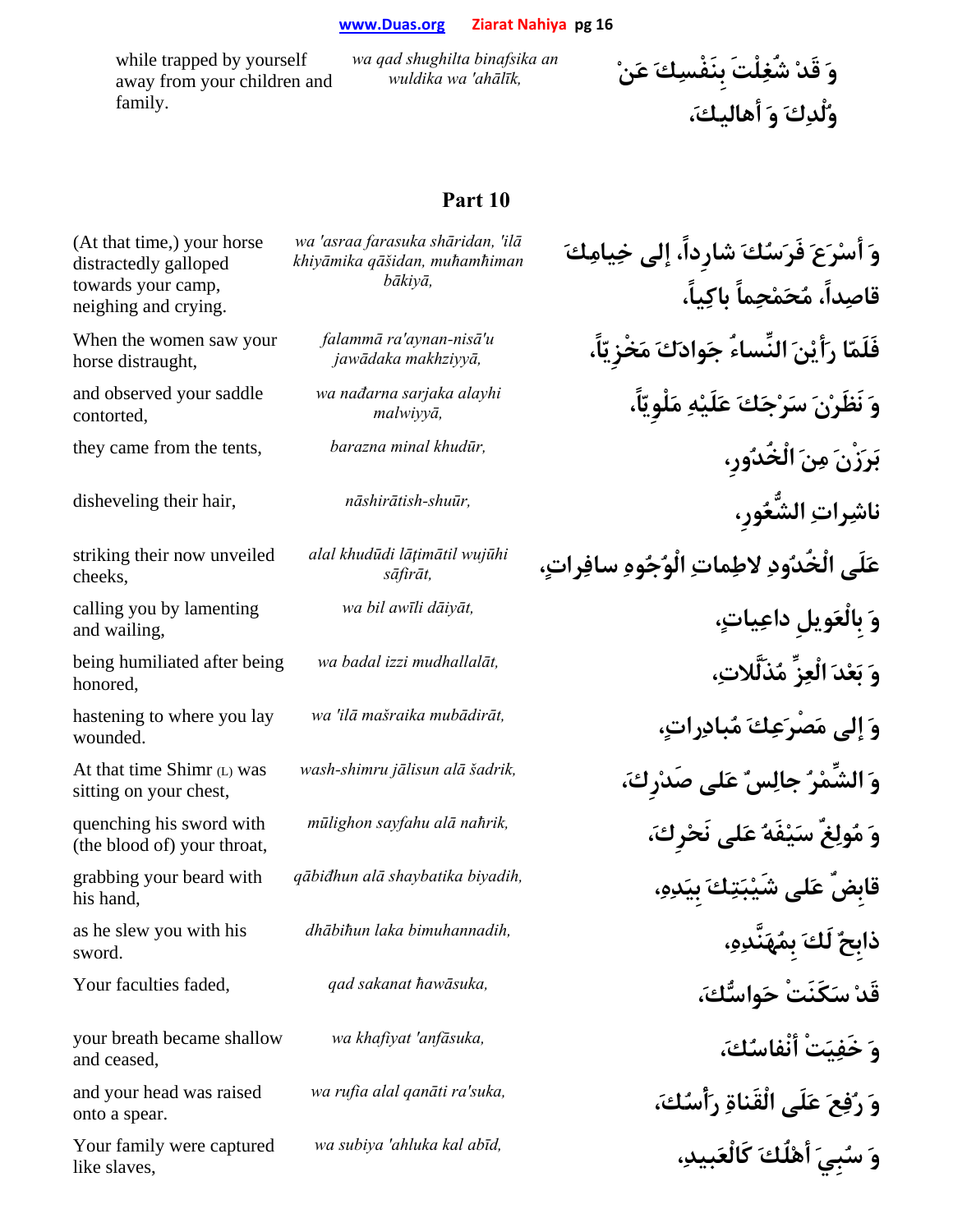| | | |
|---|---|---|
| while trapped by yourself away from your children and family. | *wa qad shughilta binafsika an wuldika wa 'ahālīk,* | وَ قَدْ شُغِلْتَ بِنَفْسِكَ عَنْ وُلْدِكَ وَ أهاليكَ، |

## Part 10

| | | |
|---|---|---|
| (At that time,) your horse distractedly galloped towards your camp, neighing and crying. | *wa 'asraa farasuka shāridan, 'ilā khiyāmika qāšidan, muħamħiman bākiyā,* | وَ أسْرَعَ فَرَسُكَ شارِداً، إلى خِيامِكَ قاصِداً، مُحَمْحِماً باكِياً، |
| When the women saw your horse distraught, | *falammā ra'aynan-nisā'u jawādaka makhziyyā,* | فَلَمّا رَأيْنَ النِّساءُ جَوادَكَ مَخْزِيّاً، |
| and observed your saddle contorted, | *wa nađarna sarjaka alayhi malwiyyā,* | وَ نَظَرْنَ سَرْجَكَ عَلَيْهِ مَلْوِيّاً، |
| they came from the tents, | *barazna minal khudūr,* | بَرَزْنَ مِنَ الْخُدُورِ، |
| disheveling their hair, | *nāshirātish-shuūr,* | ناشِراتِ الشُّعُورِ، |
| striking their now unveiled cheeks, | *alal khudūdi lāţimātil wujūhi sāfirāt,* | عَلَى الْخُدُودِ لاطِماتِ الْوُجُوهِ سافِراتٍ، |
| calling you by lamenting and wailing, | *wa bil awīli dāiyāt,* | وَ بِالْعَوِيلِ داعِياتٍ، |
| being humiliated after being honored, | *wa badal izzi mudhallalāt,* | وَ بَعْدَ الْعِزِّ مُذَلَّلاتٍ، |
| hastening to where you lay wounded. | *wa 'ilā mašraika mubādirāt,* | وَ إلى مَصْرَعِكَ مُبادِراتٍ، |
| At that time Shimr (L) was sitting on your chest, | *wash-shimru jālisun alā šadrik,* | وَ الشِّمْرُ جالِسٌ عَلى صَدْرِكَ، |
| quenching his sword with (the blood of) your throat, | *mūlighon sayfahu alā naħrik,* | وَ مُولِغٌ سَيْفَهُ عَلى نَحْرِكَ، |
| grabbing your beard with his hand, | *qābiđhun alā shaybatika biyadih,* | قابِضٌ عَلى شَيْبَتِكَ بِيَدِهِ، |
| as he slew you with his sword. | *dhābiħun laka bimuhannadih,* | ذابِحٌ لَكَ بِمُهَنَّدِهِ، |
| Your faculties faded, | *qad sakanat ħawāsuka,* | قَدْ سَكَنَتْ حَواسُّكَ، |
| your breath became shallow and ceased, | *wa khafiyat 'anfāsuka,* | وَ خَفِيَتْ أنْفاسُكَ، |
| and your head was raised onto a spear. | *wa rufia alal qanāti ra'suka,* | وَ رُفِعَ عَلَى الْقَناةِ رَأسُكَ، |
| Your family were captured like slaves, | *wa subiya 'ahluka kal abīd,* | وَ سُبِيَ أهْلُكَ كَالْعَبِيدِ، |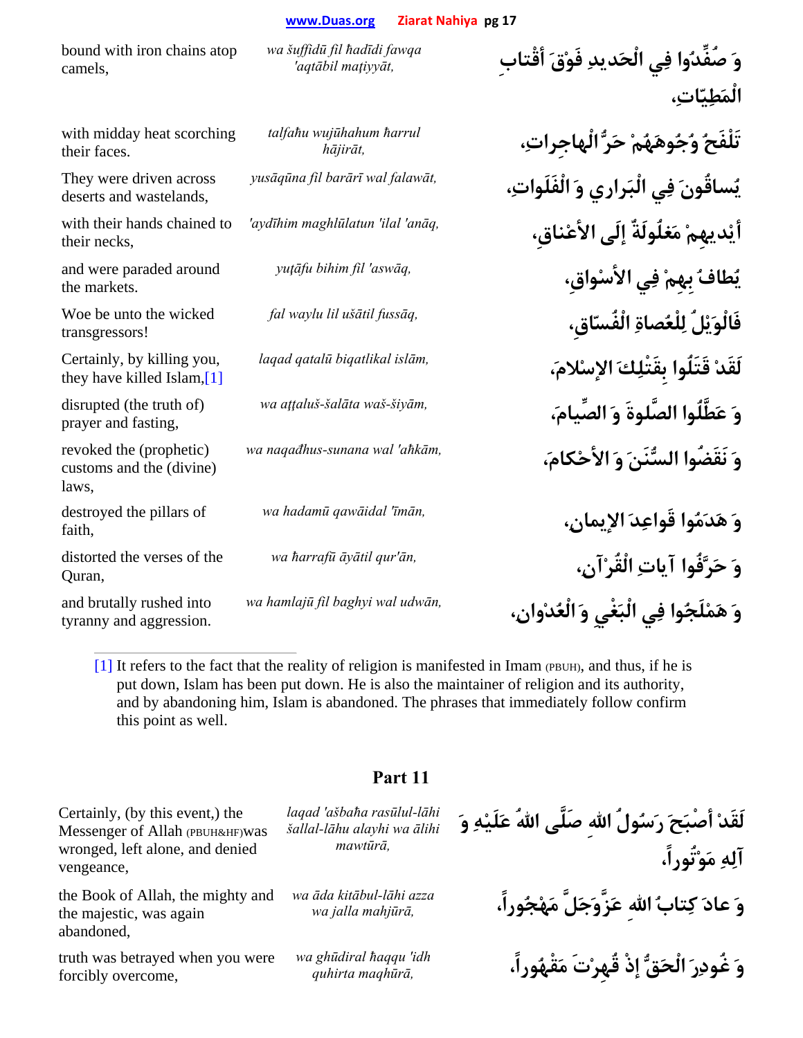| English | Transliteration | Arabic |
|---|---|---|
| bound with iron chains atop camels, | *wa šuffidū fil ħadīdi fawqa 'aqtābil maţiyyāt,* | وَ صُفِّدُوا فِي الْحَديدِ فَوْقَ أَقْتابِ الْمَطِيّاتِ، |
| with midday heat scorching their faces. | *talfaħu wujūhahum ħarrul hājirāt,* | تَلْفَحُ وُجُوهَهُمْ حَرُّ الْهاجِراتِ، |
| They were driven across deserts and wastelands, | *yusāqūna fil barārī wal falawāt,* | يُساقُونَ فِي الْبَراري وَ الْفَلَواتِ، |
| with their hands chained to their necks, | *'aydīhim maghlūlatun 'ilal 'anāq,* | أَيْديهِمْ مَغلُولَةٌ إِلَى الأَعْناقِ، |
| and were paraded around the markets. | *yuţāfu bihim fil 'aswāq,* | يُطافُ بِهِمْ فِي الأَسْواقِ، |
| Woe be unto the wicked transgressors! | *fal waylu lil ušātil fussāq,* | فَالْوَيْلُ لِلْعُصاةِ الْفُسّاقِ، |
| Certainly, by killing you, they have killed Islam,[1] | *laqad qatalū biqatlikal islām,* | لَقَدْ قَتَلُوا بِقَتْلِكَ الإِسْلامَ، |
| disrupted (the truth of) prayer and fasting, | *wa aţţaluš-šalāta waš-šiyām,* | وَ عَطَّلُوا الصَّلوةَ وَ الصِّيامَ، |
| revoked the (prophetic) customs and the (divine) laws, | *wa naqađhus-sunana wal 'aħkām,* | وَ نَقَضُوا السُّنَنَ وَ الأَحْكامَ، |
| destroyed the pillars of faith, | *wa hadamū qawāidal 'īmān,* | وَ هَدَمُوا قَواعِدَ الإِيمانِ، |
| distorted the verses of the Quran, | *wa ħarrafū āyātil qur'ān,* | وَ حَرَّفُوا آياتِ الْقُرْآنِ، |
| and brutally rushed into tyranny and aggression. | *wa hamlajū fil baghyi wal udwān,* | وَ هَمْلَجُوا فِي الْبَغْيِ وَ الْعُدْوانِ، |

[1] It refers to the fact that the reality of religion is manifested in Imam (PBUH), and thus, if he is put down, Islam has been put down. He is also the maintainer of religion and its authority, and by abandoning him, Islam is abandoned. The phrases that immediately follow confirm this point as well.

## Part 11

| English | Transliteration | Arabic |
|---|---|---|
| Certainly, (by this event,) the Messenger of Allah (PBUH&HF) was wronged, left alone, and denied vengeance, | *laqad 'ašbaħa rasūlul-lāhi šallal-lāhu alayhi wa ālihi mawtūrā,* | لَقَدْ أَصْبَحَ رَسُولُ اللهِ صَلَّى اللهُ عَلَيْهِ وَ آلِهِ مَوْتُوراً، |
| the Book of Allah, the mighty and the majestic, was again abandoned, | *wa āda kitābul-lāhi azza wa jalla mahjūrā,* | وَ عادَ كِتابُ اللهِ عَزَّوَجَلَّ مَهْجُوراً، |
| truth was betrayed when you were forcibly overcome, | *wa ghūdiral ħaqqu 'idh quhirta maqhūrā,* | وَ غُودِرَ الْحَقُّ إِذْ قُهِرْتَ مَقْهُوراً، |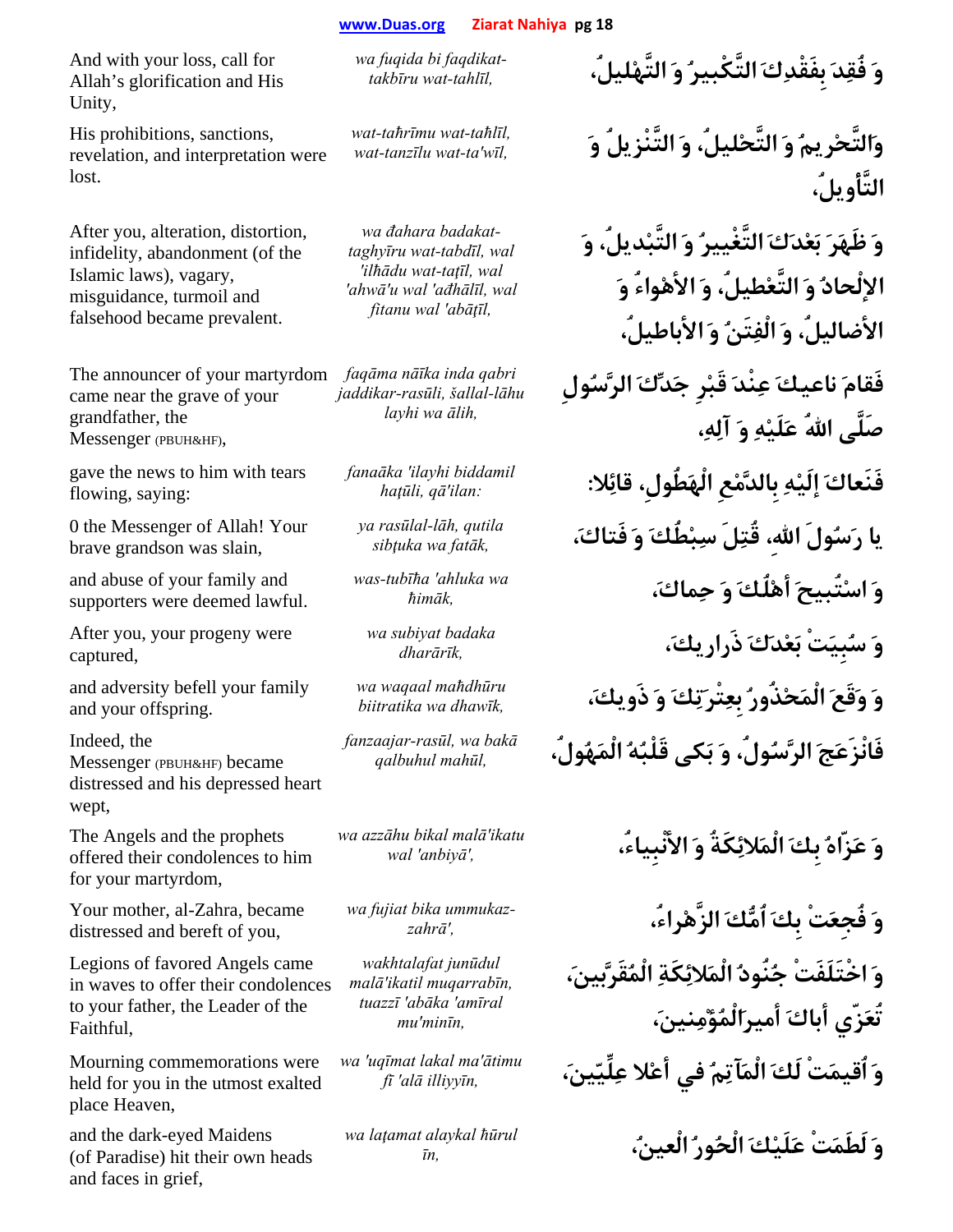| | | |
|---|---|---|
| And with your loss, call for Allah's glorification and His Unity, | *wa fuqida bi faqdikat-takbīru wat-tahlīl,* | وَ فُقِدَ بِفَقْدِكَ التَّكْبيرُ وَ التَّهْليلُ، |
| His prohibitions, sanctions, revelation, and interpretation were lost. | *wat-taḥrīmu wat-taḥlīl, wat-tanzīlu wat-ta'wīl,* | وَالتَّحْريمُ وَ التَّحْليلُ، وَ التَّنْزيلُ وَ التَّأويلُ، |
| After you, alteration, distortion, infidelity, abandonment (of the Islamic laws), vagary, misguidance, turmoil and falsehood became prevalent. | *wa đahara badakat-taghyīru wat-tabdīl, wal 'ilḥādu wat-taṭīl, wal 'ahwā'u wal 'aḍhālīl, wal fitanu wal 'abāṭīl,* | وَ ظَهَرَ بَعْدَكَ التَّغْييرُ وَ التَّبْديلُ، وَ الإلْحادُ وَ التَّعْطيلُ، وَ الأهْواءُ وَ الأضاليلُ، وَ الْفِتَنُ وَ الأباطيلُ، |
| The announcer of your martyrdom came near the grave of your grandfather, the Messenger (PBUH&HF), | *faqāma nāika inda qabri jaddikar-rasūli, šallal-lāhu layhi wa ālih,* | فَقامَ ناعيكَ عِنْدَ قَبْرِ جَدِّكَ الرَّسُولِ صَلَّى اللهُ عَلَيْهِ وَ آلِهِ، |
| gave the news to him with tears flowing, saying: | *fanaāka 'ilayhi biddamil haṭūli, qā'ilan:* | فَنَعاكَ إلَيْهِ بِالدَّمْعِ الْهَطُولِ، قائِلا: |
| 0 the Messenger of Allah! Your brave grandson was slain, | *ya rasūlal-lāh, qutila sibṭuka wa fatāk,* | يا رَسُولَ اللهِ، قُتِلَ سِبْطُكَ وَ فَتاكَ، |
| and abuse of your family and supporters were deemed lawful. | *was-tubīḥa 'ahluka wa ḥimāk,* | وَ اسْتُبيحَ أهْلُكَ وَ حِماكَ، |
| After you, your progeny were captured, | *wa subiyat badaka dharārīk,* | وَ سُبِيَتْ بَعْدَكَ ذَراريكَ، |
| and adversity befell your family and your offspring. | *wa waqaal maḥdhūru biitratika wa dhawīk,* | وَ وَقَعَ الْمَحْذُورُ بِعِتْرَتِكَ وَ ذَويكَ، |
| Indeed, the Messenger (PBUH&HF) became distressed and his depressed heart wept, | *fanzaajar-rasūl, wa bakā qalbuhul mahūl,* | فَانْزَعَجَ الرَّسُولُ، وَ بَكى قَلْبُهُ الْمَهُولُ، |
| The Angels and the prophets offered their condolences to him for your martyrdom, | *wa azzāhu bikal malā'ikatu wal 'anbiyā',* | وَ عَزّاهُ بِكَ الْمَلائِكَةُ وَ الأنْبِياءُ، |
| Your mother, al-Zahra, became distressed and bereft of you, | *wa fujiat bika ummukaz-zahrā',* | وَ فُجِعَتْ بِكَ أُمُّكَ الزَّهْراءُ، |
| Legions of favored Angels came in waves to offer their condolences to your father, the Leader of the Faithful, | *wakhtalafat junūdul malā'ikatil muqarrabīn, tuazzī 'abāka 'amīral mu'minīn,* | وَ اخْتَلَفَتْ جُنُودُ الْمَلائِكَةِ الْمُقَرَّبينَ، تُعَزّي أباكَ أميرَالْمُؤْمِنينَ، |
| Mourning commemorations were held for you in the utmost exalted place Heaven, | *wa 'uqīmat lakal ma'ātimu fī 'alā illiyyīn,* | وَ أُقيمَتْ لَكَ الْمَآتِمُ في أعْلا عِلِّيّينَ، |
| and the dark-eyed Maidens (of Paradise) hit their own heads and faces in grief, | *wa laṭamat alaykal ḥūrul īn,* | وَ لَطَمَتْ عَلَيْكَ الْحُورُ الْعينُ، |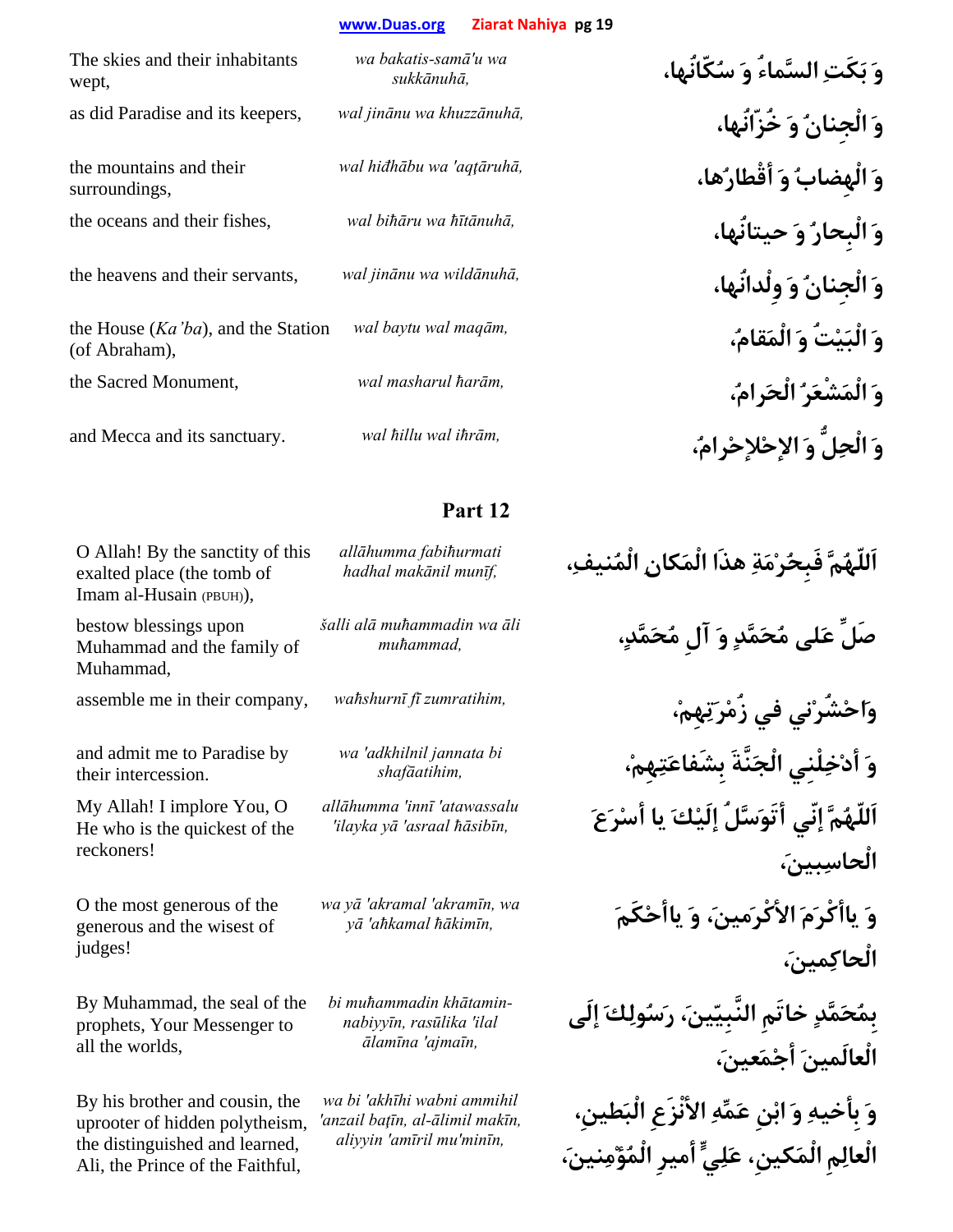| | | |
|---|---|---|
| The skies and their inhabitants wept, | *wa bakatis-samā'u wa sukkānuhā,* | وَ بَكَتِ السَّماءُ وَ سُكّانُها، |
| as did Paradise and its keepers, | *wal jinānu wa khuzzānuhā,* | وَ الْجِنانُ وَ خُزّانُها، |
| the mountains and their surroundings, | *wal hiđhābu wa 'aqţāruhā,* | وَ الْهِضابُ وَ أَقْطارُها، |
| the oceans and their fishes, | *wal biħāru wa ħītānuhā,* | وَ الْبِحارُ وَ حيتانُها، |
| the heavens and their servants, | *wal jinānu wa wildānuhā,* | وَ الْجِنانُ وَ وِلْدانُها، |
| the House (*Ka'ba*), and the Station (of Abraham), | *wal baytu wal maqām,* | وَ الْبَيْتُ وَ الْمَقامُ، |
| the Sacred Monument, | *wal masharul ħarām,* | وَ الْمَشْعَرُ الْحَرامُ، |
| and Mecca and its sanctuary. | *wal ħillu wal iħrām,* | وَ الْحِلُّ وَ الإِحْرامُ، |

## Part 12

| | | |
|---|---|---|
| O Allah! By the sanctity of this exalted place (the tomb of Imam al-Husain (PBUH)), | *allāhumma fabiħurmati hadhal makānil munīf,* | اَللّهُمَّ فَبِحُرْمَةِ هذَا الْمَكانِ الْمُنيفِ، |
| bestow blessings upon Muhammad and the family of Muhammad, | *šalli alā muħammadin wa āli muħammad,* | صَلِّ عَلى مُحَمَّدٍ وَ آلِ مُحَمَّدٍ، |
| assemble me in their company, | *waħshurnī fī zumratihim,* | وَاحْشُرْني في زُمْرَتِهِمْ، |
| and admit me to Paradise by their intercession. | *wa 'adkhilnil jannata bi shafāatihim,* | وَ أَدْخِلْنِي الْجَنَّةَ بِشَفاعَتِهِمْ، |
| My Allah! I implore You, O He who is the quickest of the reckoners! | *allāhumma 'innī 'atawassalu 'ilayka yā 'asraal ħāsibīn,* | اَللّهُمَّ إِنّي أَتَوَسَّلُ إِلَيْكَ يا أَسْرَعَ الْحاسِبينَ، |
| O the most generous of the generous and the wisest of judges! | *wa yā 'akramal 'akramīn, wa yā 'aħkamal ħākimīn,* | وَ ياأَكْرَمَ الأَكْرَمينَ، وَ ياأَحْكَمَ الْحاكِمينَ، |
| By Muhammad, the seal of the prophets, Your Messenger to all the worlds, | *bi muħammadin khātamin-nabiyyīn, rasūlika 'ilal ālamīna 'ajmaīn,* | بِمُحَمَّدٍ خاتَمِ النَّبِيّينَ، رَسُولِكَ إِلَى الْعالَمينَ أَجْمَعينَ، |
| By his brother and cousin, the uprooter of hidden polytheism, the distinguished and learned, Ali, the Prince of the Faithful, | *wa bi 'akhīhi wabni ammihil 'anzail baţīn, al-ālimil makīn, aliyyin 'amīril mu'minīn,* | وَ بِأَخيهِ وَ ابْنِ عَمِّهِ الأَنْزَعِ الْبَطينِ، الْعالِمِ الْمَكينِ، عَلِيٍّ أَميرِ الْمُؤْمِنينَ، |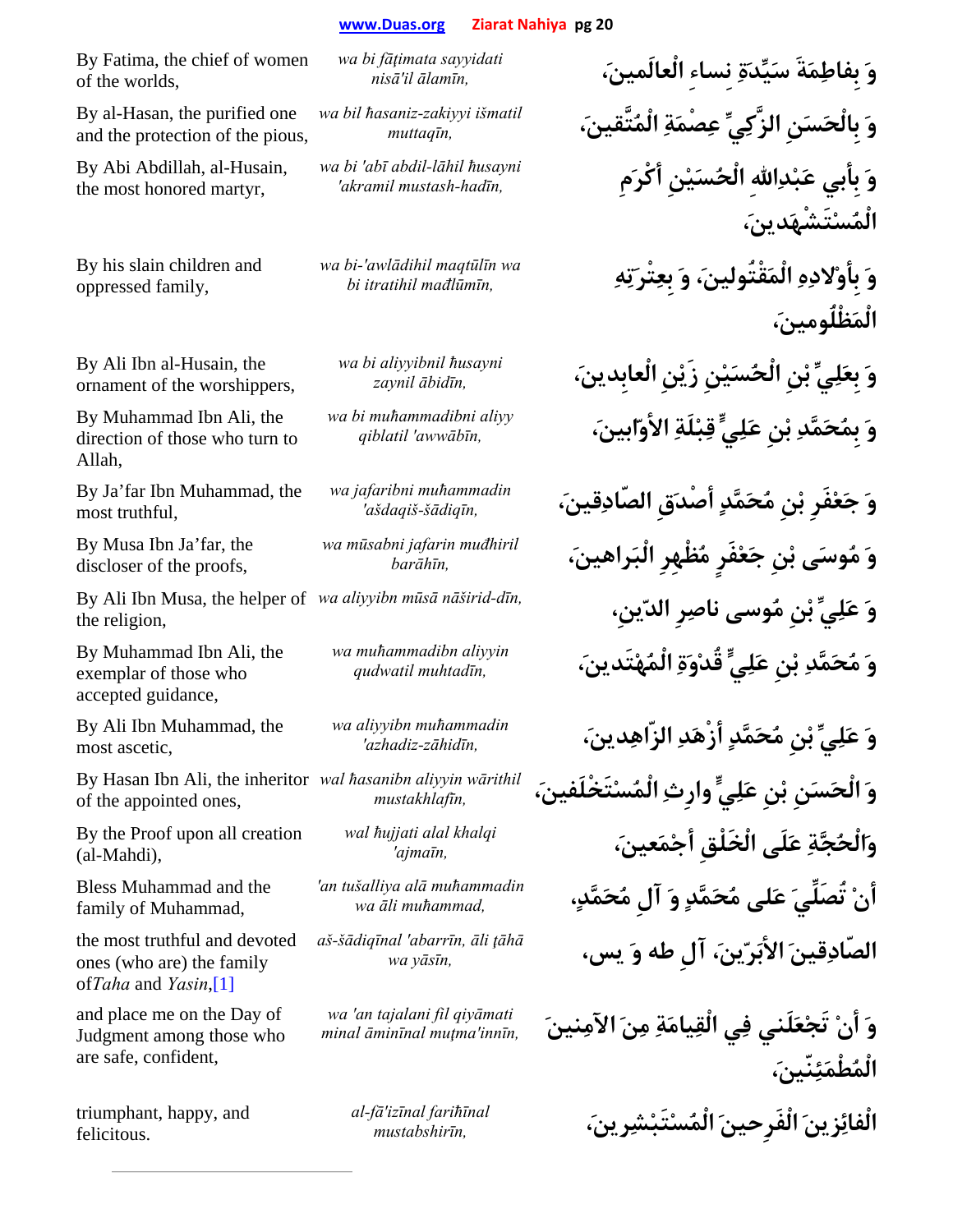| English | Transliteration | Arabic |
|---|---|---|
| By Fatima, the chief of women of the worlds, | *wa bi fāṭimata sayyidati nisā'il ālamīn,* | وَ بِفاطِمَةَ سَيِّدَةِ نِساءِ الْعالَمينَ، |
| By al-Hasan, the purified one and the protection of the pious, | *wa bil ħasaniz-zakiyyi išmatil muttaqīn,* | وَ بِالْحَسَنِ الزَّكِيِّ عِصْمَةِ الْمُتَّقينَ، |
| By Abi Abdillah, al-Husain, the most honored martyr, | *wa bi 'abī abdil-lāhil ħusayni 'akramil mustash-hadīn,* | وَ بِأبِي عَبْدِاللهِ الْحُسَيْنِ أكْرَمِ الْمُسْتَشْهَدينَ، |
| By his slain children and oppressed family, | *wa bi-'awlādihil maqtūlīn wa bi itratihil mađlūmīn,* | وَ بِأوْلادِهِ الْمَقْتُولينَ، وَ بِعِتْرَتِهِ الْمَظْلُومينَ، |
| By Ali Ibn al-Husain, the ornament of the worshippers, | *wa bi aliyyibnil ħusayni zaynil ābidīn,* | وَ بِعَلِيِّ بْنِ الْحُسَيْنِ زَيْنِ الْعابِدينَ، |
| By Muhammad Ibn Ali, the direction of those who turn to Allah, | *wa bi muħammadibni aliyy qiblatil 'awwābīn,* | وَ بِمُحَمَّدِ بْنِ عَلِيٍّ قِبْلَةِ الأوّابينَ، |
| By Ja'far Ibn Muhammad, the most truthful, | *wa jafaribni muħammadin 'ašdaqiš-šādiqīn,* | وَ جَعْفَرِ بْنِ مُحَمَّدٍ أصْدَقِ الصّادِقينَ، |
| By Musa Ibn Ja'far, the discloser of the proofs, | *wa mūsabni jafarin muđhiril barāhīn,* | وَ مُوسَى بْنِ جَعْفَرٍ مُظْهِرِ الْبَراهينَ، |
| By Ali Ibn Musa, the helper of the religion, | *wa aliyyibn mūsā nāširid-dīn,* | وَ عَلِيِّ بْنِ مُوسى ناصِرِ الدّينِ، |
| By Muhammad Ibn Ali, the exemplar of those who accepted guidance, | *wa muħammadibn aliyyin qudwatil muhtadīn,* | وَ مُحَمَّدِ بْنِ عَلِيٍّ قُدْوَةِ الْمُهْتَدينَ، |
| By Ali Ibn Muhammad, the most ascetic, | *wa aliyyibn muħammadin 'azhadiz-zāhidīn,* | وَ عَلِيِّ بْنِ مُحَمَّدٍ أزْهَدِ الزّاهِدينَ، |
| By Hasan Ibn Ali, the inheritor of the appointed ones, | *wal ħasanibn aliyyin wārithil mustakhlafīn,* | وَ الْحَسَنِ بْنِ عَلِيٍّ وارِثِ الْمُسْتَخْلَفينَ، |
| By the Proof upon all creation (al-Mahdi), | *wal ħujjati alal khalqi 'ajmaīn,* | وَالْحُجَّةِ عَلَى الْخَلْقِ أجْمَعينَ، |
| Bless Muhammad and the family of Muhammad, | *'an tušalliya alā muħammadin wa āli muħammad,* | أنْ تُصَلِّيَ عَلى مُحَمَّدٍ وَ آلِ مُحَمَّدٍ، |
| the most truthful and devoted ones (who are) the family of *Taha* and *Yasin*,[1] | *aš-šādiqīnal 'abarrīn, āli ţāhā wa yāsīn,* | الصّادِقينَ الأبَرّينَ، آلِ طه وَ يس، |
| and place me on the Day of Judgment among those who are safe, confident, | *wa 'an tajalani fil qiyāmati minal āminīnal muţma'innīn,* | وَ أنْ تَجْعَلَني فِي الْقِيامَةِ مِنَ الآمِنينَ الْمُطْمَئِنّينَ، |
| triumphant, happy, and felicitous. | *al-fā'izīnal fariħīnal mustabshirīn,* | الْفائِزينَ الْفَرِحينَ الْمُسْتَبْشِرينَ، |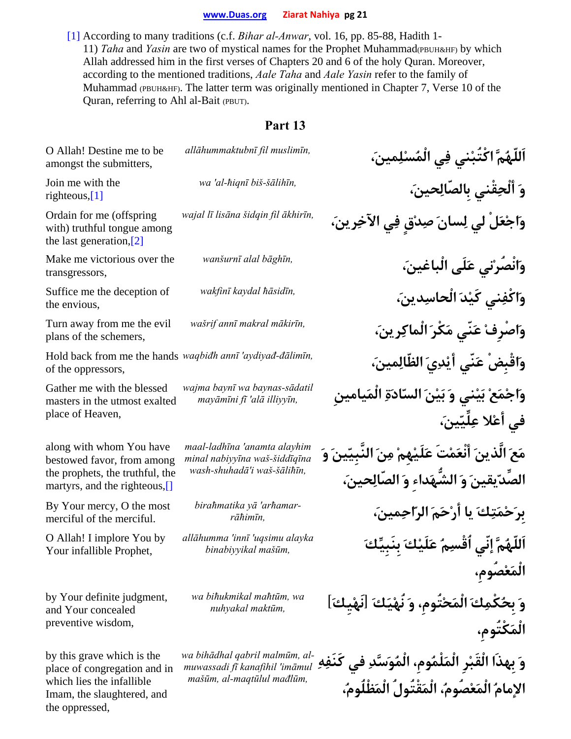[1] According to many traditions (c.f. *Bihar al-Anwar*, vol. 16, pp. 85-88, Hadith 1-11) *Taha* and *Yasin* are two of mystical names for the Prophet Muhammad(PBUH&HF) by which Allah addressed him in the first verses of Chapters 20 and 6 of the holy Quran. Moreover, according to the mentioned traditions, *Aale Taha* and *Aale Yasin* refer to the family of Muhammad (PBUH&HF). The latter term was originally mentioned in Chapter 7, Verse 10 of the Quran, referring to Ahl al-Bait (PBUT).

## Part 13

| English | Transliteration | Arabic |
|---|---|---|
| O Allah! Destine me to be amongst the submitters, | *allāhummaktubnī fil muslimīn,* | اَللّهُمَّ اكْتُبْني فِي الْمُسْلِمينَ، |
| Join me with the righteous,[1] | *wa 'al-ħiqnī biš-šāliħīn,* | وَ أَلْحِقْني بِالصّالِحينَ، |
| Ordain for me (offspring with) truthful tongue among the last generation,[2] | *wajal lī lisāna šidqin fil ākhirīn,* | واجْعَلْ لي لِسانَ صِدْقٍ فِي الآخِرين، |
| Make me victorious over the transgressors, | *wanšurnī alal bāghīn,* | وانْصُرْني عَلَى الْباغينَ، |
| Suffice me the deception of the envious, | *wakfinī kaydal ħāsidīn,* | واكْفِني كَيْدَ الْحاسِدينَ، |
| Turn away from me the evil plans of the schemers, | *wašrif annī makral mākirīn,* | واصْرِفْ عَنّي مَكْرَ الْماكِرينَ، |
| Hold back from me the hands of the oppressors, | *waqbiđh annī 'aydiyađ-đālimīn,* | واقْبِضْ عَنّي أيْدِيَ الظّالِمينَ، |
| Gather me with the blessed masters in the utmost exalted place of Heaven, | *wajma baynī wa baynas-sādatil mayāmīni fī 'alā illiyyīn,* | واجْمَعْ بَيْني وَ بَيْنَ السّادَةِ الْمَيامينِ في أعْلا عِلِّيّينَ، |
| along with whom You have bestowed favor, from among the prophets, the truthful, the martyrs, and the righteous,[] | *maal-ladhīna 'anamta alayhim minal nabiyyīna waš-šiddīqīna wash-shuhadā'i waš-šāliħīn,* | مَعَ الَّذينَ أَنْعَمْتَ عَلَيْهِمْ مِنَ النَّبِيّينَ وَ الصِّدّيقينَ وَ الشُّهَداءِ وَ الصّالِحينَ، |
| By Your mercy, O the most merciful of the merciful. | *biraħmatika yā 'arħamar-rāħimīn,* | بِرَحْمَتِكَ يا أرْحَمَ الرّاحِمينَ، |
| O Allah! I implore You by Your infallible Prophet, | *allāhumma 'innī 'uqsimu alayka binabiyyikal mašūm,* | اَللّهُمَّ إنّي أُقْسِمُ عَلَيْكَ بِنَبِيِّكَ الْمَعْصُومِ، |
| by Your definite judgment, and Your concealed preventive wisdom, | *wa biħukmikal maħtūm, wa nuhyakal maktūm,* | وَ بِحُكْمِكَ الْمَحْتُومِ، وَ نُهْيَكَ [نَهْيِكَ] الْمَكْتُومِ، |
| by this grave which is the place of congregation and in which lies the infallible Imam, the slaughtered, and the oppressed, | *wa bihādhal qabril malmūm, al-muwassadi fī kanafihil 'imāmul mašūm, al-maqtūlul mađlūm,* | وَ بِهذَا الْقَبْرِ الْمَلْمُومِ، الْمُوَسَّدِ في كَنَفِهِ الإمامُ الْمَعْصُومُ، الْمَقْتُولُ الْمَظْلُومُ، |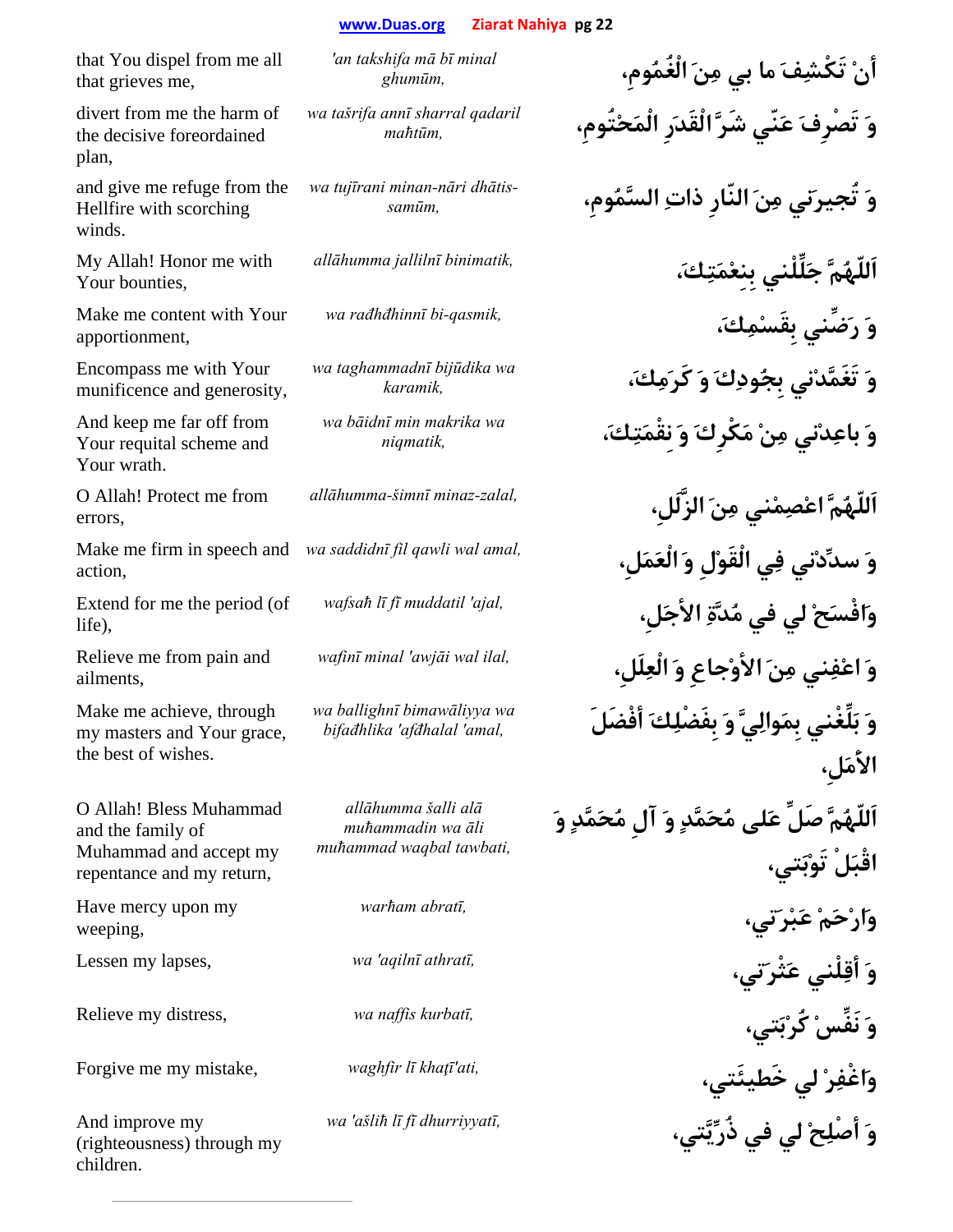| | | |
|---|---|---|
| that You dispel from me all that grieves me, | *'an takshifa mā bī minal ghumūm,* | أَنْ تَكْشِفَ ما بي مِنَ الْغُمُومِ، |
| divert from me the harm of the decisive foreordained plan, | *wa taŝrifa annī sharral qadaril maĥtūm,* | وَ تَصْرِفَ عَنّي شَرَّ الْقَدَرِ الْمَحْتُومِ، |
| and give me refuge from the Hellfire with scorching winds. | *wa tujīrani minan-nāri dhātis-samūm,* | وَ تُجيرَني مِنَ النّارِ ذاتِ السَّمُومِ، |
| My Allah! Honor me with Your bounties, | *allāhumma jallilnī binimatik,* | اَللّهُمَّ جَلِّلْني بِنِعْمَتِكَ، |
| Make me content with Your apportionment, | *wa rađhđhinnī bi-qasmik,* | وَ رَضِّني بِقَسْمِكَ، |
| Encompass me with Your munificence and generosity, | *wa taghammadnī bijūdika wa karamik,* | وَ تَغَمَّدْني بِجُودِكَ وَ كَرَمِكَ، |
| And keep me far off from Your requital scheme and Your wrath. | *wa bāidnī min makrika wa niqmatik,* | وَ باعِدْني مِنْ مَكْرِكَ وَ نِقْمَتِكَ، |
| O Allah! Protect me from errors, | *allāhumma-ŝimnī minaz-zalal,* | اَللّهُمَّ اعْصِمْني مِنَ الزَّلَلِ، |
| Make me firm in speech and action, | *wa saddidnī fil qawli wal amal,* | وَ سدِّدْني فِي الْقَوْلِ وَ الْعَمَلِ، |
| Extend for me the period (of life), | *wafsaĥ lī fī muddatil 'ajal,* | وافْسَحْ لي في مُدَّةِ الأجَلِ، |
| Relieve me from pain and ailments, | *wafinī minal 'awjāi wal ilal,* | وَ اعْفِني مِنَ الأوْجاعِ وَ الْعِلَلِ، |
| Make me achieve, through my masters and Your grace, the best of wishes. | *wa ballighnī bimawāliyya wa bifađhlika 'afđhalal 'amal,* | وَ بَلِّغْني بِمَوالِيَّ وَ بِفَضْلِكَ أفْضَلَ الأمَلِ، |
| O Allah! Bless Muhammad and the family of Muhammad and accept my repentance and my return, | *allāhumma ŝalli alā muĥammadin wa āli muĥammad waqbal tawbati,* | اَللّهُمَّ صَلِّ عَلى مُحَمَّدٍ وَ آلِ مُحَمَّدٍ وَ اقْبَلْ تَوْبَتي، |
| Have mercy upon my weeping, | *warĥam abratī,* | وَارْحَمْ عَبْرَتي، |
| Lessen my lapses, | *wa 'aqilnī athratī,* | وَ أقِلْني عَثْرَتي، |
| Relieve my distress, | *wa naffis kurbatī,* | وَ نَفِّسْ كُرْبَتي، |
| Forgive me my mistake, | *waghfir lī khaţī'ati,* | واغْفِرْ لي خَطيئَتي، |
| And improve my (righteousness) through my children. | *wa 'aŝliĥ lī fī dhurriyyatī,* | وَ أصْلِحْ لي في ذُرِّيَّتي، |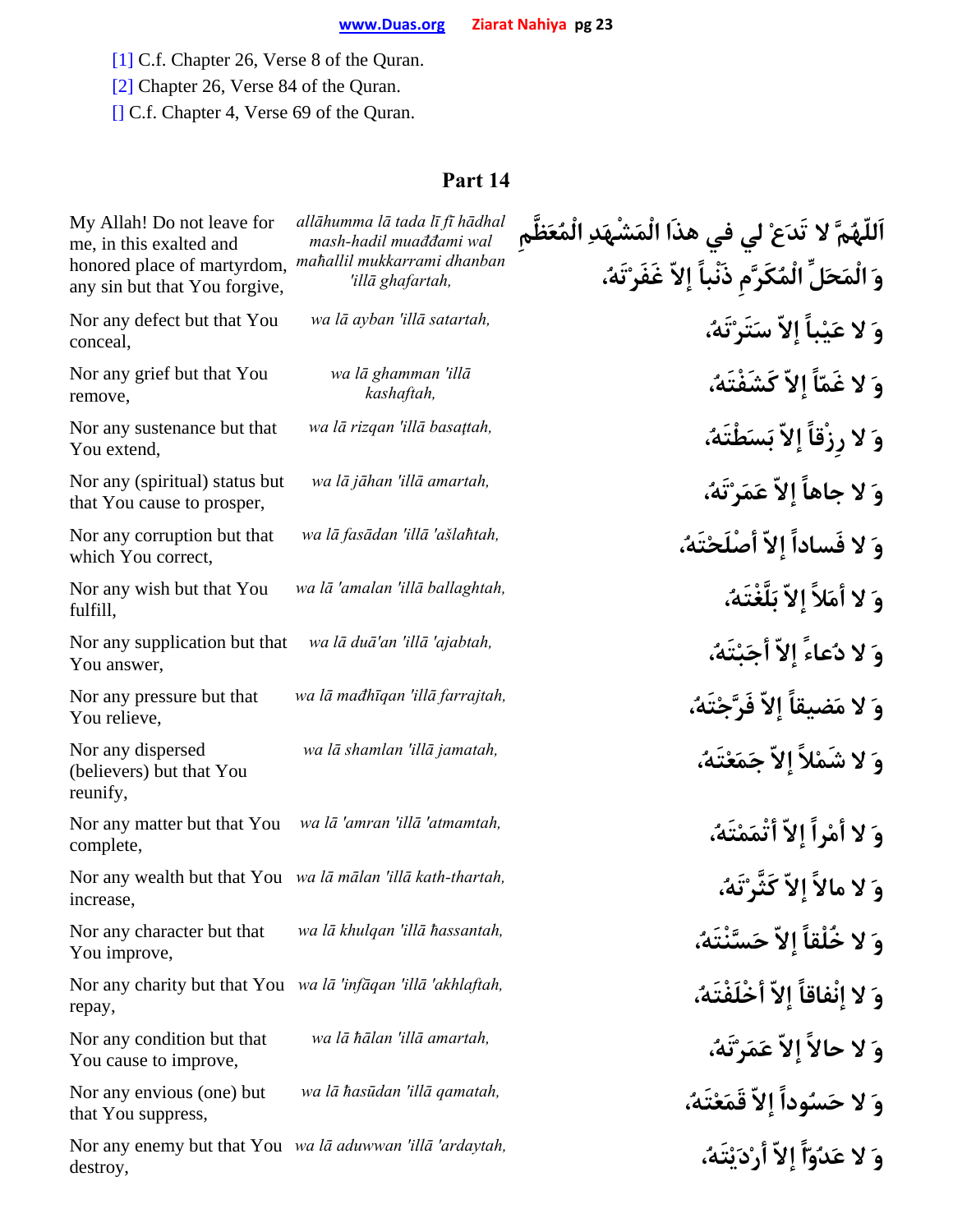[1] C.f. Chapter 26, Verse 8 of the Quran.
[2] Chapter 26, Verse 84 of the Quran.
[] C.f. Chapter 4, Verse 69 of the Quran.

## Part 14

| | | |
|---|---|---|
| My Allah! Do not leave for me, in this exalted and honored place of martyrdom, any sin but that You forgive, | *allāhumma lā tada lī fī hādhal mash-hadil muađđami wal mađallil mukkarrami dhanban 'illā ghafartah,* | اَللّهُمَّ لا تَدَعْ لي في هذَا الْمَشْهَدِ الْمُعَظَّمِ وَ الْمَحَلِّ الْمُكَرَّمِ ذَنْباً إلاّ غَفَرْتَهُ، |
| Nor any defect but that You conceal, | *wa lā ayban 'illā satartah,* | وَ لا عَيْباً إلاّ سَتَرْتَهُ، |
| Nor any grief but that You remove, | *wa lā ghamman 'illā kashaftah,* | وَ لا غَمّاً إلاّ كَشَفْتَهُ، |
| Nor any sustenance but that You extend, | *wa lā rizqan 'illā basaţţah,* | وَ لا رِزْقاً إلاّ بَسَطْتَهُ، |
| Nor any (spiritual) status but that You cause to prosper, | *wa lā jāhan 'illā amartah,* | وَ لا جاهاً إلاّ عَمَرْتَهُ، |
| Nor any corruption but that which You correct, | *wa lā fasādan 'illā 'ašlađtah,* | وَ لا فَساداً إلاّ أصْلَحْتَهُ، |
| Nor any wish but that You fulfill, | *wa lā 'amalan 'illā ballaghtah,* | وَ لا أمَلاً إلاّ بَلَّغْتَهُ، |
| Nor any supplication but that You answer, | *wa lā duā'an 'illā 'ajabtah,* | وَ لا دُعاءً إلاّ أجَبْتَهُ، |
| Nor any pressure but that You relieve, | *wa lā mađhīqan 'illā farrajtah,* | وَ لا مَضيقاً إلاّ فَرَّجْتَهُ، |
| Nor any dispersed (believers) but that You reunify, | *wa lā shamlan 'illā jamatah,* | وَ لا شَمْلاً إلاّ جَمَعْتَهُ، |
| Nor any matter but that You complete, | *wa lā 'amran 'illā 'atmamtah,* | وَ لا أمْراً إلاّ أتْمَمْتَهُ، |
| Nor any wealth but that You increase, | *wa lā mālan 'illā kath-thartah,* | وَ لا مالاً إلاّ كَثَّرْتَهُ، |
| Nor any character but that You improve, | *wa lā khulqan 'illā đassantah,* | وَ لا خُلْقاً إلاّ حَسَّنْتَهُ، |
| Nor any charity but that You repay, | *wa lā 'infāqan 'illā 'akhlaftah,* | وَ لا إنْفاقاً إلاّ أخْلَفْتَهُ، |
| Nor any condition but that You cause to improve, | *wa lā đālan 'illā amartah,* | وَ لا حالاً إلاّ عَمَرْتَهُ، |
| Nor any envious (one) but that You suppress, | *wa lā đasūdan 'illā qamatah,* | وَ لا حَسُوداً إلاّ قَمَعْتَهُ، |
| Nor any enemy but that You destroy, | *wa lā aduwwan 'illā 'ardaytah,* | وَ لا عَدُوّاً إلاّ أرْدَيْتَهُ، |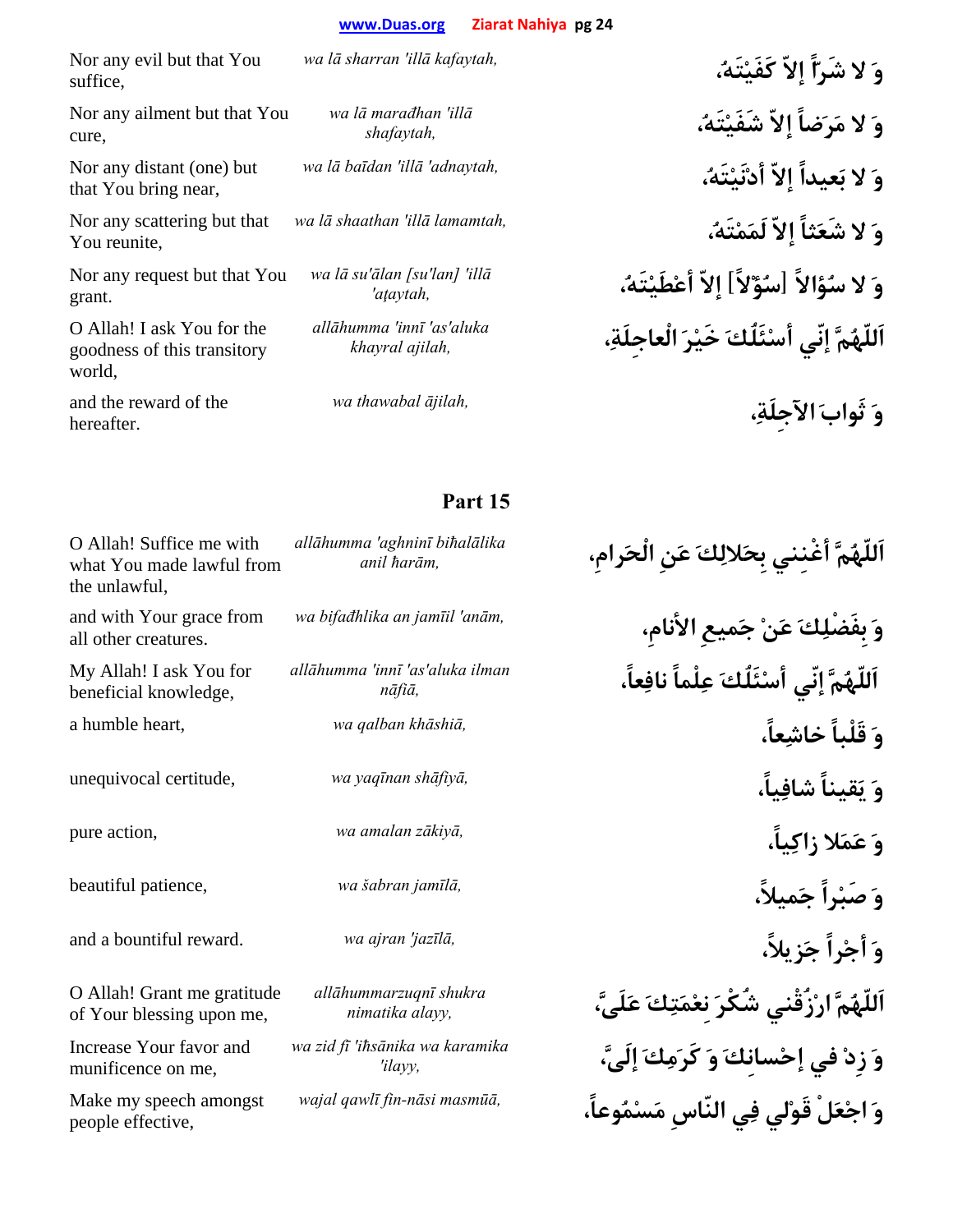| | | |
|---|---|---|
| Nor any evil but that You suffice, | *wa lā sharran 'illā kafaytah,* | وَ لا شَراً إلاّ كَفَيْتَهُ، |
| Nor any ailment but that You cure, | *wa lā marađhan 'illā shafaytah,* | وَ لا مَرَضاً إلاّ شَفَيْتَهُ، |
| Nor any distant (one) but that You bring near, | *wa lā baīdan 'illā 'adnaytah,* | وَ لا بَعيداً إلاّ أدْنَيْتَهُ، |
| Nor any scattering but that You reunite, | *wa lā shaathan 'illā lamamtah,* | وَ لا شَعَثاً إلاّ لَمَمْتَهُ، |
| Nor any request but that You grant. | *wa lā su'ālan [su'lan] 'illā 'aṭaytah,* | وَ لا سُؤالاً [سُؤْلاً] إلاّ أعْطَيْتَهُ، |
| O Allah! I ask You for the goodness of this transitory world, | *allāhumma 'innī 'as'aluka khayral ajilah,* | اَللّهُمَّ إنّي أسْئَلُكَ خَيْرَ الْعاجِلَةِ، |
| and the reward of the hereafter. | *wa thawabal ājilah,* | وَ ثَوابَ الآجِلَةِ، |

## Part 15

| | | |
|---|---|---|
| O Allah! Suffice me with what You made lawful from the unlawful, | *allāhumma 'aghninī biħalālika anil ħarām,* | اَللّهُمَّ أغْنِني بِحَلالِكَ عَنِ الْحَرامِ، |
| and with Your grace from all other creatures. | *wa bifađhlika an jamīil 'anām,* | وَ بِفَضْلِكَ عَنْ جَميعِ الأنامِ، |
| My Allah! I ask You for beneficial knowledge, | *allāhumma 'innī 'as'aluka ilman nāfiā,* | اَللّهُمَّ إنّي أسْئَلُكَ عِلْماً نافِعاً، |
| a humble heart, | *wa qalban khāshiā,* | وَ قَلْباً خاشِعاً، |
| unequivocal certitude, | *wa yaqīnan shāfiyā,* | وَ يَقيناً شافِياً، |
| pure action, | *wa amalan zākiyā,* | وَ عَمَلا زاكِياً، |
| beautiful patience, | *wa šabran jamīlā,* | وَ صَبْراً جَميلاً، |
| and a bountiful reward. | *wa ajran 'jazīlā,* | وَ أجْراً جَزيلاً، |
| O Allah! Grant me gratitude of Your blessing upon me, | *allāhummarzuqnī shukra nimatika alayy,* | اَللّهُمَّ ارْزُقْني شُكْرَ نِعْمَتِكَ عَلَيَّ، |
| Increase Your favor and munificence on me, | *wa zid fī 'iħsānika wa karamika 'ilayy,* | وَ زِدْ في إحْسانِكَ وَ كَرَمِكَ إلَيَّ، |
| Make my speech amongst people effective, | *wajal qawlī fin-nāsi masmūā,* | وَ اجْعَلْ قَوْلي فِي النّاسِ مَسْمُوعاً، |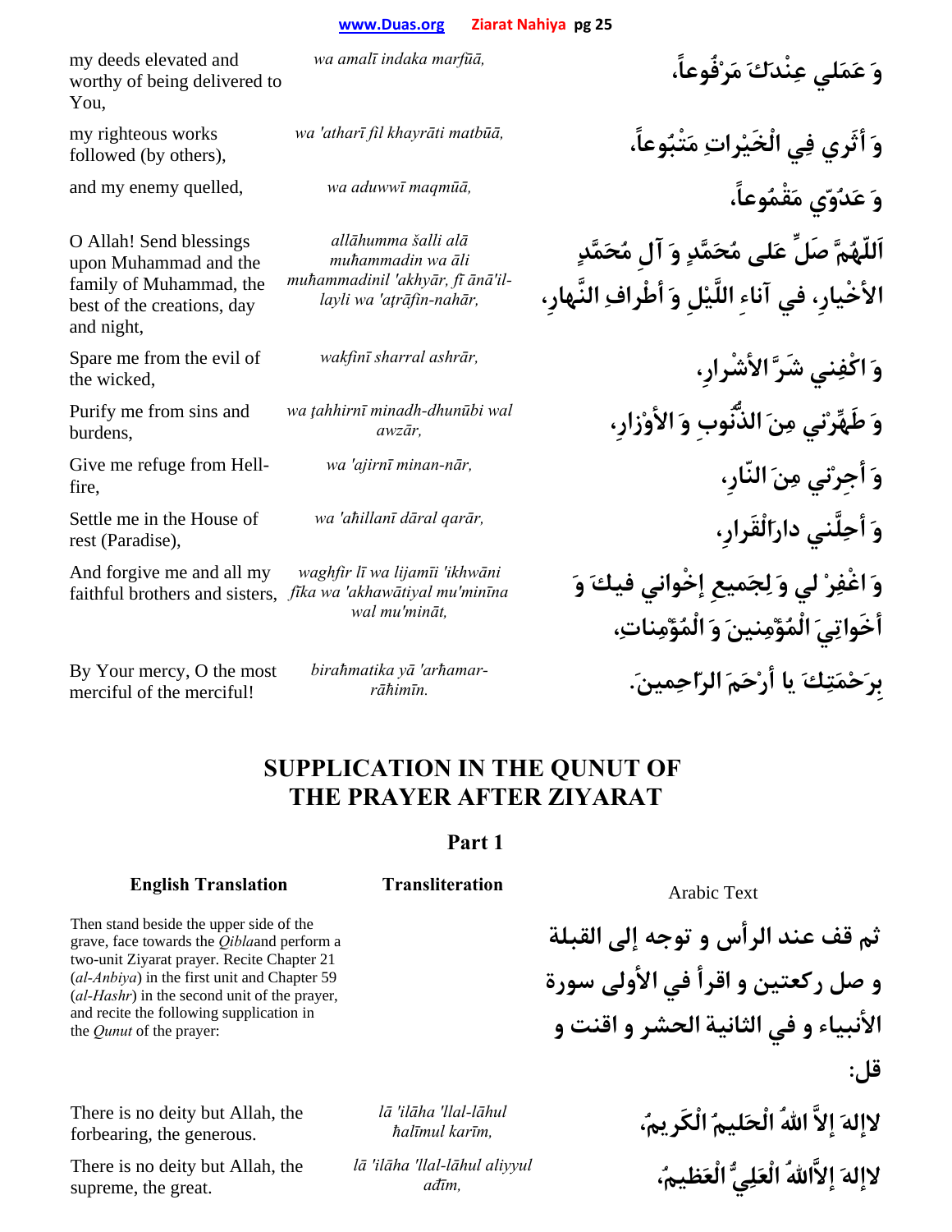| | | |
|---|---|---|
| my deeds elevated and worthy of being delivered to You, | *wa amalī indaka marfūā,* | وَ عَمَلي عِنْدَكَ مَرْفُوعاً، |
| my righteous works followed (by others), | *wa 'atharī fil khayrāti matbūā,* | وَ أَثَري فِي الْخَيْراتِ مَتْبُوعاً، |
| and my enemy quelled, | *wa aduwwī maqmūā,* | وَ عَدُوّي مَقْمُوعاً، |
| O Allah! Send blessings upon Muhammad and the family of Muhammad, the best of the creations, day and night, | *allāhumma šalli alā muħammadin wa āli muħammadinil 'akhyār, fī ānā'il-layli wa 'aṭrāfin-nahār,* | اَللّهُمَّ صَلِّ عَلى مُحَمَّدٍ وَ آلِ مُحَمَّدٍ الأخْيارِ، في آناءِ اللَّيْلِ وَ أطْرافِ النَّهارِ، |
| Spare me from the evil of the wicked, | *wakfinī sharral ashrār,* | وَ اكْفِني شَرَّ الأشْرارِ، |
| Purify me from sins and burdens, | *wa ṭahhirnī minadh-dhunūbi wal awzār,* | وَ طَهِّرْني مِنَ الذُّنوبِ وَ الأوْزارِ، |
| Give me refuge from Hell-fire, | *wa 'ajirnī minan-nār,* | وَ أجِرْني مِنَ النّارِ، |
| Settle me in the House of rest (Paradise), | *wa 'aħillanī dāral qarār,* | وَ أحِلَّني دارَالْقَرارِ، |
| And forgive me and all my faithful brothers and sisters, | *waghfir lī wa lijamīi 'ikhwāni fīka wa 'akhawātiyal mu'minīna wal mu'mināt,* | وَ اغْفِرْ لي وَ لِجَميعِ إخْواني فيكَ وَ أخَواتِيَ الْمُؤْمِنينَ وَ الْمُؤْمِناتِ، |
| By Your mercy, O the most merciful of the merciful! | *biraħmatika yā 'arħamar-rāħimīn.* | بِرَحْمَتِكَ يا أرْحَمَ الرّاحِمينَ. |

# SUPPLICATION IN THE QUNUT OF THE PRAYER AFTER ZIYARAT

## Part 1

| English Translation | Transliteration | Arabic Text |
|---|---|---|
| Then stand beside the upper side of the grave, face towards the *Qibla*and perform a two-unit Ziyarat prayer. Recite Chapter 21 (*al-Anbiya*) in the first unit and Chapter 59 (*al-Hashr*) in the second unit of the prayer, and recite the following supplication in the *Qunut* of the prayer: | | ثم قف عند الرأس و توجه إلى القبلة و صل ركعتين و اقرأ في الأولى سورة الأنبياء و في الثانية الحشر و اقنت و قل: |
| There is no deity but Allah, the forbearing, the generous. | *lā 'ilāha 'llal-lāhul ħalīmul karīm,* | لاإلهَ إلاَّ اللهُ الْحَليمُ الْكَريمُ، |
| There is no deity but Allah, the supreme, the great. | *lā 'ilāha 'llal-lāhul aliyyul ađīm,* | لاإلهَ إلاَّاللهُ الْعَلِيُّ الْعَظيمُ، |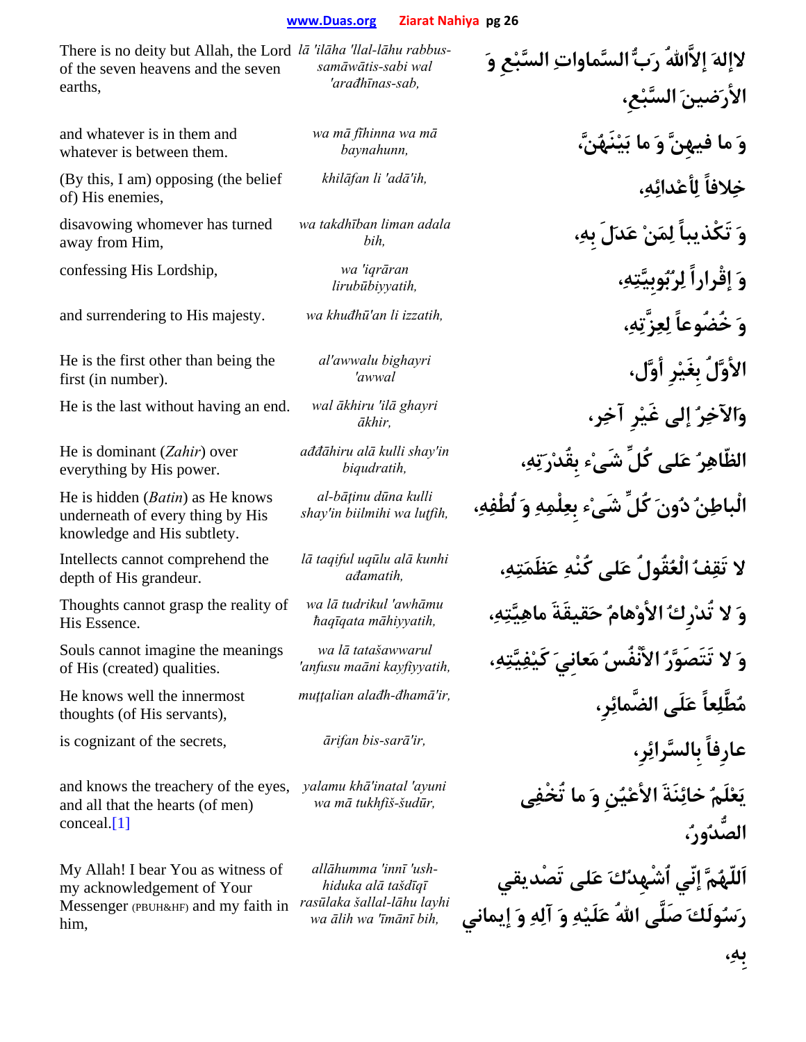| English | Transliteration | Arabic |
|---|---|---|
| There is no deity but Allah, the Lord of the seven heavens and the seven earths, | *lā 'ilāha 'llal-lāhu rabbus-samāwātis-sabi wal 'arađhīnas-sab,* | لاإلهَ إلاَّاللهُ رَبُّ السَّماواتِ السَّبْعِ وَ الأرَضينَ السَّبْعِ، |
| and whatever is in them and whatever is between them. | *wa mā fīhinna wa mā baynahunn,* | وَ ما فيهِنَّ وَ ما بَيْنَهُنَّ، |
| (By this, I am) opposing (the belief of) His enemies, | *khilāfan li 'adā'ih,* | خِلافاً لِأعْدائِهِ، |
| disavowing whomever has turned away from Him, | *wa takdhīban liman adala bih,* | وَ تَكْذيباً لِمَنْ عَدَلَ بِهِ، |
| confessing His Lordship, | *wa 'iqrāran lirubūbiyyatih,* | وَ إقْراراً لِرُبُوبِيَّتِهِ، |
| and surrendering to His majesty. | *wa khuđhū'an li izzatih,* | وَ خُضُوعاً لِعِزَّتِهِ، |
| He is the first other than being the first (in number). | *al'awwalu bighayri 'awwal* | الأوَّلُ بِغَيْرِ أوَّل، |
| He is the last without having an end. | *wal ākhiru 'ilā ghayri ākhir,* | وَالآخِرُ إلى غَيْرِ آخِر، |
| He is dominant (*Zahir*) over everything by His power. | *ađđāhiru alā kulli shay'in biqudratih,* | الظّاهِرُ عَلى كُلِّ شَيْء بِقُدْرَتِهِ، |
| He is hidden (*Batin*) as He knows underneath of every thing by His knowledge and His subtlety. | *al-bāṭinu dūna kulli shay'in biilmihi wa luṭfih,* | الْباطِنُ دُونَ كُلِّ شَيْء بِعِلْمِهِ وَ لُطْفِهِ، |
| Intellects cannot comprehend the depth of His grandeur. | *lā taqiful uqūlu alā kunhi ađamatih,* | لا تَقِفُ الْعُقُولُ عَلى كُنْهِ عَظَمَتِهِ، |
| Thoughts cannot grasp the reality of His Essence. | *wa lā tudrikul 'awhāmu ħaqīqata māhiyyatih,* | وَ لا تُدْرِكُ الأوْهامُ حَقيقَةَ ماهِيَّتِهِ، |
| Souls cannot imagine the meanings of His (created) qualities. | *wa lā tatašawwarul 'anfusu maāni kayfiyyatih,* | وَ لا تَتَصَوَّرُ الأنْفُسُ مَعانِيَ كَيْفِيَّتِهِ، |
| He knows well the innermost thoughts (of His servants), | *muṭṭalian alađh-đhamā'ir,* | مُطَّلِعاً عَلَى الضَّمائِرِ، |
| is cognizant of the secrets, | *ārifan bis-sarā'ir,* | عارِفاً بِالسَّرائِرِ، |
| and knows the treachery of the eyes, and all that the hearts (of men) conceal.[1] | *yalamu khā'inatal 'ayuni wa mā tukhfiš-šudūr,* | يَعْلَمُ خائِنَةَ الأعْيُنِ وَ ما تُخْفِي الصُّدُورُ، |
| My Allah! I bear You as witness of my acknowledgement of Your Messenger (PBUH&HF) and my faith in him, | *allāhumma 'innī 'ush-hiduka alā tašdīqī rasūlaka šallal-lāhu layhi wa ālih wa 'īmānī bih,* | اَللّهُمَّ إنّي اُشْهِدُكَ عَلى تَصْديقي رَسُولَكَ صَلَّى اللهُ عَلَيْهِ وَ آلِهِ وَ إيماني بِهِ، |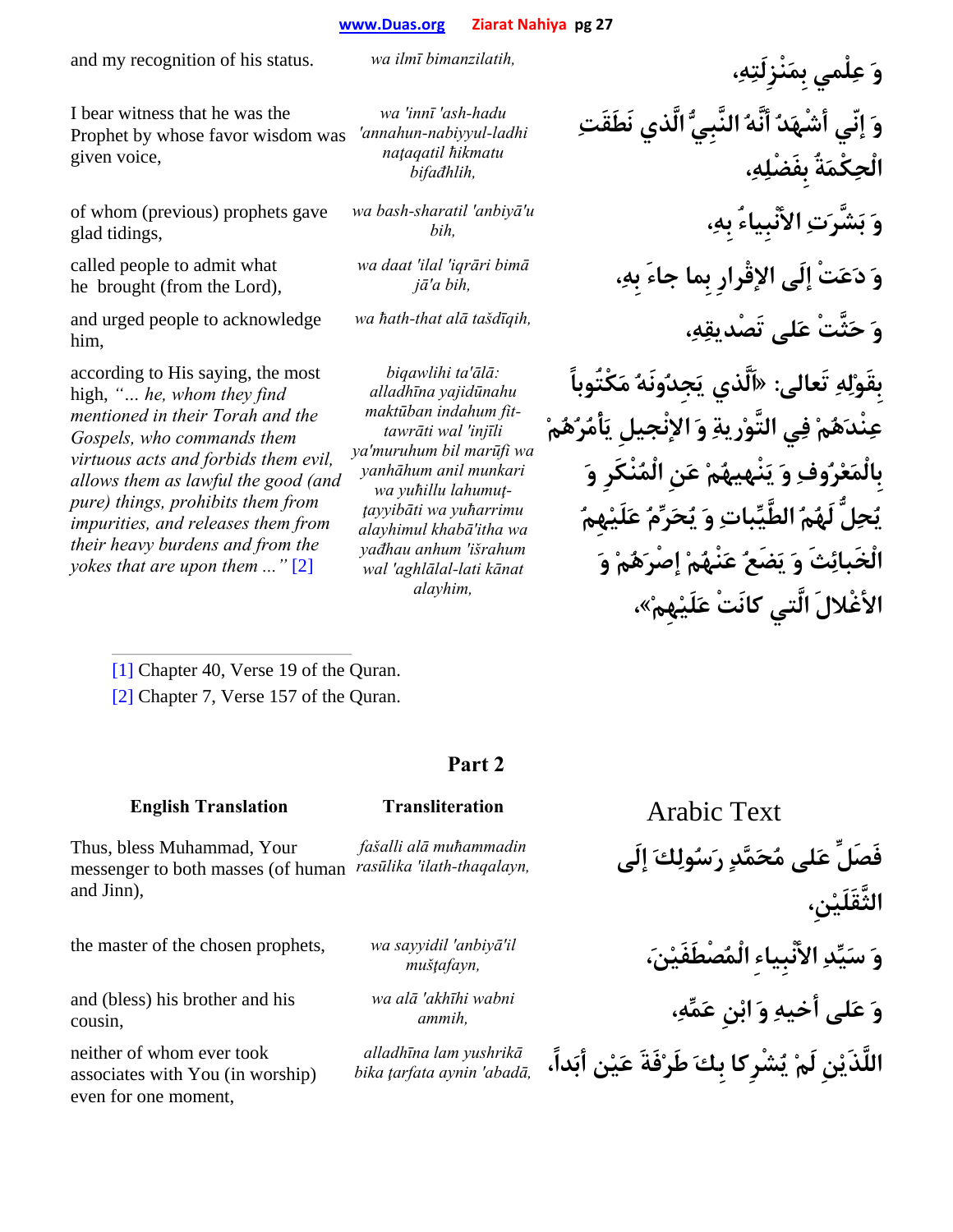| English Translation | Transliteration | Arabic Text |
|---|---|---|
| and my recognition of his status. | *wa ilmī bimanzilatih,* | وَ عِلْمي بِمَنْزِلَتِهِ، |
| I bear witness that he was the Prophet by whose favor wisdom was given voice, | *wa 'innī 'ash-hadu 'annahun-nabiyyul-ladhi naṭaqatil ħikmatu bifađhlih,* | وَ إنّي أشْهَدُ أنَّهُ النَّبِيُّ الَّذي نَطَقَتِ الْحِكْمَةُ بِفَضْلِهِ، |
| of whom (previous) prophets gave glad tidings, | *wa bash-sharatil 'anbiyā'u bih,* | وَ بَشَّرَتِ الأَنْبِياءُ بِهِ، |
| called people to admit what he brought (from the Lord), | *wa daat 'ilal 'iqrāri bimā jā'a bih,* | وَ دَعَتْ إلَى الإقْرارِ بِما جاءَ بِهِ، |
| and urged people to acknowledge him, | *wa ħath-that alā tašdīqih,* | وَ حَثَّتْ عَلى تَصْديقِهِ، |
| according to His saying, the most high, *"... he, whom they find mentioned in their Torah and the Gospels, who commands them virtuous acts and forbids them evil, allows them as lawful the good (and pure) things, prohibits them from impurities, and releases them from their heavy burdens and from the yokes that are upon them ..."* [2] | *biqawlihi ta'ālā: alladhīna yajidūnahu maktūban indahum fit-tawrāti wal 'injīli ya'muruhum bil marūfi wa yanhāhum anil munkari wa yuħillu lahumuṭ-ṭayyibāti wa yuħarrimu alayhimul khabā'itha wa yađhau anhum 'išrahum wal 'aghlālal-lati kānat alayhim,* | بِقَوْلِهِ تَعالى: «اَلّذي يَجِدُونَهُ مَكْتُوباً عِنْدَهُمْ فِي التَّوْريةِ وَ الإنْجيلِ يَأْمُرُهُمْ بِالْمَعْرُوفِ وَ يَنْهيهُمْ عَنِ الْمُنْكَرِ وَ يُحِلُّ لَهُمُ الطَّيِّباتِ وَ يُحَرِّمُ عَلَيْهِمُ الْخَبائِثَ وَ يَضَعُ عَنْهُمْ إصْرَهُمْ وَ الأغْلالَ الَّتي كانَتْ عَلَيْهِمْ»، |

[1] Chapter 40, Verse 19 of the Quran.

[2] Chapter 7, Verse 157 of the Quran.

## Part 2

| English Translation | Transliteration | Arabic Text |
|---|---|---|
| Thus, bless Muhammad, Your messenger to both masses (of human and Jinn), | *fašalli alā muħammadin rasūlika 'ilath-thaqalayn,* | فَصَلِّ عَلى مُحَمَّدٍ رَسُولِكَ إلَى الثَّقَلَيْنِ، |
| the master of the chosen prophets, | *wa sayyidil 'anbiyā'il mušṭafayn,* | وَ سَيِّدِ الأنْبِياءِ الْمُصْطَفَيْنَ، |
| and (bless) his brother and his cousin, | *wa alā 'akhīhi wabni ammih,* | وَ عَلى أخيهِ وَ ابْنِ عَمِّهِ، |
| neither of whom ever took associates with You (in worship) even for one moment, | *alladhīna lam yushrikā bika ṭarfata aynin 'abadā,* | اللَّذَيْنِ لَمْ يُشْرِكا بِكَ طَرْفَةَ عَيْنٍ أبَداً، |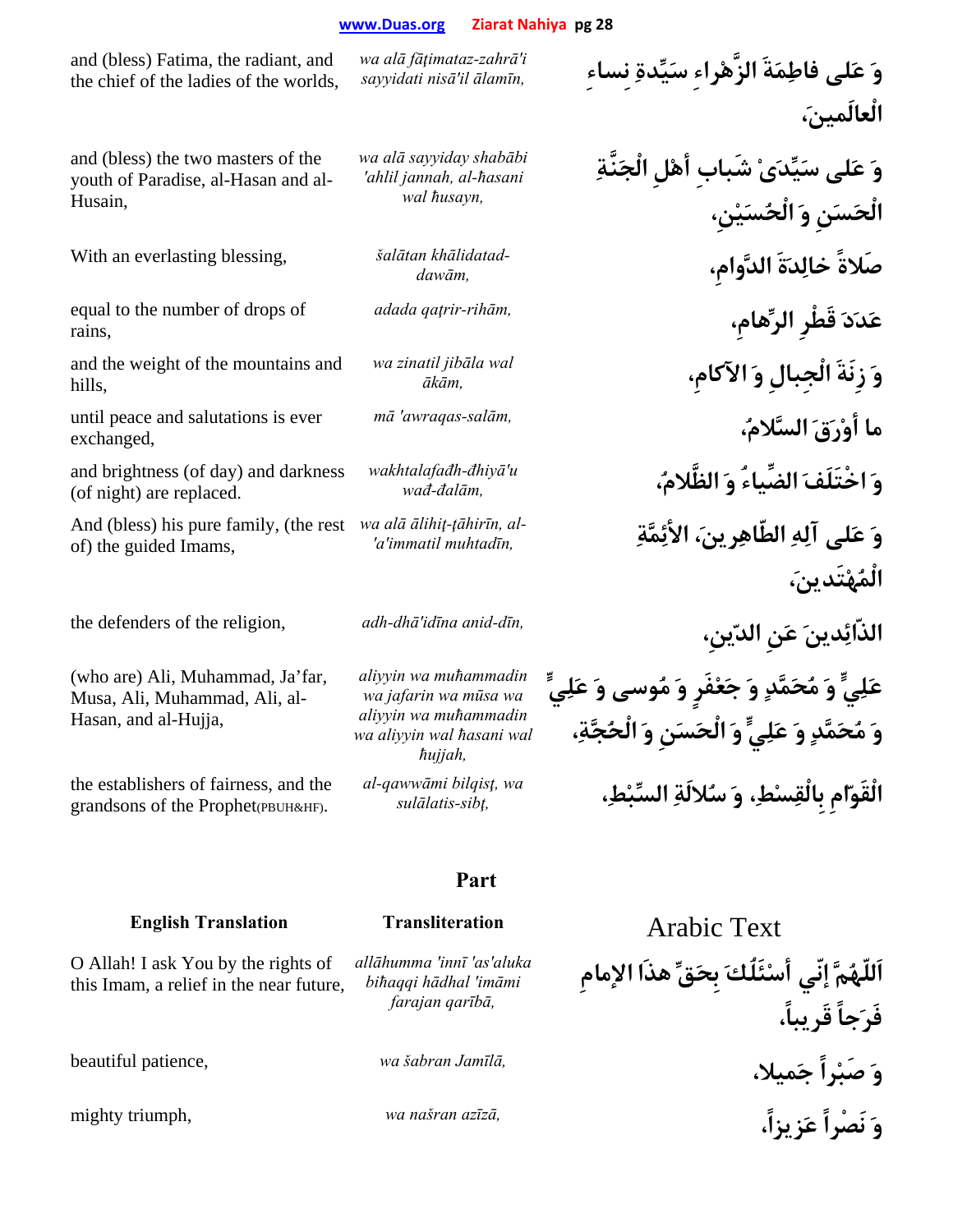| | | |
|---|---|---|
| and (bless) Fatima, the radiant, and the chief of the ladies of the worlds, | *wa alā fāṭimataz-zahrā'i sayyidati nisā'il ālamīn,* | وَ عَلى فاطِمَةَ الزَّهْراءِ سَيِّدةِ نِساءِ الْعالَمينَ، |
| and (bless) the two masters of the youth of Paradise, al-Hasan and al-Husain, | *wa alā sayyiday shabābi 'ahlil jannah, al-ħasani wal ħusayn,* | وَ عَلى سَيِّدَيْ شَبابِ أهْلِ الْجَنَّةِ الْحَسَنِ وَ الْحُسَيْنِ، |
| With an everlasting blessing, | *šalātan khālidatad-dawām,* | صَلاةً خالِدَةَ الدَّوامِ، |
| equal to the number of drops of rains, | *adada qaţrir-rihām,* | عَدَدَ قَطْرِ الرِّهامِ، |
| and the weight of the mountains and hills, | *wa zinatil jibāla wal ākām,* | وَ زِنَةَ الْجِبالِ وَ الآكامِ، |
| until peace and salutations is ever exchanged, | *mā 'awraqas-salām,* | ما أوْرَقَ السَّلامُ، |
| and brightness (of day) and darkness (of night) are replaced. | *wakhtalafađh-đhiyā'u wađ-đalām,* | وَ اخْتَلَفَ الضِّياءُ وَ الظَّلامُ، |
| And (bless) his pure family, (the rest of) the guided Imams, | *wa alā ālihiţ-ţāhirīn, al-'a'immatil muhtadīn,* | وَ عَلى آلِهِ الطّاهِرينَ، الأئِمَّةِ الْمُهْتَدينَ، |
| the defenders of the religion, | *adh-dhā'idīna anid-dīn,* | الذّائِدينَ عَنِ الدّينِ، |
| (who are) Ali, Muhammad, Ja'far, Musa, Ali, Muhammad, Ali, al-Hasan, and al-Hujja, | *aliyyin wa muħammadin wa jafarin wa mūsa wa aliyyin wa muħammadin wa aliyyin wal ħasani wal ħujjah,* | عَلِيٍّ وَ مُحَمَّدٍ وَ جَعْفَرٍ وَ مُوسى وَ عَلِيٍّ وَ مُحَمَّدٍ وَ عَلِيٍّ وَ الْحَسَنِ وَ الْحُجَّةِ، |
| the establishers of fairness, and the grandsons of the Prophet(PBUH&HF). | *al-qawwāmi bilqisţ, wa sulālatis-sibţ,* | الْقَوّامِ بِالْقِسْطِ، وَ سُلالَةِ السِّبْطِ، |

## Part

| English Translation | Transliteration | Arabic Text |
|---|---|---|
| O Allah! I ask You by the rights of this Imam, a relief in the near future, | *allāhumma 'innī 'as'aluka biħaqqi hādhal 'imāmi farajan qarībā,* | اَللّهُمَّ إنّي أسْئَلُكَ بِحَقِّ هذَا الإمامِ فَرَجاً قَريباً، |
| beautiful patience, | *wa šabran Jamīlā,* | وَ صَبْراً جَميلا، |
| mighty triumph, | *wa našran azīzā,* | وَ نَصْراً عَزيزاً، |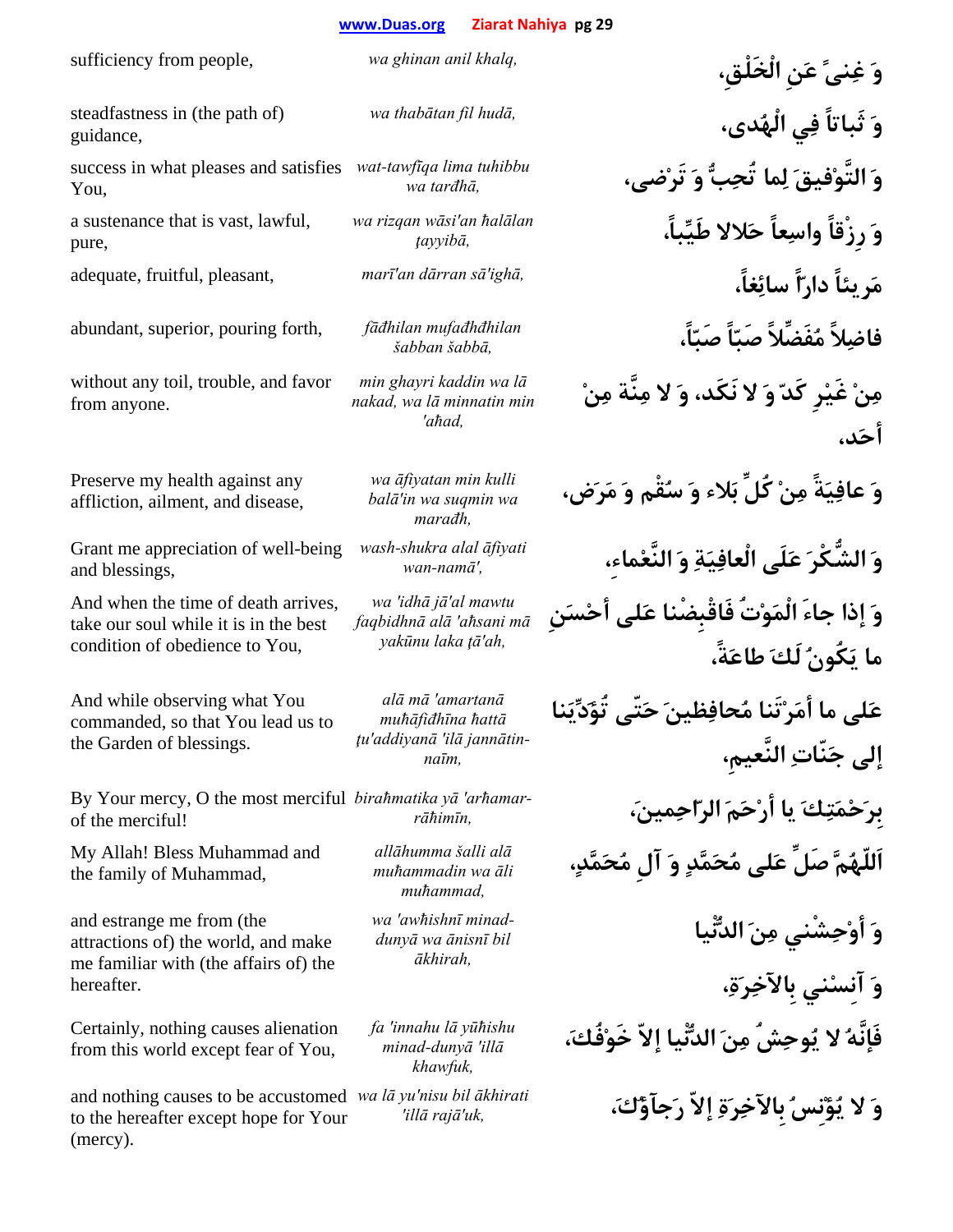| | | |
|---|---|---|
| sufficiency from people, | *wa ghinan anil khalq,* | وَ غِنىً عَنِ الْخَلْقِ، |
| steadfastness in (the path of) guidance, | *wa thabātan fil hudā,* | وَ ثَباتاً فِي الْهُدى، |
| success in what pleases and satisfies You, | *wat-tawfīqa lima tuhibbu wa tarđhā,* | وَ التَّوْفيقَ لِما تُحِبُّ وَ تَرْضى، |
| a sustenance that is vast, lawful, pure, | *wa rizqan wāsi'an ħalālan ţayyibā,* | وَ رِزْقاً واسِعاً حَلالا طَيِّباً، |
| adequate, fruitful, pleasant, | *marī'an dārran sā'ighā,* | مَريئاً داراً سائِغاً، |
| abundant, superior, pouring forth, | *fāđhilan mufađhđhilan šabban šabbā,* | فاضِلاً مُفَضِّلاً صَبّاً صَبّاً، |
| without any toil, trouble, and favor from anyone. | *min ghayri kaddin wa lā nakad, wa lā minnatin min 'aħad,* | مِنْ غَيْرِ كَدّ وَ لا نَكَد، وَ لا مِنَّة مِنْ أحَد، |
| Preserve my health against any affliction, ailment, and disease, | *wa āfiyatan min kulli balā'in wa suqmin wa marađh,* | وَ عافِيَةً مِنْ كُلِّ بَلاء وَ سُقْم وَ مَرَض، |
| Grant me appreciation of well-being and blessings, | *wash-shukra alal āfiyati wan-namā',* | وَ الشُّكْرَ عَلَى الْعافِيَةِ وَ النَّعْماء، |
| And when the time of death arrives, take our soul while it is in the best condition of obedience to You, | *wa 'idhā jā'al mawtu faqbidhnā alā 'aħsani mā yakūnu laka ţā'ah,* | وَ إذا جاءَ الْمَوْتُ فَاقْبِضْنا عَلى أحْسَنِ ما يَكُونُ لَكَ طاعَةً، |
| And while observing what You commanded, so that You lead us to the Garden of blessings. | *alā mā 'amartanā muħāfiđhīna ħattā ţu'addiyanā 'ilā jannātin-naīm,* | عَلى ما أمَرْتَنا مُحافِظينَ حَتّى تُؤَدِّيَنا إلى جَنّاتِ النَّعيمِ، |
| By Your mercy, O the most merciful of the merciful! | *biraħmatika yā 'arħamar-rāhimīn,* | بِرَحْمَتِكَ يا أرْحَمَ الرّاحِمينَ، |
| My Allah! Bless Muhammad and the family of Muhammad, | *allāhumma šalli alā muħammadin wa āli muħammad,* | اَللّهُمَّ صَلِّ عَلى مُحَمَّدٍ وَ آلِ مُحَمَّدٍ، |
| and estrange me from (the attractions of) the world, and make me familiar with (the affairs of) the hereafter. | *wa 'awħishnī minad-dunyā wa ānisnī bil ākhirah,* | وَ أوْحِشْني مِنَ الدُّنْيا وَ آنِسْني بِالآخِرَةِ، |
| Certainly, nothing causes alienation from this world except fear of You, | *fa 'innahu lā yūħishu minad-dunyā 'illā khawfuk,* | فَإنَّهُ لا يُوحِشُ مِنَ الدُّنْيا إلاّ خَوْفُكَ، |
| and nothing causes to be accustomed to the hereafter except hope for Your (mercy). | *wa lā yu'nisu bil ākhirati 'illā rajā'uk,* | وَ لا يُؤْنِسُ بِالآخِرَةِ إلاّ رَجآؤُكَ، |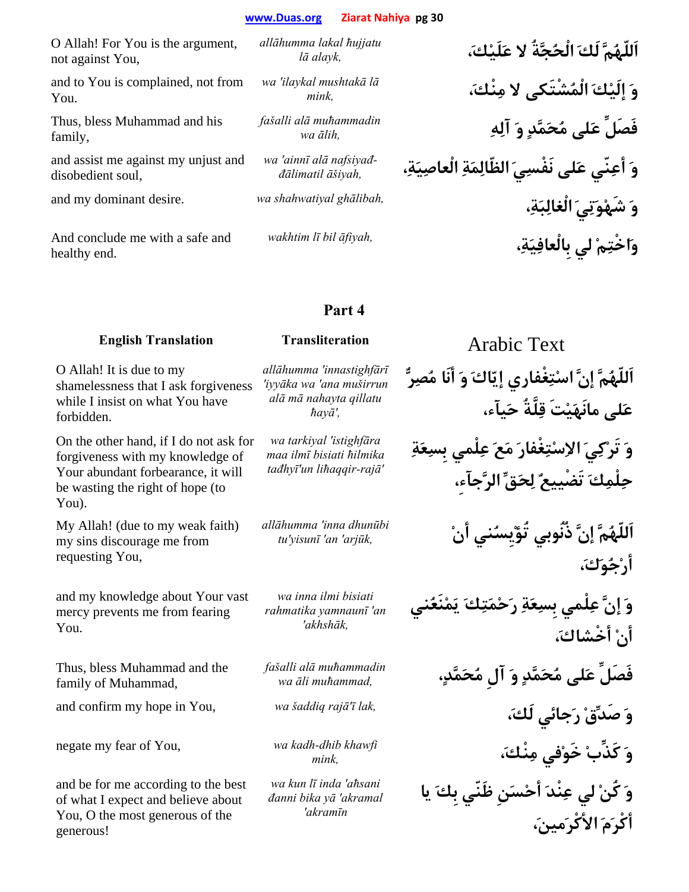| | | |
|---|---|---|
| O Allah! For You is the argument, not against You, | *allāhumma lakal ħujjatu lā alayk,* | اَللّهُمَّ لَكَ الْحُجَّةُ لا عَلَيْكَ، |
| and to You is complained, not from You. | *wa 'ilaykal mushtakā lā mink,* | وَ إلَيْكَ الْمُشْتَكى لا مِنْكَ، |
| Thus, bless Muhammad and his family, | *fašalli alā muħammadin wa ālih,* | فَصَلِّ عَلى مُحَمَّدٍ وَ آلِهِ |
| and assist me against my unjust and disobedient soul, | *wa 'ainnī alā nafsiyađ-đālimatil āšiyah,* | وَ أعِنّي عَلى نَفْسِيَ الظّالِمَةِ الْعاصِيَةِ، |
| and my dominant desire. | *wa shahwatiyal ghālibah,* | وَ شَهْوَتِيَ الْغالِبَةِ، |
| And conclude me with a safe and healthy end. | *wakhtim lī bil āfiyah,* | وَاخْتِمْ لي بِالْعافِيَةِ، |

## Part 4

| English Translation | Transliteration | Arabic Text |
|---|---|---|
| O Allah! It is due to my shamelessness that I ask forgiveness while I insist on what You have forbidden. | *allāhumma 'innastighfārī 'iyyāka wa 'ana muširrun alā mā nahayta qillatu ħayā',* | اَللّهُمَّ إنَّ اسْتِغْفاري إيّاكَ وَ أنَا مُصِرٌّ عَلى مانَهَيْتَ قِلَّةُ حَيآء، |
| On the other hand, if I do not ask for forgiveness with my knowledge of Your abundant forbearance, it will be wasting the right of hope (to You). | *wa tarkiyal 'istighfāra maa ilmī bisiati ħilmika tađhyī'un liħaqqir-rajā'* | وَ تَرْكِيَ الاِسْتِغْفارَ مَعَ عِلْمي بِسِعَةِ حِلْمِكَ تَضْييعٌ لِحَقِّ الرَّجآء، |
| My Allah! (due to my weak faith) my sins discourage me from requesting You, | *allāhumma 'inna dhunūbi tu'yisunī 'an 'arjūk,* | اَللّهُمَّ إنَّ ذُنُوبي تُؤْيِسُني أنْ أرْجُوكَ، |
| and my knowledge about Your vast mercy prevents me from fearing You. | *wa inna ilmi bisiati rahmatika yamnaunī 'an 'akhshāk,* | وَ إنَّ عِلْمي بِسِعَةِ رَحْمَتِكَ يَمْنَعُني أنْ أخْشاكَ، |
| Thus, bless Muhammad and the family of Muhammad, | *fašalli alā muħammadin wa āli muħammad,* | فَصَلِّ عَلى مُحَمَّدٍ وَ آلِ مُحَمَّدٍ، |
| and confirm my hope in You, | *wa šaddiq rajā'ī lak,* | وَ صَدِّقْ رَجائي لَكَ، |
| negate my fear of You, | *wa kadh-dhib khawfi mink,* | وَ كَذِّبْ خَوْفي مِنْكَ، |
| and be for me according to the best of what I expect and believe about You, O the most generous of the generous! | *wa kun lī inda 'aħsani đanni bika yā 'akramal 'akramīn* | وَ كُنْ لي عِنْدَ أحْسَنِ ظَنّي بِكَ يا أكْرَمَ الأكْرَمينَ، |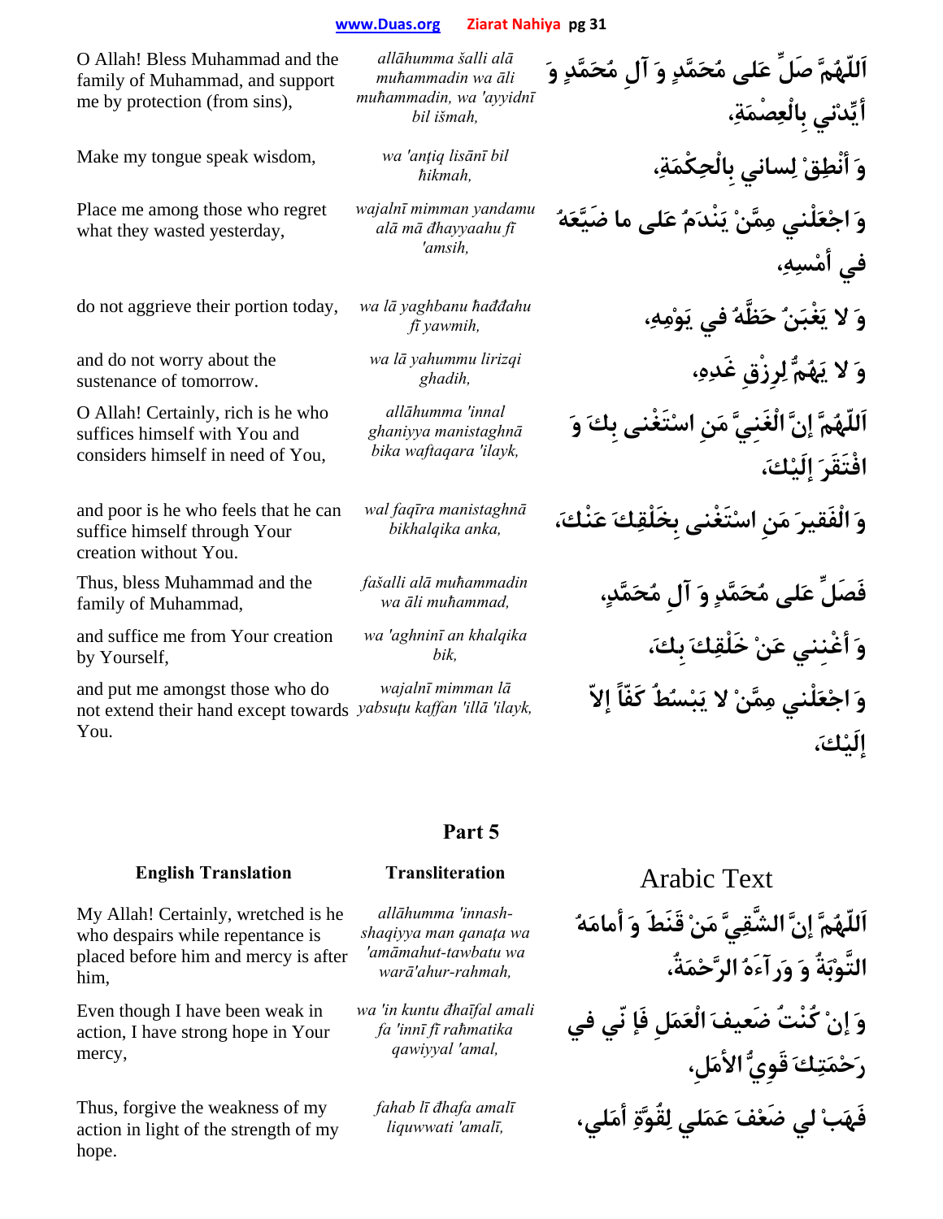| | | |
|---|---|---|
| O Allah! Bless Muhammad and the family of Muhammad, and support me by protection (from sins), | *allāhumma šalli alā muħammadin wa āli muħammadin, wa 'ayyidnī bil išmah,* | اَللّهُمَّ صَلِّ عَلى مُحَمَّدٍ وَ آلِ مُحَمَّدٍ وَ أيِّدْني بِالْعِصْمَةِ، |
| Make my tongue speak wisdom, | *wa 'anţiq lisānī bil ħikmah,* | وَ أنْطِقْ لِساني بِالْحِكْمَةِ، |
| Place me among those who regret what they wasted yesterday, | *wajalnī mimman yandamu alā mā đhayyaahu fī 'amsih,* | وَ اجْعَلْني مِمَّنْ يَنْدَمُ عَلى ما ضَيَّعَهُ في أمْسِهِ، |
| do not aggrieve their portion today, | *wa lā yaghbanu ħađđahu fī yawmih,* | وَ لا يَغْبَنُ حَظَّهُ في يَوْمِهِ، |
| and do not worry about the sustenance of tomorrow. | *wa lā yahummu lirizqi ghadih,* | وَ لا يَهُمُّ لِرِزْقِ غَدِهِ، |
| O Allah! Certainly, rich is he who suffices himself with You and considers himself in need of You, | *allāhumma 'innal ghaniyya manistaghnā bika waftaqara 'ilayk,* | اَللّهُمَّ إنَّ الْغَنِيَّ مَنِ اسْتَغْنى بِكَ وَ افْتَقَرَ إلَيْكَ، |
| and poor is he who feels that he can suffice himself through Your creation without You. | *wal faqīra manistaghnā bikhalqika anka,* | وَ الْفَقيرَ مَنِ اسْتَغْنى بِخَلْقِكَ عَنْكَ، |
| Thus, bless Muhammad and the family of Muhammad, | *fašalli alā muħammadin wa āli muħammad,* | فَصَلِّ عَلى مُحَمَّدٍ وَ آلِ مُحَمَّدٍ، |
| and suffice me from Your creation by Yourself, | *wa 'aghninī an khalqika bik,* | وَ أغْنِني عَنْ خَلْقِكَ بِكَ، |
| and put me amongst those who do not extend their hand except towards You. | *wajalnī mimman lā yabsuţu kaffan 'illā 'ilayk,* | وَ اجْعَلْني مِمَّنْ لا يَبْسُطُ كَفّاً إلاّ إلَيْكَ، |

## Part 5

| English Translation | Transliteration | Arabic Text |
|---|---|---|
| My Allah! Certainly, wretched is he who despairs while repentance is placed before him and mercy is after him, | *allāhumma 'innash-shaqiyya man qanaţa wa 'amāmahut-tawbatu wa warā'ahur-raħmah,* | اَللّهُمَّ إنَّ الشَّقِيَّ مَنْ قَنَطَ وَ أمامَهُ التَّوْبَةُ وَ وَرآءَهُ الرَّحْمَةُ، |
| Even though I have been weak in action, I have strong hope in Your mercy, | *wa 'in kuntu đhaīfal amali fa 'innī fī raħmatika qawiyyal 'amal,* | وَ إنْ كُنْتُ ضَعيفَ الْعَمَلِ فَإ نّي في رَحْمَتِكَ قَوِيُّ الأمَلِ، |
| Thus, forgive the weakness of my action in light of the strength of my hope. | *fahab lī đhafa amalī liquwwati 'amalī,* | فَهَبْ لي ضَعْفَ عَمَلي لِقُوَّةِ أمَلي، |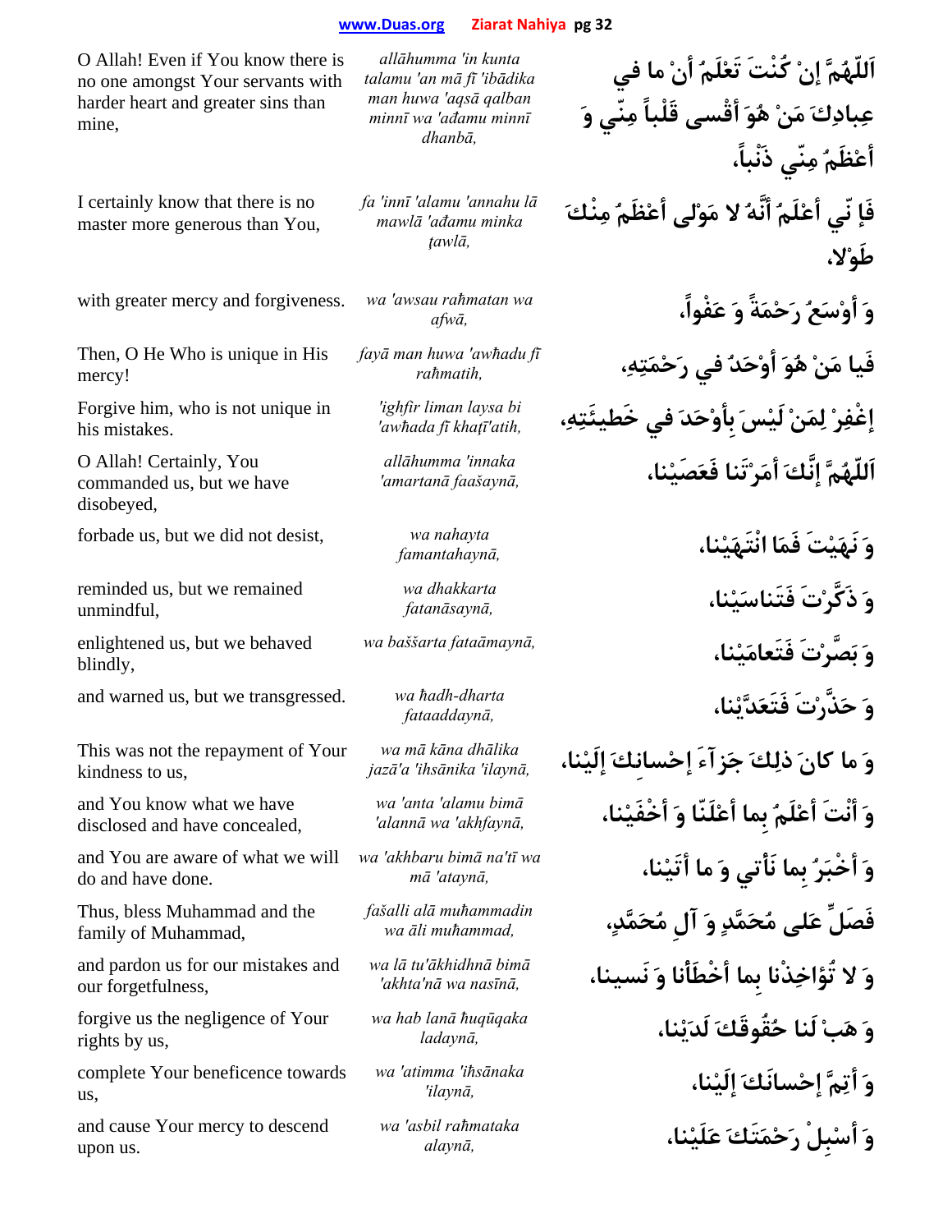| | | |
|---|---|---|
| O Allah! Even if You know there is no one amongst Your servants with harder heart and greater sins than mine, | *allāhumma 'in kunta talamu 'an mā fī 'ibādika man huwa 'aqsā qalban minnī wa 'ađamu minnī dhanbā,* | اَللّهُمَّ إنْ كُنْتَ تَعْلَمُ أنْ ما في عِبادِكَ مَنْ هُوَ أقْسى قَلْباً مِنّي وَ أعْظَمُ مِنّي ذَنْباً، |
| I certainly know that there is no master more generous than You, | *fa 'innī 'alamu 'annahu lā mawlā 'ađamu minka ţawlā,* | فَإ نّي أعْلَمُ أنَّهُ لا مَوْلى أعْظَمُ مِنْكَ طَوْلا، |
| with greater mercy and forgiveness. | *wa 'awsau rañmatan wa afwā,* | وَ أوْسَعُ رَحْمَةً وَ عَفْواً، |
| Then, O He Who is unique in His mercy! | *fayā man huwa 'awħadu fī raħmatih,* | فَيا مَنْ هُوَ أوْحَدُ في رَحْمَتِهِ، |
| Forgive him, who is not unique in his mistakes. | *'ighfir liman laysa bi 'awħada fī khaţī'atih,* | إغْفِرْ لِمَنْ لَيْسَ بِأوْحَدَ في خَطيئَتِهِ، |
| O Allah! Certainly, You commanded us, but we have disobeyed, | *allāhumma 'innaka 'amartanā faašaynā,* | اَللّهُمَّ إنَّكَ أمَرْتَنا فَعَصَيْنا، |
| forbade us, but we did not desist, | *wa nahayta famantahaynā,* | وَ نَهَيْتَ فَمَا انْتَهَيْنا، |
| reminded us, but we remained unmindful, | *wa dhakkarta fatanāsaynā,* | وَ ذَكَّرْتَ فَتَناسَيْنا، |
| enlightened us, but we behaved blindly, | *wa baššarta fataāmaynā,* | وَ بَصَّرْتَ فَتَعامَيْنا، |
| and warned us, but we transgressed. | *wa ħadh-dharta fataaddaynā,* | وَ حَذَّرْتَ فَتَعَدَّيْنا، |
| This was not the repayment of Your kindness to us, | *wa mā kāna dhālika jazā'a 'ihsānika 'ilaynā,* | وَ ما كانَ ذلِكَ جَزآءَ إحْسانِكَ إلَيْنا، |
| and You know what we have disclosed and have concealed, | *wa 'anta 'alamu bimā 'alannā wa 'akhfaynā,* | وَ أنْتَ أعْلَمُ بِما أعْلَنّا وَ أخْفَيْنا، |
| and You are aware of what we will do and have done. | *wa 'akhbaru bimā na'tī wa mā 'ataynā,* | وَ أخْبَرُ بِما نَأتي وَ ما أتَيْنا، |
| Thus, bless Muhammad and the family of Muhammad, | *fašalli alā muħammadin wa āli muħammad,* | فَصَلِّ عَلى مُحَمَّدٍ وَ آلِ مُحَمَّدٍ، |
| and pardon us for our mistakes and our forgetfulness, | *wa lā tu'ākhidhnā bimā 'akhta'nā wa nasīnā,* | وَ لا تُؤاخِذْنا بِما أخْطَأنا وَ نَسينا، |
| forgive us the negligence of Your rights by us, | *wa hab lanā ħuqūqaka ladaynā,* | وَ هَبْ لَنا حُقُوقَكَ لَدَيْنا، |
| complete Your beneficence towards us, | *wa 'atimma 'iħsānaka 'ilaynā,* | وَ أتِمَّ إحْسانَكَ إلَيْنا، |
| and cause Your mercy to descend upon us. | *wa 'asbil raħmataka alaynā,* | وَ أسْبِلْ رَحْمَتَكَ عَلَيْنا، |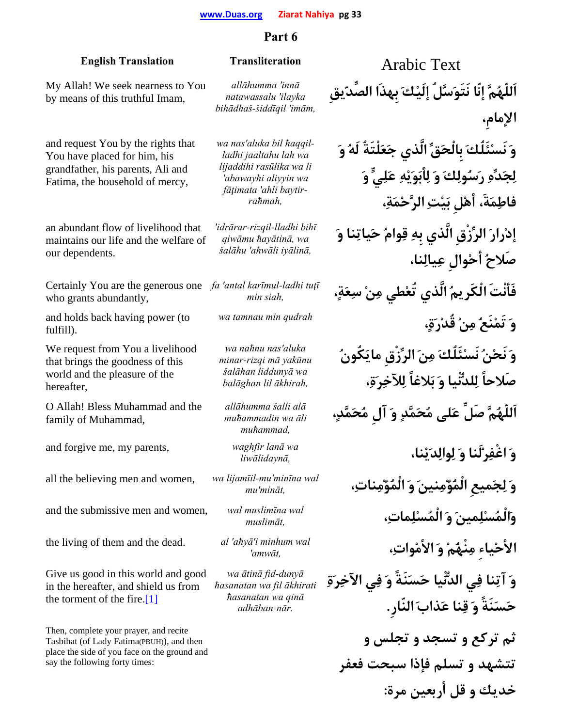## Part 6

| English Translation | Transliteration | Arabic Text |
|---|---|---|
| My Allah! We seek nearness to You by means of this truthful Imam, | *allāhumma 'innā natawassalu 'ilayka bihādhaš-šiddīqil 'imām,* | اَللّهُمَّ إنّا نَتَوَسَّلُ إلَيْكَ بِهذَا الصِّدّيقِ الإمام، |
| and request You by the rights that You have placed for him, his grandfather, his parents, Ali and Fatima, the household of mercy, | *wa nas'aluka bil ħaqqil-ladhi jaaltahu lah wa lijaddihi rasūlika wa li 'abawayhi aliyyin wa fāṭimata 'ahli baytir-raħmah,* | وَ نَسْئَلُكَ بِالْحَقِّ الَّذي جَعَلْتَهُ لَهُ وَ لِجَدِّهِ رَسُولِكَ وَ لِأبَوَيْهِ عَلِيٍّ وَ فاطِمَةَ، أهْلِ بَيْتِ الرَّحْمَةِ، |
| an abundant flow of livelihood that maintains our life and the welfare of our dependents. | *'idrārar-rizqil-lladhi bihī qiwāmu ħayātinā, wa šalāħu 'aħwāli iyālinā,* | إدْرارَ الرِّزْقِ الَّذي بِهِ قِوامُ حَياتِنا وَ صَلاحُ أحْوالِ عِيالِنا، |
| Certainly You are the generous one who grants abundantly, | *fa 'antal karīmul-ladhi tuṭī min siah,* | فَأنْتَ الْكَريمُ الَّذي تُعْطي مِنْ سِعَةٍ، |
| and holds back having power (to fulfill). | *wa tamnau min qudrah* | وَ تَمْنَعُ مِنْ قُدْرَةٍ، |
| We request from You a livelihood that brings the goodness of this world and the pleasure of the hereafter, | *wa naħnu nas'aluka minar-rizqi mā yakūnu šalāħan liddunyā wa balāghan lil ākhirah,* | وَ نَحْنُ نَسْئَلُكَ مِنَ الرِّزْقِ مايَكُونُ صَلاحاً لِلدُّنْيا وَ بَلاغاً لِلآخِرَةِ، |
| O Allah! Bless Muhammad and the family of Muhammad, | *allāhumma šalli alā muħammadin wa āli muħammad,* | اَللّهُمَّ صَلِّ عَلى مُحَمَّدٍ وَ آلِ مُحَمَّدٍ، |
| and forgive me, my parents, | *waghfir lanā wa liwālidaynā,* | وَ اغْفِرْلَنا وَ لِوالِدَيْنا، |
| all the believing men and women, | *wa lijamīil-mu'minīna wal mu'mināt,* | وَ لِجَميعِ الْمُؤْمِنينَ وَ الْمُؤْمِناتِ، |
| and the submissive men and women, | *wal muslimīna wal muslimāt,* | وَالْمُسْلِمينَ وَ الْمُسْلِماتِ، |
| the living of them and the dead. | *al 'aħyā'i minhum wal 'amwāt,* | الأحْياءِ مِنْهُمْ وَ الأمْواتِ، |
| Give us good in this world and good in the hereafter, and shield us from the torment of the fire.[1] | *wa ātinā fid-dunyā ħasanatan wa fil ākhirati ħasanatan wa qinā adhāban-nār.* | وَ آتِنا فِي الدُّنْيا حَسَنَةً وَ فِي الآخِرَةِ حَسَنَةً وَ قِنا عَذابَ النّارِ. |
| Then, complete your prayer, and recite Tasbihat (of Lady Fatima(PBUH)), and then place the side of you face on the ground and say the following forty times: | | ثم تركع و تسجد و تجلس و تتشهد و تسلم فإذا سبحت فعفر خديك و قل أربعين مرة: |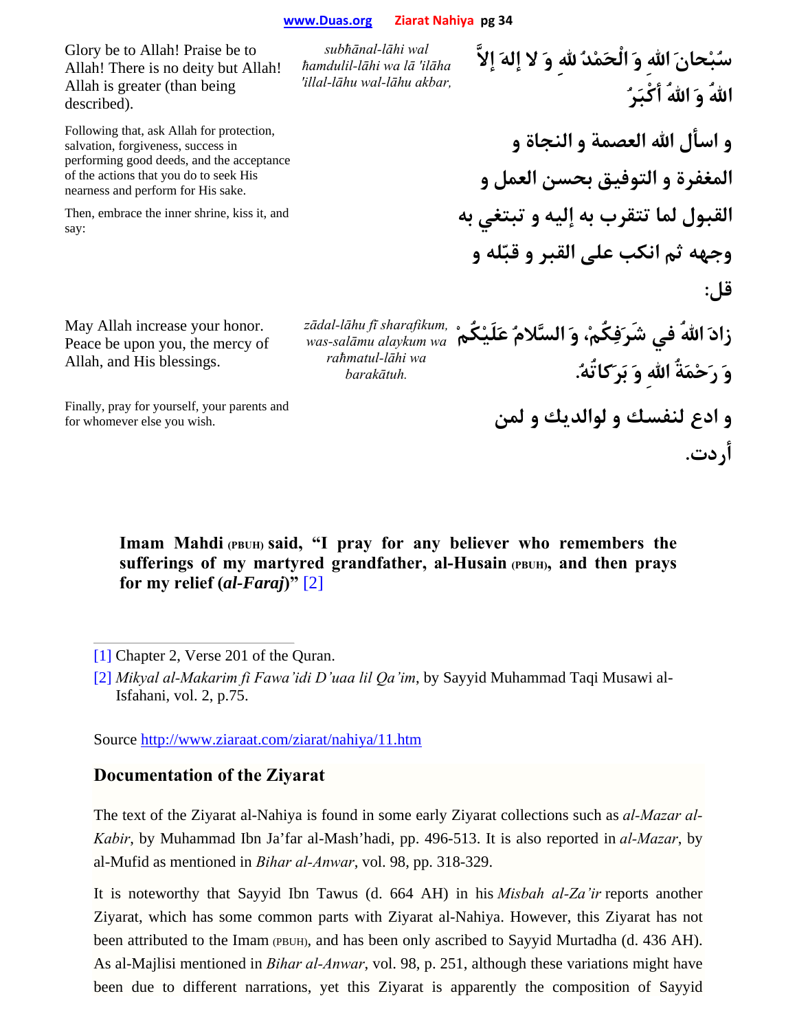Glory be to Allah! Praise be to Allah! There is no deity but Allah! Allah is greater (than being described).

*subḥānal-lāhi wal ḥamdulil-lāhi wa lā 'ilāha 'illal-lāhu wal-lāhu akbar,*

سُبْحانَ اللهِ وَ الْحَمْدُ للهِ وَ لا إلهَ إلاَّ اللهُ وَ اللهُ أكْبَرُ

Following that, ask Allah for protection, salvation, forgiveness, success in performing good deeds, and the acceptance of the actions that you do to seek His nearness and perform for His sake.

و اسأل الله العصمة و النجاة و المغفرة و التوفيق بحسن العمل و القبول لما تتقرب به إليه و تبتغي به وجهه ثم انكب على القبر و قبّله و قل:

Then, embrace the inner shrine, kiss it, and say:

May Allah increase your honor. Peace be upon you, the mercy of Allah, and His blessings.

*zādal-lāhu fī sharafikum, was-salāmu alaykum wa raḥmatul-lāhi wa barakātuh.*

زادَ اللهُ في شَرَفِكُمْ، وَ السَّلامُ عَلَيْكُمْ وَ رَحْمَةُ اللهِ وَ بَرَكاتُهُ.

Finally, pray for yourself, your parents and for whomever else you wish.

و ادع لنفسك و لوالديك و لمن أردت.

**Imam Mahdi (PBUH) said, "I pray for any believer who remembers the sufferings of my martyred grandfather, al-Husain (PBUH), and then prays for my relief (*al-Faraj*)"** [2]

---

[1] Chapter 2, Verse 201 of the Quran.

[2] *Mikyal al-Makarim fi Fawa'idi D'uaa lil Qa'im*, by Sayyid Muhammad Taqi Musawi al-Isfahani, vol. 2, p.75.

Source http://www.ziaraat.com/ziarat/nahiya/11.htm

## Documentation of the Ziyarat

The text of the Ziyarat al-Nahiya is found in some early Ziyarat collections such as *al-Mazar al-Kabir*, by Muhammad Ibn Ja'far al-Mash'hadi, pp. 496-513. It is also reported in *al-Mazar*, by al-Mufid as mentioned in *Bihar al-Anwar*, vol. 98, pp. 318-329.

It is noteworthy that Sayyid Ibn Tawus (d. 664 AH) in his *Misbah al-Za'ir* reports another Ziyarat, which has some common parts with Ziyarat al-Nahiya. However, this Ziyarat has not been attributed to the Imam (PBUH), and has been only ascribed to Sayyid Murtadha (d. 436 AH). As al-Majlisi mentioned in *Bihar al-Anwar*, vol. 98, p. 251, although these variations might have been due to different narrations, yet this Ziyarat is apparently the composition of Sayyid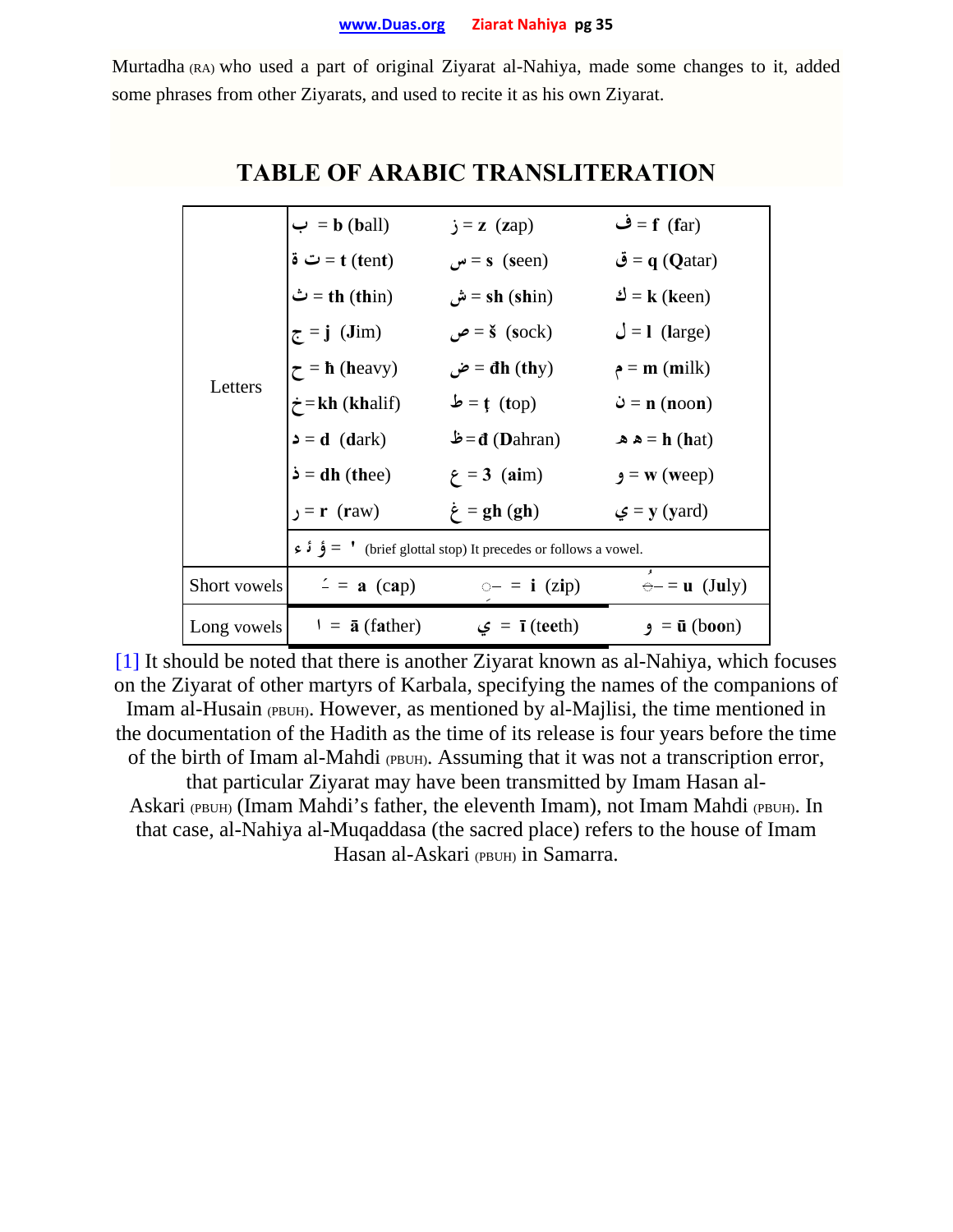Murtadha (RA) who used a part of original Ziyarat al-Nahiya, made some changes to it, added some phrases from other Ziyarats, and used to recite it as his own Ziyarat.

## TABLE OF ARABIC TRANSLITERATION

| | | | |
|---|---|---|---|
| Letters | ب = **b** (**b**all) | ز = **z** (**z**ap) | ف = **f** (**f**ar) |
| | ة ت = **t** (**t**ent) | س = **s** (**s**een) | ق = **q** (**Q**atar) |
| | ث = **th** (**th**in) | ش = **sh** (**sh**in) | ك = **k** (**k**een) |
| | ج = **j** (**J**im) | ص = **š** (**s**ock) | ل = **l** (**l**arge) |
| | ح = **ħ** (**h**eavy) | ض = **đh** (**th**y) | م = **m** (**m**ilk) |
| | خ = **kh** (**kh**alif) | ط = **ţ** (**t**op) | ن = **n** (**n**oon) |
| | د = **d** (**d**ark) | ظ = **đ** (**D**ahran) | ه هـ = **h** (**h**at) |
| | ذ = **dh** (**th**ee) | ع = **3** (**ai**m) | و = **w** (**w**eep) |
| | ر = **r** (**r**aw) | غ = **gh** (**gh**) | ي = **y** (**y**ard) |
| | ء ئ ؤ = **'** (brief glottal stop) It precedes or follows a vowel. | | |
| Short vowels | َ = **a** (c**a**p) | ِ = **i** (z**i**p) | ُ = **u** (J**u**ly) |
| Long vowels | ا = **ā** (f**a**ther) | ي = **ī** (t**ee**th) | و = **ū** (b**oo**n) |

[1] It should be noted that there is another Ziyarat known as al-Nahiya, which focuses on the Ziyarat of other martyrs of Karbala, specifying the names of the companions of Imam al-Husain (PBUH). However, as mentioned by al-Majlisi, the time mentioned in the documentation of the Hadith as the time of its release is four years before the time of the birth of Imam al-Mahdi (PBUH). Assuming that it was not a transcription error, that particular Ziyarat may have been transmitted by Imam Hasan al-Askari (PBUH) (Imam Mahdi's father, the eleventh Imam), not Imam Mahdi (PBUH). In that case, al-Nahiya al-Muqaddasa (the sacred place) refers to the house of Imam Hasan al-Askari (PBUH) in Samarra.